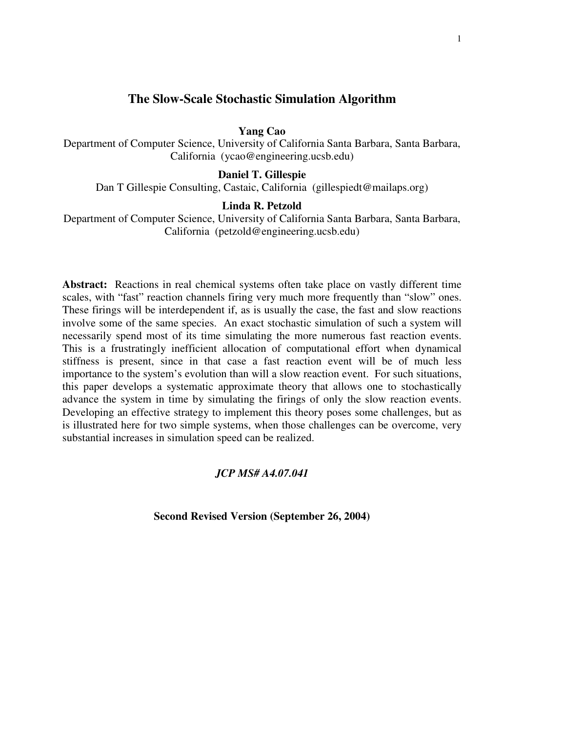# The Slow-Scale Stochastic Simulation Algorithm

**Yang Cao**

Department of Computer Science, University of California Santa Barbara, Santa Barbara, California (ycao@engineering.ucsb.edu)

**Daniel T. Gillespie**

Dan T Gillespie Consulting, Castaic, California (gillespiedt@mailaps.org)

**Linda R. Petzold**

Department of Computer Science, University of California Santa Barbara, Santa Barbara, California (petzold@engineering.ucsb.edu)

**Abstract:** Reactions in real chemical systems often take place on vastly different time scales, with "fast" reaction channels firing very much more frequently than "slow" ones. These firings will be interdependent if, as is usually the case, the fast and slow reactions involve some of the same species. An exact stochastic simulation of such a system will necessarily spend most of its time simulating the more numerous fast reaction events. This is a frustratingly inefficient allocation of computational effort when dynamical stiffness is present, since in that case a fast reaction event will be of much less importance to the system's evolution than will a slow reaction event. For such situations, this paper develops a systematic approximate theory that allows one to stochastically advance the system in time by simulating the firings of only the slow reaction events. Developing an effective strategy to implement this theory poses some challenges, but as is illustrated here for two simple systems, when those challenges can be overcome, very substantial increases in simulation speed can be realized.

***JCP MS# A4.07.041***

**Second Revised Version (September 26, 2004)**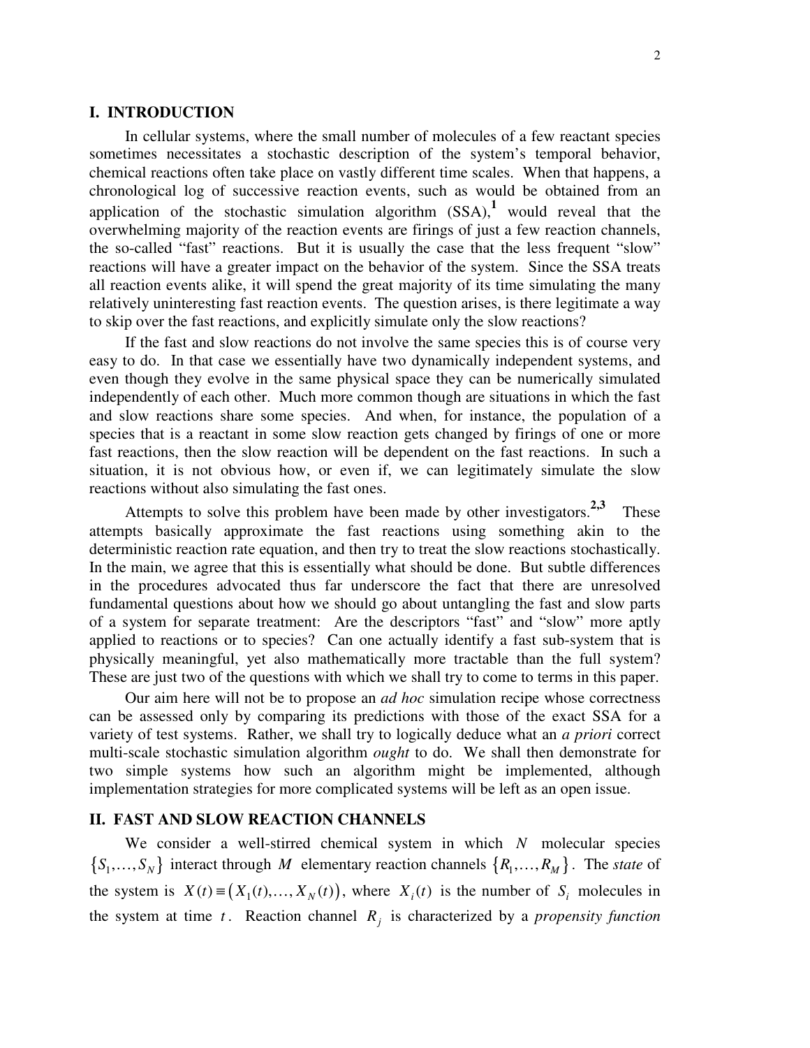## I. INTRODUCTION

In cellular systems, where the small number of molecules of a few reactant species sometimes necessitates a stochastic description of the system's temporal behavior, chemical reactions often take place on vastly different time scales. When that happens, a chronological log of successive reaction events, such as would be obtained from an application of the stochastic simulation algorithm (SSA),[1] would reveal that the overwhelming majority of the reaction events are firings of just a few reaction channels, the so-called "fast" reactions. But it is usually the case that the less frequent "slow" reactions will have a greater impact on the behavior of the system. Since the SSA treats all reaction events alike, it will spend the great majority of its time simulating the many relatively uninteresting fast reaction events. The question arises, is there legitimate a way to skip over the fast reactions, and explicitly simulate only the slow reactions?

If the fast and slow reactions do not involve the same species this is of course very easy to do. In that case we essentially have two dynamically independent systems, and even though they evolve in the same physical space they can be numerically simulated independently of each other. Much more common though are situations in which the fast and slow reactions share some species. And when, for instance, the population of a species that is a reactant in some slow reaction gets changed by firings of one or more fast reactions, then the slow reaction will be dependent on the fast reactions. In such a situation, it is not obvious how, or even if, we can legitimately simulate the slow reactions without also simulating the fast ones.

Attempts to solve this problem have been made by other investigators.[2,3] These attempts basically approximate the fast reactions using something akin to the deterministic reaction rate equation, and then try to treat the slow reactions stochastically. In the main, we agree that this is essentially what should be done. But subtle differences in the procedures advocated thus far underscore the fact that there are unresolved fundamental questions about how we should go about untangling the fast and slow parts of a system for separate treatment: Are the descriptors "fast" and "slow" more aptly applied to reactions or to species? Can one actually identify a fast sub-system that is physically meaningful, yet also mathematically more tractable than the full system? These are just two of the questions with which we shall try to come to terms in this paper.

Our aim here will not be to propose an *ad hoc* simulation recipe whose correctness can be assessed only by comparing its predictions with those of the exact SSA for a variety of test systems. Rather, we shall try to logically deduce what an *a priori* correct multi-scale stochastic simulation algorithm *ought* to do. We shall then demonstrate for two simple systems how such an algorithm might be implemented, although implementation strategies for more complicated systems will be left as an open issue.

## II. FAST AND SLOW REACTION CHANNELS

We consider a well-stirred chemical system in which $N$ molecular species $\{S_1,\ldots,S_N\}$ interact through $M$ elementary reaction channels $\{R_1,\ldots,R_M\}$. The *state* of the system is $X(t) \equiv \left(X_1(t),\ldots,X_N(t)\right)$, where $X_i(t)$ is the number of $S_i$ molecules in the system at time $t$. Reaction channel $R_j$ is characterized by a *propensity function*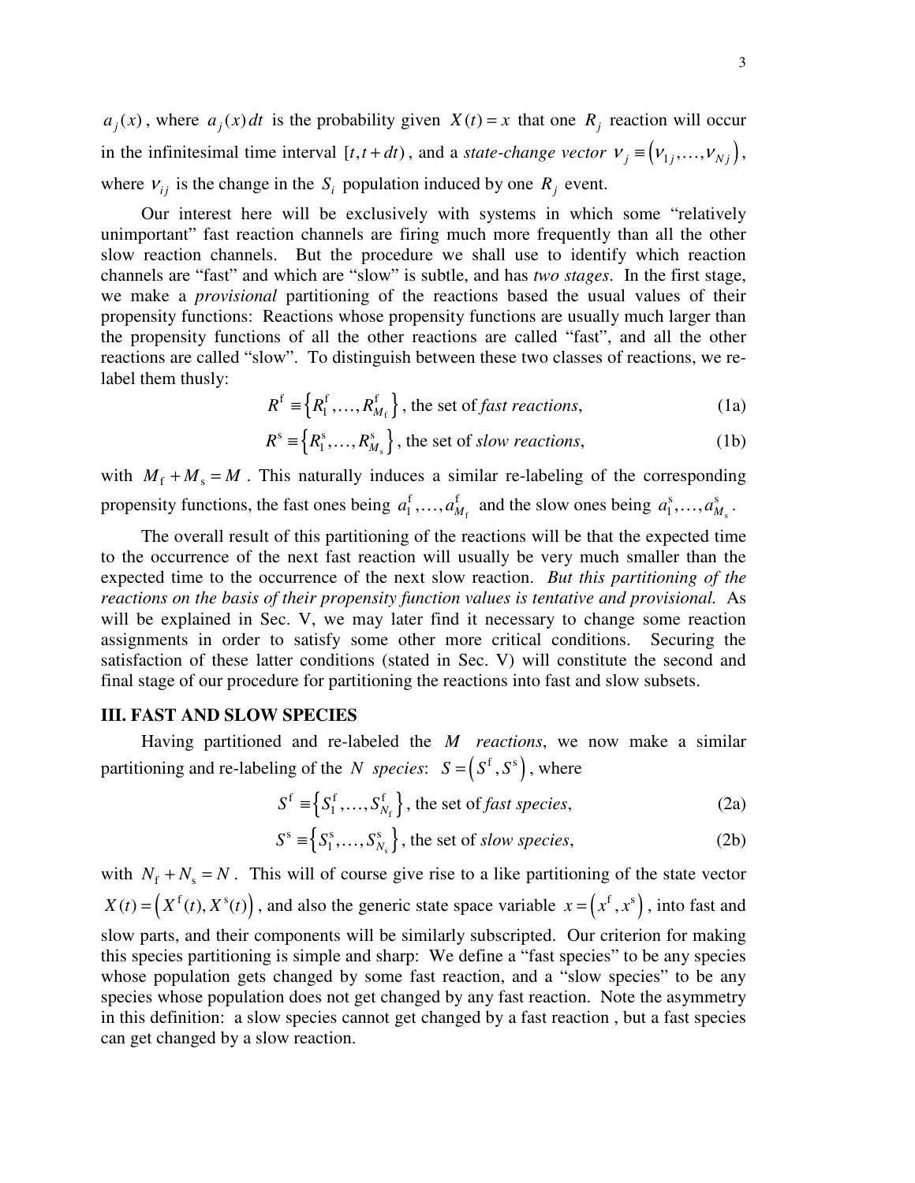$a_j(x)$, where $a_j(x)\,dt$ is the probability given $X(t)=x$ that one $R_j$ reaction will occur in the infinitesimal time interval $[t,t+dt)$, and a *state-change vector* $\nu_j \equiv \left(\nu_{1j},\ldots,\nu_{Nj}\right)$, where $\nu_{ij}$ is the change in the $S_i$ population induced by one $R_j$ event.

Our interest here will be exclusively with systems in which some "relatively unimportant" fast reaction channels are firing much more frequently than all the other slow reaction channels. But the procedure we shall use to identify which reaction channels are "fast" and which are "slow" is subtle, and has *two stages*. In the first stage, we make a *provisional* partitioning of the reactions based the usual values of their propensity functions: Reactions whose propensity functions are usually much larger than the propensity functions of all the other reactions are called "fast", and all the other reactions are called "slow". To distinguish between these two classes of reactions, we re-label them thusly:

$$R^{\mathrm{f}} \equiv \left\{R_1^{\mathrm{f}},\ldots,R_{M_{\mathrm{f}}}^{\mathrm{f}}\right\}, \text{ the set of } \textit{fast reactions}, \tag{1a}$$

$$R^{\mathrm{s}} \equiv \left\{R_1^{\mathrm{s}},\ldots,R_{M_{\mathrm{s}}}^{\mathrm{s}}\right\}, \text{ the set of } \textit{slow reactions}, \tag{1b}$$

with $M_{\mathrm{f}}+M_{\mathrm{s}}=M$. This naturally induces a similar re-labeling of the corresponding propensity functions, the fast ones being $a_1^{\mathrm{f}},\ldots,a_{M_{\mathrm{f}}}^{\mathrm{f}}$ and the slow ones being $a_1^{\mathrm{s}},\ldots,a_{M_{\mathrm{s}}}^{\mathrm{s}}$.

The overall result of this partitioning of the reactions will be that the expected time to the occurrence of the next fast reaction will usually be very much smaller than the expected time to the occurrence of the next slow reaction. *But this partitioning of the reactions on the basis of their propensity function values is tentative and provisional.* As will be explained in Sec. V, we may later find it necessary to change some reaction assignments in order to satisfy some other more critical conditions. Securing the satisfaction of these latter conditions (stated in Sec. V) will constitute the second and final stage of our procedure for partitioning the reactions into fast and slow subsets.

## III. FAST AND SLOW SPECIES

Having partitioned and re-labeled the $M$ *reactions*, we now make a similar partitioning and re-labeling of the $N$ *species*: $S=\left(S^{\mathrm{f}},S^{\mathrm{s}}\right)$, where

$$S^{\mathrm{f}} \equiv \left\{S_1^{\mathrm{f}},\ldots,S_{N_{\mathrm{f}}}^{\mathrm{f}}\right\}, \text{ the set of } \textit{fast species}, \tag{2a}$$

$$S^{\mathrm{s}} \equiv \left\{S_1^{\mathrm{s}},\ldots,S_{N_{\mathrm{s}}}^{\mathrm{s}}\right\}, \text{ the set of } \textit{slow species}, \tag{2b}$$

with $N_{\mathrm{f}}+N_{\mathrm{s}}=N$. This will of course give rise to a like partitioning of the state vector $X(t)=\left(X^{\mathrm{f}}(t),X^{\mathrm{s}}(t)\right)$, and also the generic state space variable $x=\left(x^{\mathrm{f}},x^{\mathrm{s}}\right)$, into fast and slow parts, and their components will be similarly subscripted. Our criterion for making this species partitioning is simple and sharp: We define a "fast species" to be any species whose population gets changed by some fast reaction, and a "slow species" to be any species whose population does not get changed by any fast reaction. Note the asymmetry in this definition: a slow species cannot get changed by a fast reaction , but a fast species can get changed by a slow reaction.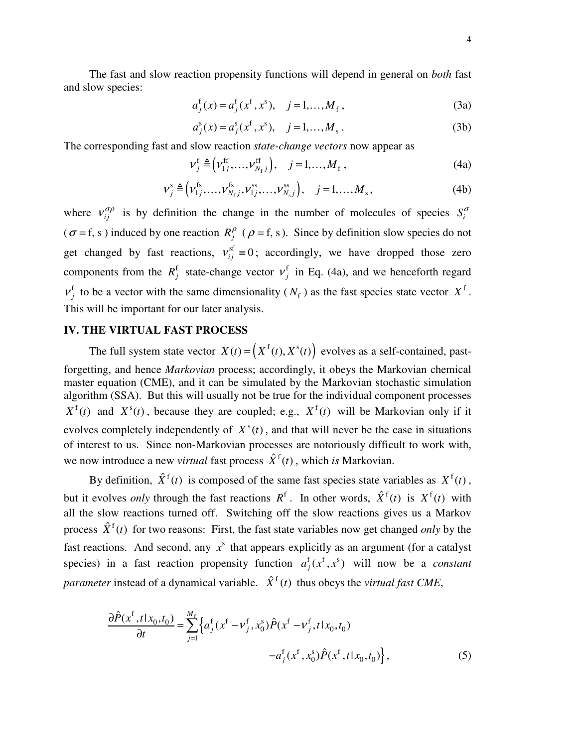The fast and slow reaction propensity functions will depend in general on *both* fast and slow species:

$$a_j^{\mathrm{f}}(x) = a_j^{\mathrm{f}}(x^{\mathrm{f}}, x^{\mathrm{s}}), \quad j = 1, \ldots, M_{\mathrm{f}}\,, \tag{3a}$$

$$a_j^{\mathrm{s}}(x) = a_j^{\mathrm{s}}(x^{\mathrm{f}}, x^{\mathrm{s}}), \quad j = 1, \ldots, M_{\mathrm{s}}\,. \tag{3b}$$

The corresponding fast and slow reaction *state-change vectors* now appear as

$$\nu_j^{\mathrm{f}} \triangleq \left( \nu_{1j}^{\mathrm{ff}}, \ldots, \nu_{N_{\mathrm{f}} j}^{\mathrm{ff}} \right), \quad j = 1, \ldots, M_{\mathrm{f}}\,, \tag{4a}$$

$$\nu_j^{\mathrm{s}} \triangleq \left( \nu_{1j}^{\mathrm{fs}}, \ldots, \nu_{N_{\mathrm{f}} j}^{\mathrm{fs}}, \nu_{1j}^{\mathrm{ss}}, \ldots, \nu_{N_{\mathrm{s}} j}^{\mathrm{ss}} \right), \quad j = 1, \ldots, M_{\mathrm{s}}\,, \tag{4b}$$

where $\nu_{ij}^{\sigma\rho}$ is by definition the change in the number of molecules of species $S_i^{\sigma}$ ($\sigma = \mathrm{f}, \mathrm{s}$) induced by one reaction $R_j^{\rho}$ ($\rho = \mathrm{f}, \mathrm{s}$). Since by definition slow species do not get changed by fast reactions, $\nu_{ij}^{\mathrm{sf}} \equiv 0$; accordingly, we have dropped those zero components from the $R_j^{\mathrm{f}}$ state-change vector $\nu_j^{\mathrm{f}}$ in Eq. (4a), and we henceforth regard $\nu_j^{\mathrm{f}}$ to be a vector with the same dimensionality ($N_{\mathrm{f}}$) as the fast species state vector $X^{\mathrm{f}}$. This will be important for our later analysis.

## IV. THE VIRTUAL FAST PROCESS

The full system state vector $X(t) = \left( X^{\mathrm{f}}(t), X^{\mathrm{s}}(t) \right)$ evolves as a self-contained, past-forgetting, and hence *Markovian* process; accordingly, it obeys the Markovian chemical master equation (CME), and it can be simulated by the Markovian stochastic simulation algorithm (SSA). But this will usually not be true for the individual component processes $X^{\mathrm{f}}(t)$ and $X^{\mathrm{s}}(t)$, because they are coupled; e.g., $X^{\mathrm{f}}(t)$ will be Markovian only if it evolves completely independently of $X^{\mathrm{s}}(t)$, and that will never be the case in situations of interest to us. Since non-Markovian processes are notoriously difficult to work with, we now introduce a new *virtual* fast process $\hat{X}^{\mathrm{f}}(t)$, which *is* Markovian.

By definition, $\hat{X}^{\mathrm{f}}(t)$ is composed of the same fast species state variables as $X^{\mathrm{f}}(t)$, but it evolves *only* through the fast reactions $R^{\mathrm{f}}$. In other words, $\hat{X}^{\mathrm{f}}(t)$ is $X^{\mathrm{f}}(t)$ with all the slow reactions turned off. Switching off the slow reactions gives us a Markov process $\hat{X}^{\mathrm{f}}(t)$ for two reasons: First, the fast state variables now get changed *only* by the fast reactions. And second, any $x^{\mathrm{s}}$ that appears explicitly as an argument (for a catalyst species) in a fast reaction propensity function $a_j^{\mathrm{f}}(x^{\mathrm{f}}, x^{\mathrm{s}})$ will now be a *constant parameter* instead of a dynamical variable. $\hat{X}^{\mathrm{f}}(t)$ thus obeys the *virtual fast CME*,

$$\frac{\partial \hat{P}(x^{\mathrm{f}}, t \mid x_0, t_0)}{\partial t} = \sum_{j=1}^{M_{\mathrm{f}}} \Big\{ a_j^{\mathrm{f}}(x^{\mathrm{f}} - \nu_j^{\mathrm{f}}, x_0^{\mathrm{s}}) \hat{P}(x^{\mathrm{f}} - \nu_j^{\mathrm{f}}, t \mid x_0, t_0) - a_j^{\mathrm{f}}(x^{\mathrm{f}}, x_0^{\mathrm{s}}) \hat{P}(x^{\mathrm{f}}, t \mid x_0, t_0) \Big\}, \tag{5}$$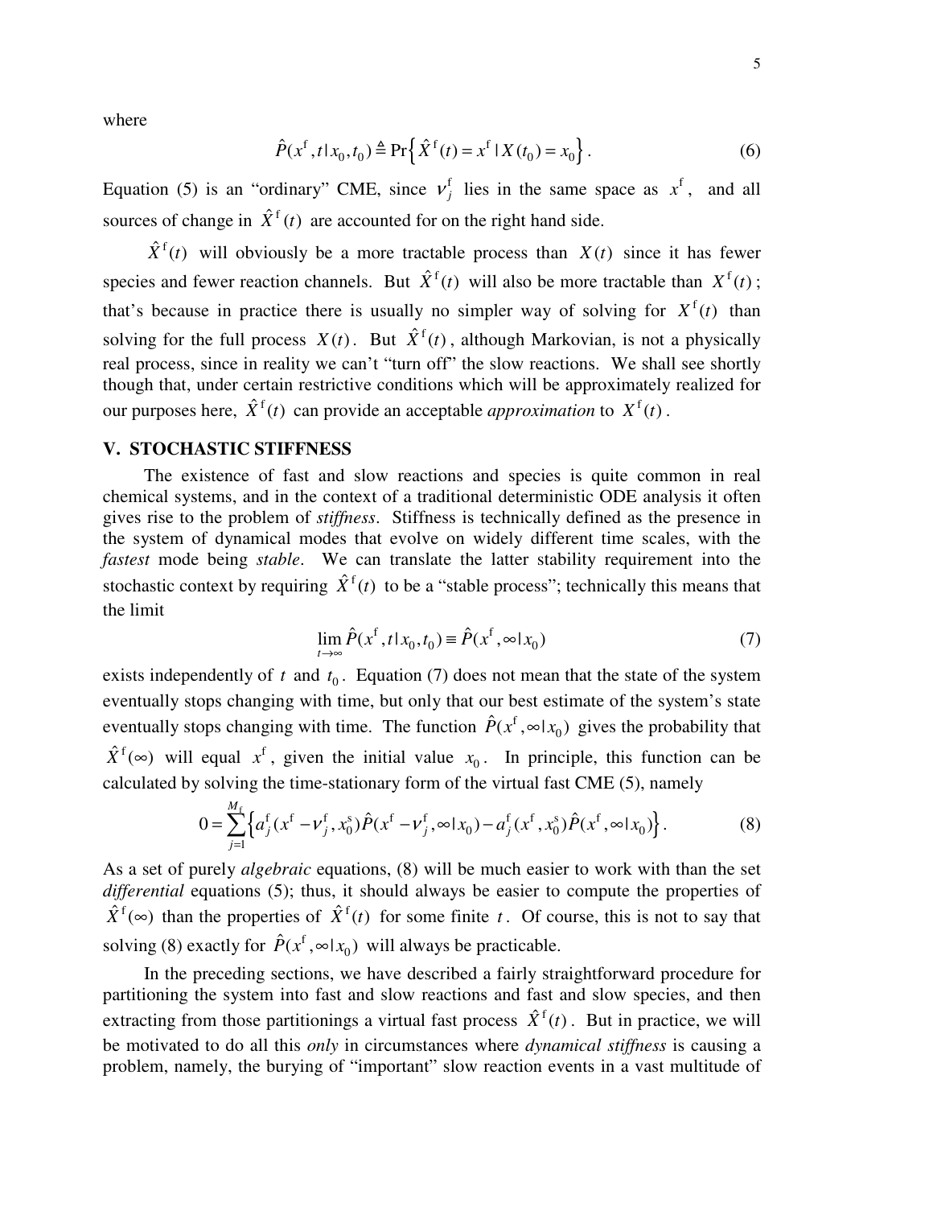where

$$\hat{P}(x^{\mathrm{f}},t\,|\,x_0,t_0) \triangleq \Pr\left\{\hat{X}^{\mathrm{f}}(t)=x^{\mathrm{f}}\,|\,X(t_0)=x_0\right\}. \tag{6}$$

Equation (5) is an "ordinary" CME, since $\nu_j^{\mathrm{f}}$ lies in the same space as $x^{\mathrm{f}}$, and all sources of change in $\hat{X}^{\mathrm{f}}(t)$ are accounted for on the right hand side.

$\hat{X}^{\mathrm{f}}(t)$ will obviously be a more tractable process than $X(t)$ since it has fewer species and fewer reaction channels. But $\hat{X}^{\mathrm{f}}(t)$ will also be more tractable than $X^{\mathrm{f}}(t)$; that's because in practice there is usually no simpler way of solving for $X^{\mathrm{f}}(t)$ than solving for the full process $X(t)$. But $\hat{X}^{\mathrm{f}}(t)$, although Markovian, is not a physically real process, since in reality we can't "turn off" the slow reactions. We shall see shortly though that, under certain restrictive conditions which will be approximately realized for our purposes here, $\hat{X}^{\mathrm{f}}(t)$ can provide an acceptable *approximation* to $X^{\mathrm{f}}(t)$.

## V. STOCHASTIC STIFFNESS

The existence of fast and slow reactions and species is quite common in real chemical systems, and in the context of a traditional deterministic ODE analysis it often gives rise to the problem of *stiffness*. Stiffness is technically defined as the presence in the system of dynamical modes that evolve on widely different time scales, with the *fastest* mode being *stable*. We can translate the latter stability requirement into the stochastic context by requiring $\hat{X}^{\mathrm{f}}(t)$ to be a "stable process"; technically this means that the limit

$$\lim_{t\to\infty}\hat{P}(x^{\mathrm{f}},t\,|\,x_0,t_0) \equiv \hat{P}(x^{\mathrm{f}},\infty\,|\,x_0) \tag{7}$$

exists independently of $t$ and $t_0$. Equation (7) does not mean that the state of the system eventually stops changing with time, but only that our best estimate of the system's state eventually stops changing with time. The function $\hat{P}(x^{\mathrm{f}},\infty\,|\,x_0)$ gives the probability that $\hat{X}^{\mathrm{f}}(\infty)$ will equal $x^{\mathrm{f}}$, given the initial value $x_0$. In principle, this function can be calculated by solving the time-stationary form of the virtual fast CME (5), namely

$$0=\sum_{j=1}^{M_{\mathrm{f}}}\left\{a_j^{\mathrm{f}}(x^{\mathrm{f}}-\nu_j^{\mathrm{f}},x_0^{\mathrm{s}})\hat{P}(x^{\mathrm{f}}-\nu_j^{\mathrm{f}},\infty\,|\,x_0)-a_j^{\mathrm{f}}(x^{\mathrm{f}},x_0^{\mathrm{s}})\hat{P}(x^{\mathrm{f}},\infty\,|\,x_0)\right\}. \tag{8}$$

As a set of purely *algebraic* equations, (8) will be much easier to work with than the set *differential* equations (5); thus, it should always be easier to compute the properties of $\hat{X}^{\mathrm{f}}(\infty)$ than the properties of $\hat{X}^{\mathrm{f}}(t)$ for some finite $t$. Of course, this is not to say that solving (8) exactly for $\hat{P}(x^{\mathrm{f}},\infty\,|\,x_0)$ will always be practicable.

In the preceding sections, we have described a fairly straightforward procedure for partitioning the system into fast and slow reactions and fast and slow species, and then extracting from those partitionings a virtual fast process $\hat{X}^{\mathrm{f}}(t)$. But in practice, we will be motivated to do all this *only* in circumstances where *dynamical stiffness* is causing a problem, namely, the burying of "important" slow reaction events in a vast multitude of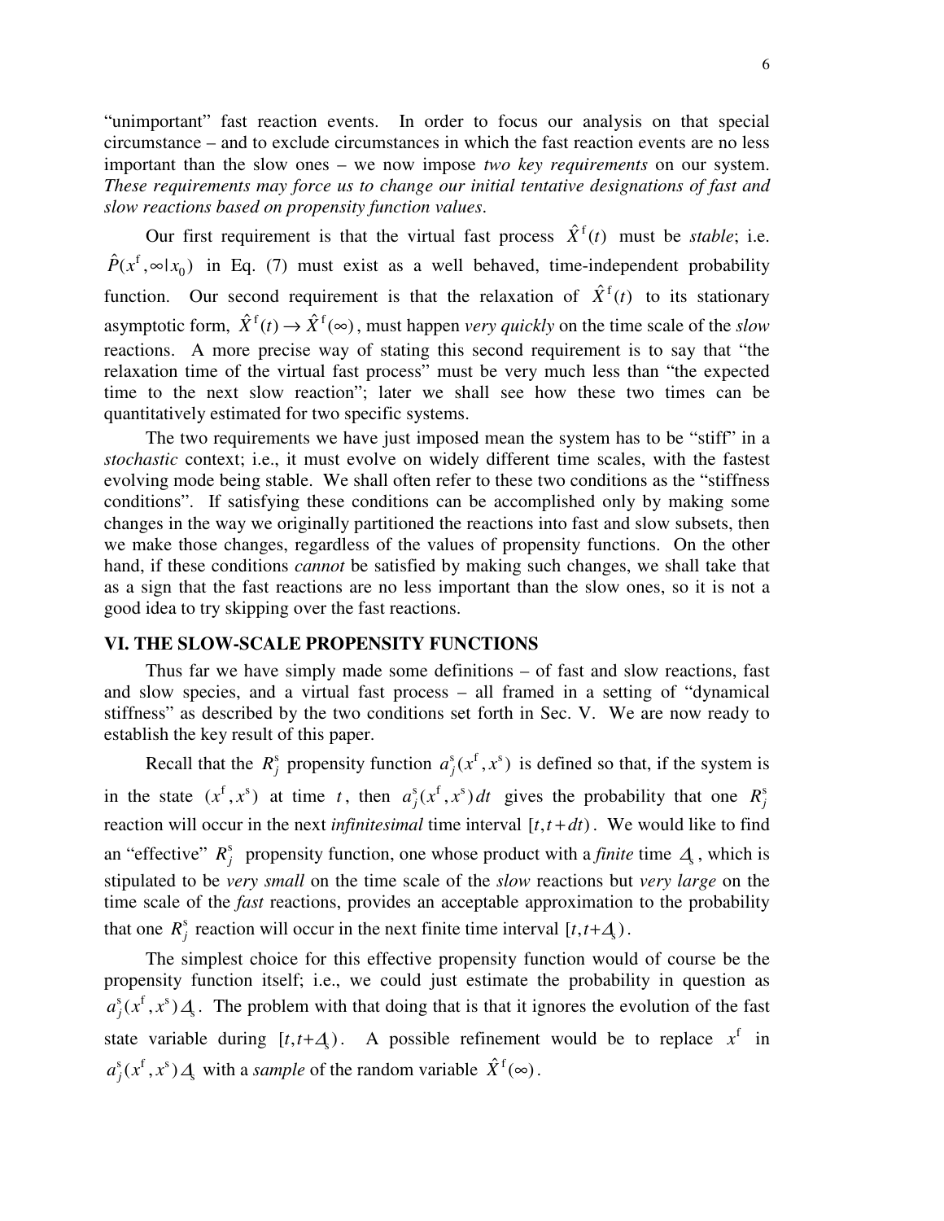"unimportant" fast reaction events. In order to focus our analysis on that special circumstance – and to exclude circumstances in which the fast reaction events are no less important than the slow ones – we now impose *two key requirements* on our system. *These requirements may force us to change our initial tentative designations of fast and slow reactions based on propensity function values*.

Our first requirement is that the virtual fast process $\hat{X}^{\mathrm{f}}(t)$ must be *stable*; i.e. $\hat{P}(x^{\mathrm{f}},\infty|x_0)$ in Eq. (7) must exist as a well behaved, time-independent probability function. Our second requirement is that the relaxation of $\hat{X}^{\mathrm{f}}(t)$ to its stationary asymptotic form, $\hat{X}^{\mathrm{f}}(t) \to \hat{X}^{\mathrm{f}}(\infty)$, must happen *very quickly* on the time scale of the *slow* reactions. A more precise way of stating this second requirement is to say that "the relaxation time of the virtual fast process" must be very much less than "the expected time to the next slow reaction"; later we shall see how these two times can be quantitatively estimated for two specific systems.

The two requirements we have just imposed mean the system has to be "stiff" in a *stochastic* context; i.e., it must evolve on widely different time scales, with the fastest evolving mode being stable. We shall often refer to these two conditions as the "stiffness conditions". If satisfying these conditions can be accomplished only by making some changes in the way we originally partitioned the reactions into fast and slow subsets, then we make those changes, regardless of the values of propensity functions. On the other hand, if these conditions *cannot* be satisfied by making such changes, we shall take that as a sign that the fast reactions are no less important than the slow ones, so it is not a good idea to try skipping over the fast reactions.

## VI. THE SLOW-SCALE PROPENSITY FUNCTIONS

Thus far we have simply made some definitions – of fast and slow reactions, fast and slow species, and a virtual fast process – all framed in a setting of "dynamical stiffness" as described by the two conditions set forth in Sec. V. We are now ready to establish the key result of this paper.

Recall that the $R_j^{\mathrm{s}}$ propensity function $a_j^{\mathrm{s}}(x^{\mathrm{f}},x^{\mathrm{s}})$ is defined so that, if the system is in the state $(x^{\mathrm{f}},x^{\mathrm{s}})$ at time $t$, then $a_j^{\mathrm{s}}(x^{\mathrm{f}},x^{\mathrm{s}})dt$ gives the probability that one $R_j^{\mathrm{s}}$ reaction will occur in the next *infinitesimal* time interval $[t,t+dt)$. We would like to find an "effective" $R_j^{\mathrm{s}}$ propensity function, one whose product with a *finite* time $\Delta_{\mathrm{s}}$, which is stipulated to be *very small* on the time scale of the *slow* reactions but *very large* on the time scale of the *fast* reactions, provides an acceptable approximation to the probability that one $R_j^{\mathrm{s}}$ reaction will occur in the next finite time interval $[t,t+\Delta_{\mathrm{s}})$.

The simplest choice for this effective propensity function would of course be the propensity function itself; i.e., we could just estimate the probability in question as $a_j^{\mathrm{s}}(x^{\mathrm{f}},x^{\mathrm{s}})\Delta_{\mathrm{s}}$. The problem with that doing that is that it ignores the evolution of the fast state variable during $[t,t+\Delta_{\mathrm{s}})$. A possible refinement would be to replace $x^{\mathrm{f}}$ in $a_j^{\mathrm{s}}(x^{\mathrm{f}},x^{\mathrm{s}})\Delta_{\mathrm{s}}$ with a *sample* of the random variable $\hat{X}^{\mathrm{f}}(\infty)$.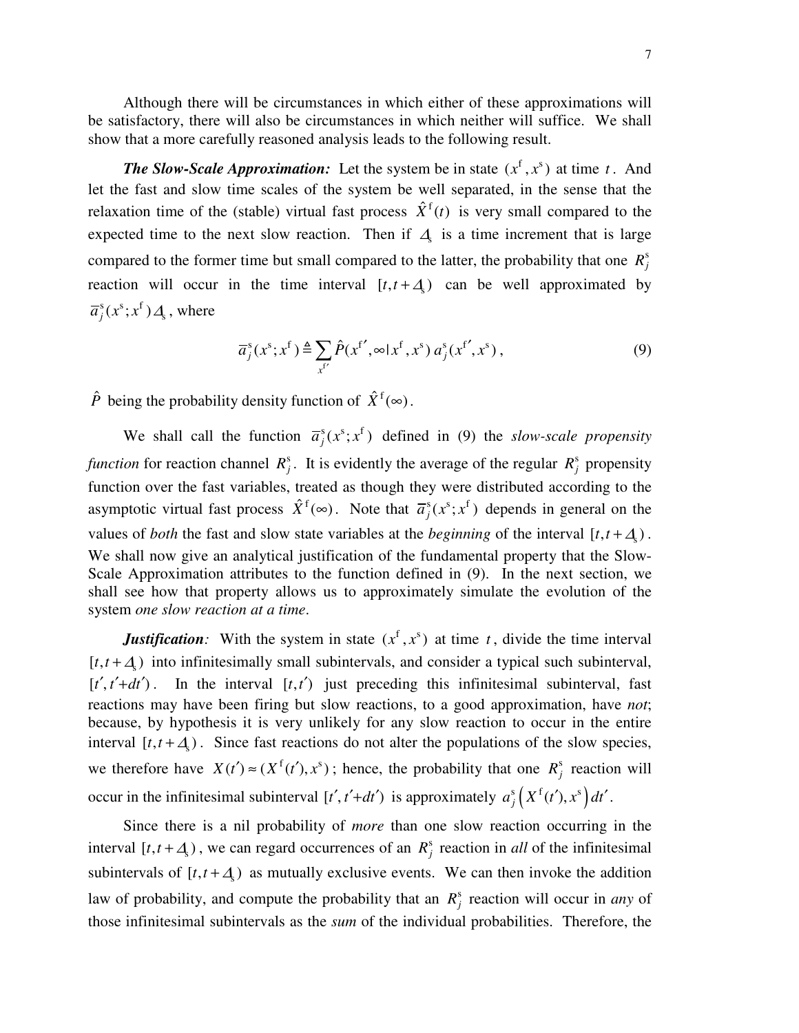Although there will be circumstances in which either of these approximations will be satisfactory, there will also be circumstances in which neither will suffice. We shall show that a more carefully reasoned analysis leads to the following result.

***The Slow-Scale Approximation:*** Let the system be in state $(x^{\mathrm{f}}, x^{\mathrm{s}})$ at time $t$. And let the fast and slow time scales of the system be well separated, in the sense that the relaxation time of the (stable) virtual fast process $\hat{X}^{\mathrm{f}}(t)$ is very small compared to the expected time to the next slow reaction. Then if $\Delta_{\mathrm{s}}$ is a time increment that is large compared to the former time but small compared to the latter, the probability that one $R_j^{\mathrm{s}}$ reaction will occur in the time interval $[t, t+\Delta_{\mathrm{s}})$ can be well approximated by $\overline{a}_j^{\mathrm{s}}(x^{\mathrm{s}}; x^{\mathrm{f}})\,\Delta_{\mathrm{s}}$, where

$$\overline{a}_j^{\mathrm{s}}(x^{\mathrm{s}}; x^{\mathrm{f}}) \triangleq \sum_{x^{\mathrm{f}\prime}} \hat{P}(x^{\mathrm{f}\prime}, \infty \,|\, x^{\mathrm{f}}, x^{\mathrm{s}})\, a_j^{\mathrm{s}}(x^{\mathrm{f}\prime}, x^{\mathrm{s}}), \tag{9}$$

$\hat{P}$ being the probability density function of $\hat{X}^{\mathrm{f}}(\infty)$.

We shall call the function $\overline{a}_j^{\mathrm{s}}(x^{\mathrm{s}}; x^{\mathrm{f}})$ defined in (9) the *slow-scale propensity function* for reaction channel $R_j^{\mathrm{s}}$. It is evidently the average of the regular $R_j^{\mathrm{s}}$ propensity function over the fast variables, treated as though they were distributed according to the asymptotic virtual fast process $\hat{X}^{\mathrm{f}}(\infty)$. Note that $\overline{a}_j^{\mathrm{s}}(x^{\mathrm{s}}; x^{\mathrm{f}})$ depends in general on the values of *both* the fast and slow state variables at the *beginning* of the interval $[t, t+\Delta_{\mathrm{s}})$. We shall now give an analytical justification of the fundamental property that the Slow-Scale Approximation attributes to the function defined in (9). In the next section, we shall see how that property allows us to approximately simulate the evolution of the system *one slow reaction at a time*.

***Justification:*** With the system in state $(x^{\mathrm{f}}, x^{\mathrm{s}})$ at time $t$, divide the time interval $[t, t+\Delta_{\mathrm{s}})$ into infinitesimally small subintervals, and consider a typical such subinterval, $[t', t'+dt')$. In the interval $[t, t')$ just preceding this infinitesimal subinterval, fast reactions may have been firing but slow reactions, to a good approximation, have *not*; because, by hypothesis it is very unlikely for any slow reaction to occur in the entire interval $[t, t+\Delta_{\mathrm{s}})$. Since fast reactions do not alter the populations of the slow species, we therefore have $X(t') \approx (X^{\mathrm{f}}(t'), x^{\mathrm{s}})$; hence, the probability that one $R_j^{\mathrm{s}}$ reaction will occur in the infinitesimal subinterval $[t', t'+dt')$ is approximately $a_j^{\mathrm{s}}\left(X^{\mathrm{f}}(t'), x^{\mathrm{s}}\right) dt'$.

Since there is a nil probability of *more* than one slow reaction occurring in the interval $[t, t+\Delta_{\mathrm{s}})$, we can regard occurrences of an $R_j^{\mathrm{s}}$ reaction in *all* of the infinitesimal subintervals of $[t, t+\Delta_{\mathrm{s}})$ as mutually exclusive events. We can then invoke the addition law of probability, and compute the probability that an $R_j^{\mathrm{s}}$ reaction will occur in *any* of those infinitesimal subintervals as the *sum* of the individual probabilities. Therefore, the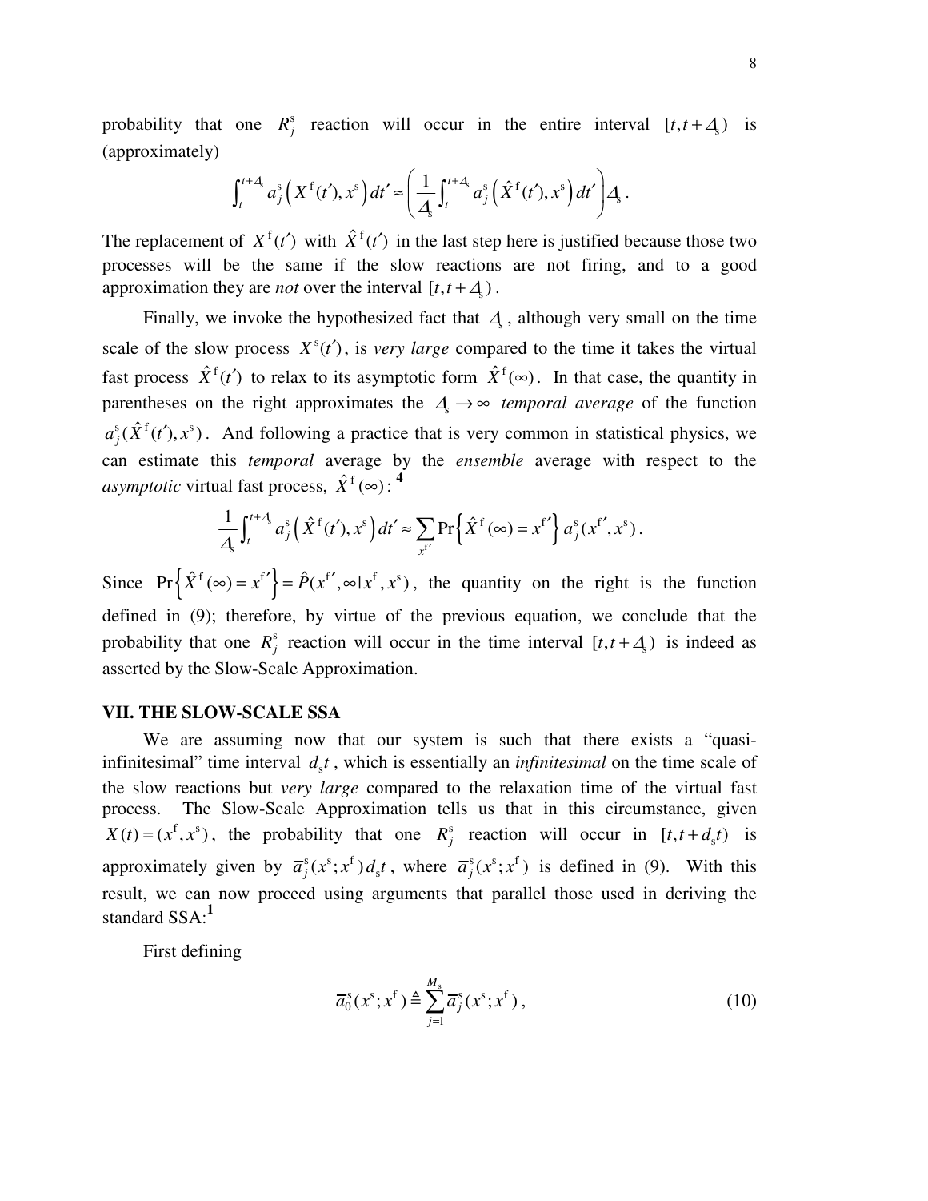probability that one $R_j^{\mathrm{s}}$ reaction will occur in the entire interval $[t, t+\Delta_{\mathrm{s}})$ is (approximately)

$$\int_t^{t+\Delta_{\mathrm{s}}} a_j^{\mathrm{s}}\left(X^{\mathrm{f}}(t'), x^{\mathrm{s}}\right) dt' \approx \left(\frac{1}{\Delta_{\mathrm{s}}} \int_t^{t+\Delta_{\mathrm{s}}} a_j^{\mathrm{s}}\left(\hat{X}^{\mathrm{f}}(t'), x^{\mathrm{s}}\right) dt'\right) \Delta_{\mathrm{s}} \, .$$

The replacement of $X^{\mathrm{f}}(t')$ with $\hat{X}^{\mathrm{f}}(t')$ in the last step here is justified because those two processes will be the same if the slow reactions are not firing, and to a good approximation they are *not* over the interval $[t, t+\Delta_{\mathrm{s}})$.

Finally, we invoke the hypothesized fact that $\Delta_{\mathrm{s}}$, although very small on the time scale of the slow process $X^{\mathrm{s}}(t')$, is *very large* compared to the time it takes the virtual fast process $\hat{X}^{\mathrm{f}}(t')$ to relax to its asymptotic form $\hat{X}^{\mathrm{f}}(\infty)$. In that case, the quantity in parentheses on the right approximates the $\Delta_{\mathrm{s}} \to \infty$ *temporal average* of the function $a_j^{\mathrm{s}}(\hat{X}^{\mathrm{f}}(t'), x^{\mathrm{s}})$. And following a practice that is very common in statistical physics, we can estimate this *temporal* average by the *ensemble* average with respect to the *asymptotic* virtual fast process, $\hat{X}^{\mathrm{f}}(\infty)$: [4]

$$\frac{1}{\Delta_{\mathrm{s}}} \int_t^{t+\Delta_{\mathrm{s}}} a_j^{\mathrm{s}}\left(\hat{X}^{\mathrm{f}}(t'), x^{\mathrm{s}}\right) dt' \approx \sum_{x^{\mathrm{f}\prime}} \Pr\left\{\hat{X}^{\mathrm{f}}(\infty) = x^{\mathrm{f}\prime}\right\} a_j^{\mathrm{s}}(x^{\mathrm{f}\prime}, x^{\mathrm{s}}) \, .$$

Since $\Pr\left\{\hat{X}^{\mathrm{f}}(\infty) = x^{\mathrm{f}\prime}\right\} = \hat{P}(x^{\mathrm{f}\prime}, \infty \,|\, x^{\mathrm{f}}, x^{\mathrm{s}})$, the quantity on the right is the function defined in (9); therefore, by virtue of the previous equation, we conclude that the probability that one $R_j^{\mathrm{s}}$ reaction will occur in the time interval $[t, t+\Delta_{\mathrm{s}})$ is indeed as asserted by the Slow-Scale Approximation.

## VII. THE SLOW-SCALE SSA

We are assuming now that our system is such that there exists a "quasi-infinitesimal" time interval $d_{\mathrm{s}}t$, which is essentially an *infinitesimal* on the time scale of the slow reactions but *very large* compared to the relaxation time of the virtual fast process. The Slow-Scale Approximation tells us that in this circumstance, given $X(t) = (x^{\mathrm{f}}, x^{\mathrm{s}})$, the probability that one $R_j^{\mathrm{s}}$ reaction will occur in $[t, t+d_{\mathrm{s}}t)$ is approximately given by $\overline{a}_j^{\mathrm{s}}(x^{\mathrm{s}}; x^{\mathrm{f}})\, d_{\mathrm{s}}t$, where $\overline{a}_j^{\mathrm{s}}(x^{\mathrm{s}}; x^{\mathrm{f}})$ is defined in (9). With this result, we can now proceed using arguments that parallel those used in deriving the standard SSA:[1]

First defining

$$\overline{a}_0^{\mathrm{s}}(x^{\mathrm{s}}; x^{\mathrm{f}}) \triangleq \sum_{j=1}^{M_{\mathrm{s}}} \overline{a}_j^{\mathrm{s}}(x^{\mathrm{s}}; x^{\mathrm{f}}) \, , \tag{10}$$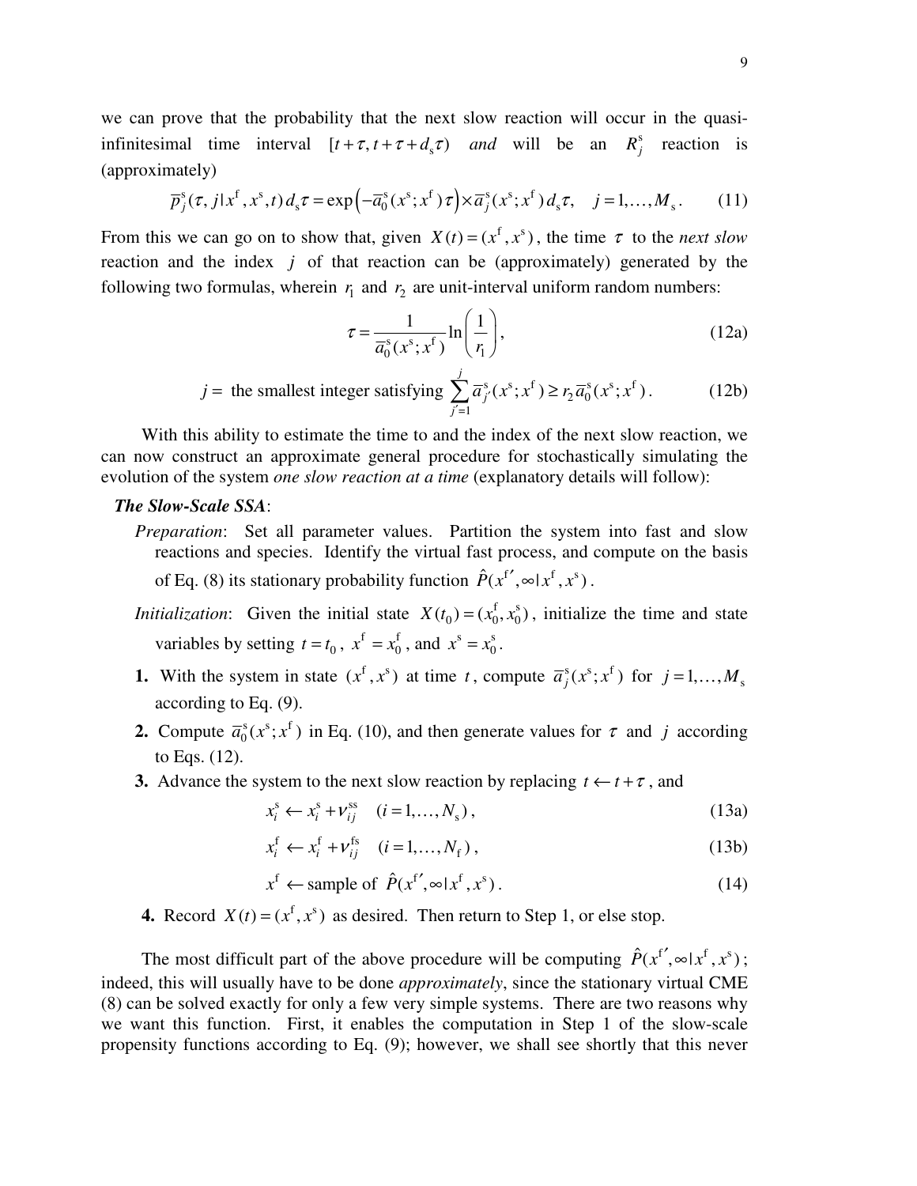we can prove that the probability that the next slow reaction will occur in the quasi-infinitesimal time interval $[t+\tau, t+\tau+d_{\mathrm{s}}\tau)$ *and* will be an $R_j^{\mathrm{s}}$ reaction is (approximately)

$$\overline{p}_j^{\mathrm{s}}(\tau, j \mid x^{\mathrm{f}}, x^{\mathrm{s}}, t)\, d_{\mathrm{s}}\tau = \exp\left(-\overline{a}_0^{\mathrm{s}}(x^{\mathrm{s}}; x^{\mathrm{f}})\,\tau\right) \times \overline{a}_j^{\mathrm{s}}(x^{\mathrm{s}}; x^{\mathrm{f}})\, d_{\mathrm{s}}\tau, \quad j = 1, \ldots, M_{\mathrm{s}}. \tag{11}$$

From this we can go on to show that, given $X(t) = (x^{\mathrm{f}}, x^{\mathrm{s}})$, the time $\tau$ to the *next slow* reaction and the index $j$ of that reaction can be (approximately) generated by the following two formulas, wherein $r_1$ and $r_2$ are unit-interval uniform random numbers:

$$\tau = \frac{1}{\overline{a}_0^{\mathrm{s}}(x^{\mathrm{s}}; x^{\mathrm{f}})} \ln\left(\frac{1}{r_1}\right), \tag{12a}$$

$$j = \text{ the smallest integer satisfying } \sum_{j'=1}^{j} \overline{a}_{j'}^{\mathrm{s}}(x^{\mathrm{s}}; x^{\mathrm{f}}) \geq r_2\, \overline{a}_0^{\mathrm{s}}(x^{\mathrm{s}}; x^{\mathrm{f}}). \tag{12b}$$

With this ability to estimate the time to and the index of the next slow reaction, we can now construct an approximate general procedure for stochastically simulating the evolution of the system *one slow reaction at a time* (explanatory details will follow):

***The Slow-Scale SSA***:

*Preparation*: Set all parameter values. Partition the system into fast and slow reactions and species. Identify the virtual fast process, and compute on the basis of Eq. (8) its stationary probability function $\hat{P}(x^{\mathrm{f}\prime}, \infty \mid x^{\mathrm{f}}, x^{\mathrm{s}})$.

*Initialization*: Given the initial state $X(t_0) = (x_0^{\mathrm{f}}, x_0^{\mathrm{s}})$, initialize the time and state variables by setting $t = t_0$, $x^{\mathrm{f}} = x_0^{\mathrm{f}}$, and $x^{\mathrm{s}} = x_0^{\mathrm{s}}$.

**1.** With the system in state $(x^{\mathrm{f}}, x^{\mathrm{s}})$ at time $t$, compute $\overline{a}_j^{\mathrm{s}}(x^{\mathrm{s}}; x^{\mathrm{f}})$ for $j = 1, \ldots, M_{\mathrm{s}}$ according to Eq. (9).

**2.** Compute $\overline{a}_0^{\mathrm{s}}(x^{\mathrm{s}}; x^{\mathrm{f}})$ in Eq. (10), and then generate values for $\tau$ and $j$ according to Eqs. (12).

**3.** Advance the system to the next slow reaction by replacing $t \leftarrow t + \tau$, and

$$x_i^{\mathrm{s}} \leftarrow x_i^{\mathrm{s}} + \nu_{ij}^{\mathrm{ss}} \quad (i = 1, \ldots, N_{\mathrm{s}}), \tag{13a}$$

$$x_i^{\mathrm{f}} \leftarrow x_i^{\mathrm{f}} + \nu_{ij}^{\mathrm{fs}} \quad (i = 1, \ldots, N_{\mathrm{f}}), \tag{13b}$$

$$x^{\mathrm{f}} \leftarrow \text{sample of } \hat{P}(x^{\mathrm{f}\prime}, \infty \mid x^{\mathrm{f}}, x^{\mathrm{s}}). \tag{14}$$

**4.** Record $X(t) = (x^{\mathrm{f}}, x^{\mathrm{s}})$ as desired. Then return to Step 1, or else stop.

The most difficult part of the above procedure will be computing $\hat{P}(x^{\mathrm{f}\prime}, \infty \mid x^{\mathrm{f}}, x^{\mathrm{s}})$; indeed, this will usually have to be done *approximately*, since the stationary virtual CME (8) can be solved exactly for only a few very simple systems. There are two reasons why we want this function. First, it enables the computation in Step 1 of the slow-scale propensity functions according to Eq. (9); however, we shall see shortly that this never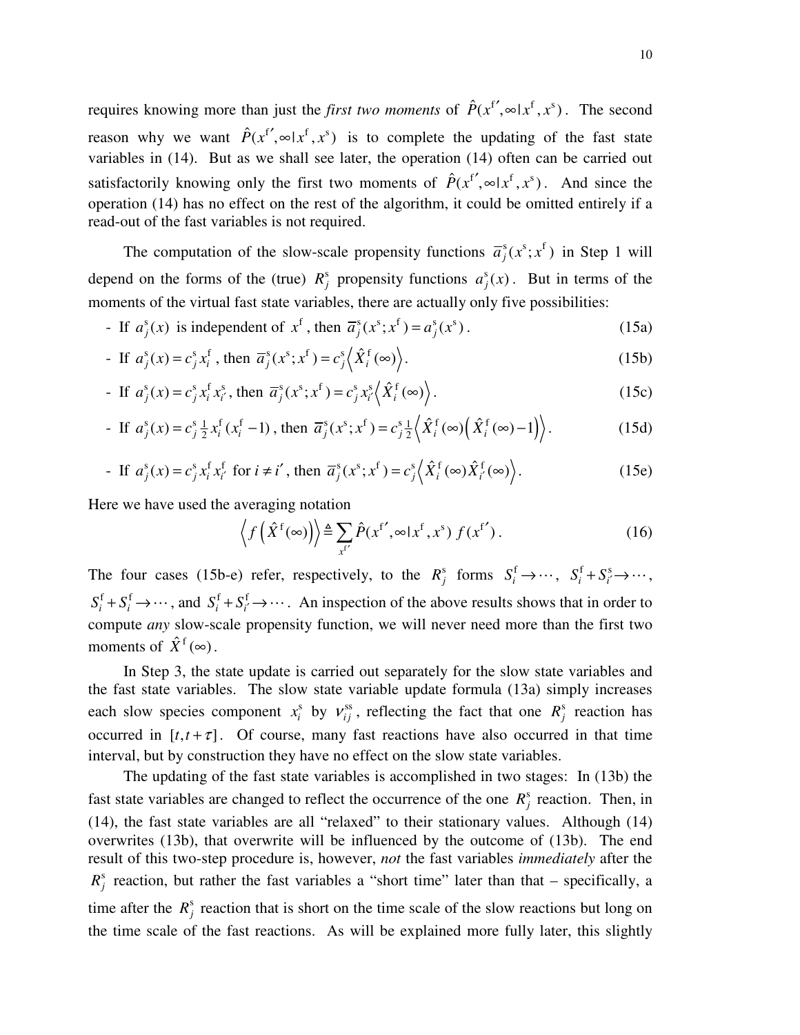requires knowing more than just the *first two moments* of $\hat{P}(x^{\mathrm{f}\prime},\infty|x^{\mathrm{f}},x^{\mathrm{s}})$. The second reason why we want $\hat{P}(x^{\mathrm{f}\prime},\infty|x^{\mathrm{f}},x^{\mathrm{s}})$ is to complete the updating of the fast state variables in (14). But as we shall see later, the operation (14) often can be carried out satisfactorily knowing only the first two moments of $\hat{P}(x^{\mathrm{f}\prime},\infty|x^{\mathrm{f}},x^{\mathrm{s}})$. And since the operation (14) has no effect on the rest of the algorithm, it could be omitted entirely if a read-out of the fast variables is not required.

The computation of the slow-scale propensity functions $\bar{a}_j^{\mathrm{s}}(x^{\mathrm{s}};x^{\mathrm{f}})$ in Step 1 will depend on the forms of the (true) $R_j^{\mathrm{s}}$ propensity functions $a_j^{\mathrm{s}}(x)$. But in terms of the moments of the virtual fast state variables, there are actually only five possibilities:

- If $a_j^{\mathrm{s}}(x)$ is independent of $x^{\mathrm{f}}$, then $\bar{a}_j^{\mathrm{s}}(x^{\mathrm{s}};x^{\mathrm{f}}) = a_j^{\mathrm{s}}(x^{\mathrm{s}})$. (15a)
- If $a_j^{\mathrm{s}}(x) = c_j^{\mathrm{s}} x_i^{\mathrm{f}}$, then $\bar{a}_j^{\mathrm{s}}(x^{\mathrm{s}};x^{\mathrm{f}}) = c_j^{\mathrm{s}} \left\langle \hat{X}_i^{\mathrm{f}}(\infty) \right\rangle$. (15b)
- If $a_j^{\mathrm{s}}(x) = c_j^{\mathrm{s}} x_i^{\mathrm{f}} x_{i'}^{\mathrm{s}}$, then $\bar{a}_j^{\mathrm{s}}(x^{\mathrm{s}};x^{\mathrm{f}}) = c_j^{\mathrm{s}} x_{i'}^{\mathrm{s}} \left\langle \hat{X}_i^{\mathrm{f}}(\infty) \right\rangle$. (15c)
- If $a_j^{\mathrm{s}}(x) = c_j^{\mathrm{s}} \frac{1}{2} x_i^{\mathrm{f}}(x_i^{\mathrm{f}}-1)$, then $\bar{a}_j^{\mathrm{s}}(x^{\mathrm{s}};x^{\mathrm{f}}) = c_j^{\mathrm{s}} \frac{1}{2} \left\langle \hat{X}_i^{\mathrm{f}}(\infty)\left(\hat{X}_i^{\mathrm{f}}(\infty)-1\right) \right\rangle$. (15d)
- If $a_j^{\mathrm{s}}(x) = c_j^{\mathrm{s}} x_i^{\mathrm{f}} x_{i'}^{\mathrm{f}}$ for $i \neq i'$, then $\bar{a}_j^{\mathrm{s}}(x^{\mathrm{s}};x^{\mathrm{f}}) = c_j^{\mathrm{s}} \left\langle \hat{X}_i^{\mathrm{f}}(\infty)\hat{X}_{i'}^{\mathrm{f}}(\infty) \right\rangle$. (15e)

Here we have used the averaging notation

$$\left\langle f\left(\hat{X}^{\mathrm{f}}(\infty)\right) \right\rangle \triangleq \sum_{x^{\mathrm{f}\prime}} \hat{P}(x^{\mathrm{f}\prime},\infty|x^{\mathrm{f}},x^{\mathrm{s}})\, f(x^{\mathrm{f}\prime}). \tag{16}$$

The four cases (15b-e) refer, respectively, to the $R_j^{\mathrm{s}}$ forms $S_i^{\mathrm{f}} \to \cdots$, $S_i^{\mathrm{f}} + S_{i'}^{\mathrm{s}} \to \cdots$, $S_i^{\mathrm{f}} + S_i^{\mathrm{f}} \to \cdots$, and $S_i^{\mathrm{f}} + S_{i'}^{\mathrm{f}} \to \cdots$. An inspection of the above results shows that in order to compute *any* slow-scale propensity function, we will never need more than the first two moments of $\hat{X}^{\mathrm{f}}(\infty)$.

In Step 3, the state update is carried out separately for the slow state variables and the fast state variables. The slow state variable update formula (13a) simply increases each slow species component $x_i^{\mathrm{s}}$ by $\nu_{ij}^{\mathrm{ss}}$, reflecting the fact that one $R_j^{\mathrm{s}}$ reaction has occurred in $[t,t+\tau]$. Of course, many fast reactions have also occurred in that time interval, but by construction they have no effect on the slow state variables.

The updating of the fast state variables is accomplished in two stages: In (13b) the fast state variables are changed to reflect the occurrence of the one $R_j^{\mathrm{s}}$ reaction. Then, in (14), the fast state variables are all "relaxed" to their stationary values. Although (14) overwrites (13b), that overwrite will be influenced by the outcome of (13b). The end result of this two-step procedure is, however, *not* the fast variables *immediately* after the $R_j^{\mathrm{s}}$ reaction, but rather the fast variables a "short time" later than that – specifically, a time after the $R_j^{\mathrm{s}}$ reaction that is short on the time scale of the slow reactions but long on the time scale of the fast reactions. As will be explained more fully later, this slightly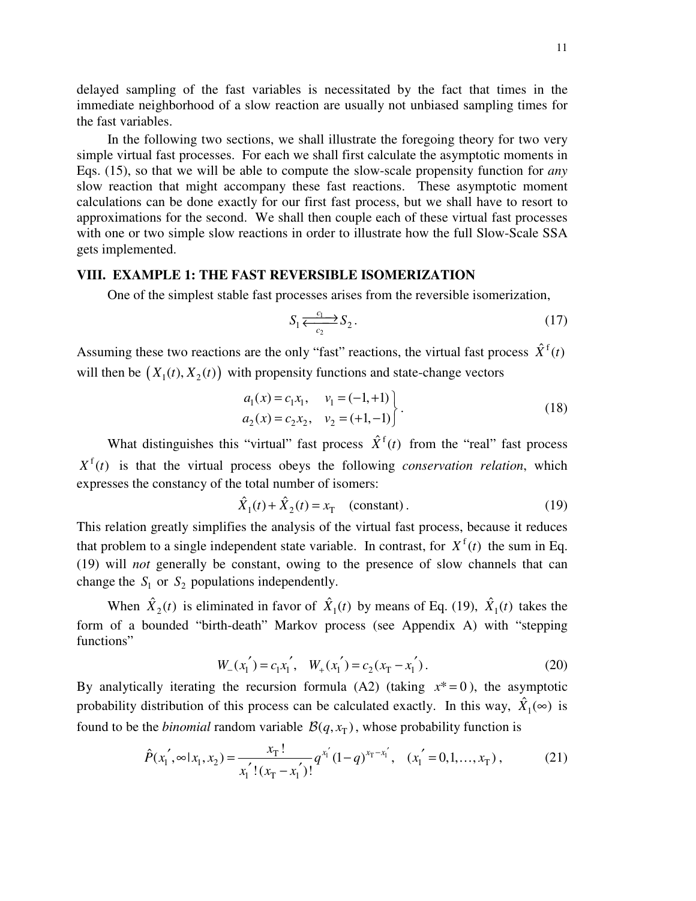delayed sampling of the fast variables is necessitated by the fact that times in the immediate neighborhood of a slow reaction are usually not unbiased sampling times for the fast variables.

In the following two sections, we shall illustrate the foregoing theory for two very simple virtual fast processes. For each we shall first calculate the asymptotic moments in Eqs. (15), so that we will be able to compute the slow-scale propensity function for *any* slow reaction that might accompany these fast reactions. These asymptotic moment calculations can be done exactly for our first fast process, but we shall have to resort to approximations for the second. We shall then couple each of these virtual fast processes with one or two simple slow reactions in order to illustrate how the full Slow-Scale SSA gets implemented.

## VIII. EXAMPLE 1: THE FAST REVERSIBLE ISOMERIZATION

One of the simplest stable fast processes arises from the reversible isomerization,

$$S_1 \underset{c_2}{\overset{c_1}{\rightleftarrows}} S_2 . \tag{17}$$

Assuming these two reactions are the only "fast" reactions, the virtual fast process $\hat{X}^{\mathrm{f}}(t)$ will then be $\left(X_1(t), X_2(t)\right)$ with propensity functions and state-change vectors

$$\left.\begin{aligned} a_1(x) &= c_1 x_1, \quad v_1 = (-1,+1) \\ a_2(x) &= c_2 x_2, \quad v_2 = (+1,-1) \end{aligned}\right\}. \tag{18}$$

What distinguishes this "virtual" fast process $\hat{X}^{\mathrm{f}}(t)$ from the "real" fast process $X^{\mathrm{f}}(t)$ is that the virtual process obeys the following *conservation relation*, which expresses the constancy of the total number of isomers:

$$\hat{X}_1(t) + \hat{X}_2(t) = x_{\mathrm{T}} \quad \text{(constant)}. \tag{19}$$

This relation greatly simplifies the analysis of the virtual fast process, because it reduces that problem to a single independent state variable. In contrast, for $X^{\mathrm{f}}(t)$ the sum in Eq. (19) will *not* generally be constant, owing to the presence of slow channels that can change the $S_1$ or $S_2$ populations independently.

When $\hat{X}_2(t)$ is eliminated in favor of $\hat{X}_1(t)$ by means of Eq. (19), $\hat{X}_1(t)$ takes the form of a bounded "birth-death" Markov process (see Appendix A) with "stepping functions"

$$W_-(x_1') = c_1 x_1', \quad W_+(x_1') = c_2 (x_{\mathrm{T}} - x_1'). \tag{20}$$

By analytically iterating the recursion formula (A2) (taking $x^* = 0$), the asymptotic probability distribution of this process can be calculated exactly. In this way, $\hat{X}_1(\infty)$ is found to be the *binomial* random variable $\mathcal{B}(q, x_{\mathrm{T}})$, whose probability function is

$$\hat{P}(x_1', \infty \mid x_1, x_2) = \frac{x_{\mathrm{T}}!}{x_1'!\,(x_{\mathrm{T}} - x_1')!} q^{x_1'} (1-q)^{x_{\mathrm{T}} - x_1'}, \quad (x_1' = 0, 1, \ldots, x_{\mathrm{T}}), \tag{21}$$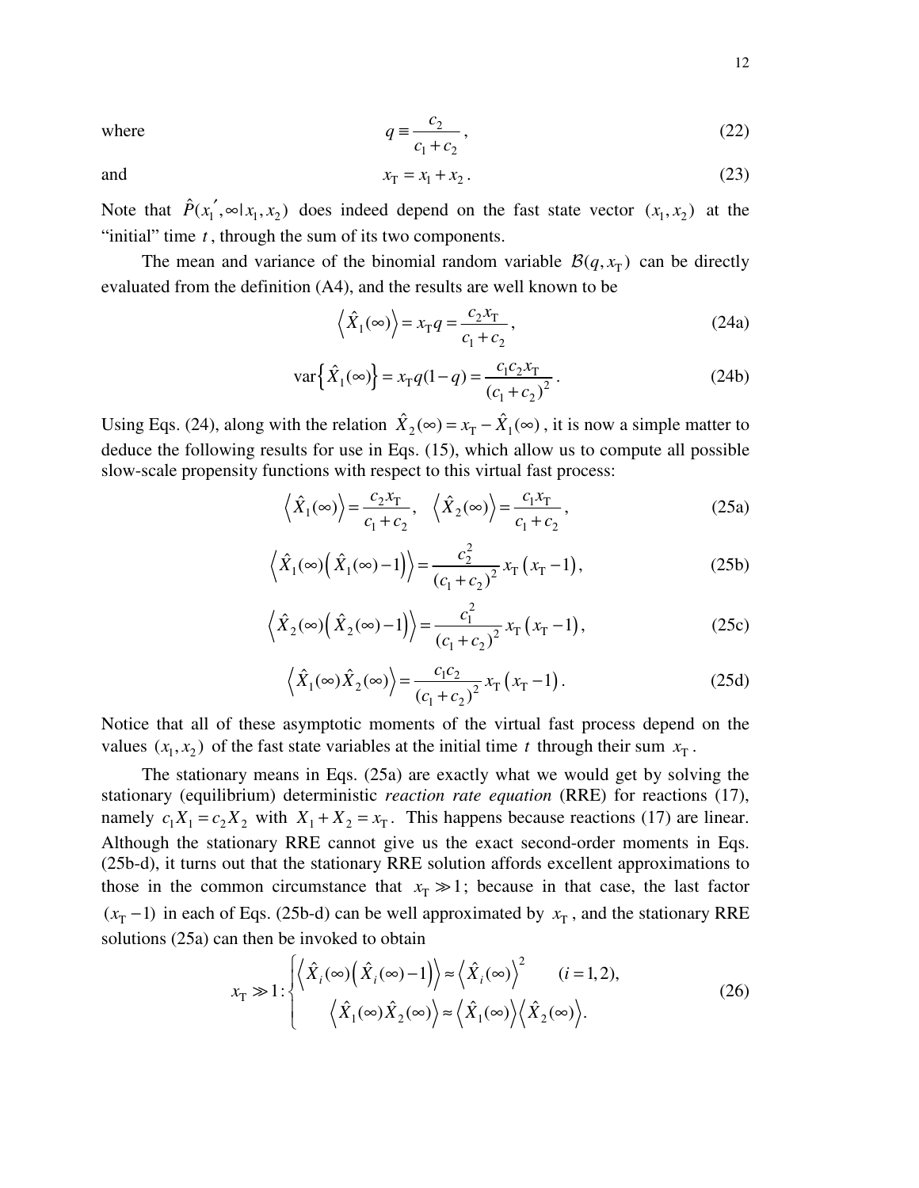where
$$q \equiv \frac{c_2}{c_1 + c_2}\,, \tag{22}$$

and
$$x_{\mathrm{T}} = x_1 + x_2\,. \tag{23}$$

Note that $\hat{P}(x_1{}', \infty | x_1, x_2)$ does indeed depend on the fast state vector $(x_1, x_2)$ at the "initial" time $t$, through the sum of its two components.

The mean and variance of the binomial random variable $\mathcal{B}(q, x_{\mathrm{T}})$ can be directly evaluated from the definition (A4), and the results are well known to be

$$\left\langle \hat{X}_1(\infty) \right\rangle = x_{\mathrm{T}} q = \frac{c_2 x_{\mathrm{T}}}{c_1 + c_2}\,, \tag{24a}$$

$$\mathrm{var}\left\{ \hat{X}_1(\infty) \right\} = x_{\mathrm{T}} q (1 - q) = \frac{c_1 c_2 x_{\mathrm{T}}}{(c_1 + c_2)^2}\,. \tag{24b}$$

Using Eqs. (24), along with the relation $\hat{X}_2(\infty) = x_{\mathrm{T}} - \hat{X}_1(\infty)$, it is now a simple matter to deduce the following results for use in Eqs. (15), which allow us to compute all possible slow-scale propensity functions with respect to this virtual fast process:

$$\left\langle \hat{X}_1(\infty) \right\rangle = \frac{c_2 x_{\mathrm{T}}}{c_1 + c_2}, \quad \left\langle \hat{X}_2(\infty) \right\rangle = \frac{c_1 x_{\mathrm{T}}}{c_1 + c_2}\,, \tag{25a}$$

$$\left\langle \hat{X}_1(\infty) \left( \hat{X}_1(\infty) - 1 \right) \right\rangle = \frac{c_2^2}{(c_1 + c_2)^2}\, x_{\mathrm{T}} \left( x_{\mathrm{T}} - 1 \right), \tag{25b}$$

$$\left\langle \hat{X}_2(\infty) \left( \hat{X}_2(\infty) - 1 \right) \right\rangle = \frac{c_1^2}{(c_1 + c_2)^2}\, x_{\mathrm{T}} \left( x_{\mathrm{T}} - 1 \right), \tag{25c}$$

$$\left\langle \hat{X}_1(\infty) \hat{X}_2(\infty) \right\rangle = \frac{c_1 c_2}{(c_1 + c_2)^2}\, x_{\mathrm{T}} \left( x_{\mathrm{T}} - 1 \right). \tag{25d}$$

Notice that all of these asymptotic moments of the virtual fast process depend on the values $(x_1, x_2)$ of the fast state variables at the initial time $t$ through their sum $x_{\mathrm{T}}$.

The stationary means in Eqs. (25a) are exactly what we would get by solving the stationary (equilibrium) deterministic *reaction rate equation* (RRE) for reactions (17), namely $c_1 X_1 = c_2 X_2$ with $X_1 + X_2 = x_{\mathrm{T}}$. This happens because reactions (17) are linear. Although the stationary RRE cannot give us the exact second-order moments in Eqs. (25b-d), it turns out that the stationary RRE solution affords excellent approximations to those in the common circumstance that $x_{\mathrm{T}} \gg 1$; because in that case, the last factor $(x_{\mathrm{T}} - 1)$ in each of Eqs. (25b-d) can be well approximated by $x_{\mathrm{T}}$, and the stationary RRE solutions (25a) can then be invoked to obtain

$$x_{\mathrm{T}} \gg 1: \begin{cases} \left\langle \hat{X}_i(\infty) \left( \hat{X}_i(\infty) - 1 \right) \right\rangle \approx \left\langle \hat{X}_i(\infty) \right\rangle^2 \qquad (i = 1, 2), \\ \qquad \left\langle \hat{X}_1(\infty) \hat{X}_2(\infty) \right\rangle \approx \left\langle \hat{X}_1(\infty) \right\rangle \left\langle \hat{X}_2(\infty) \right\rangle. \end{cases} \tag{26}$$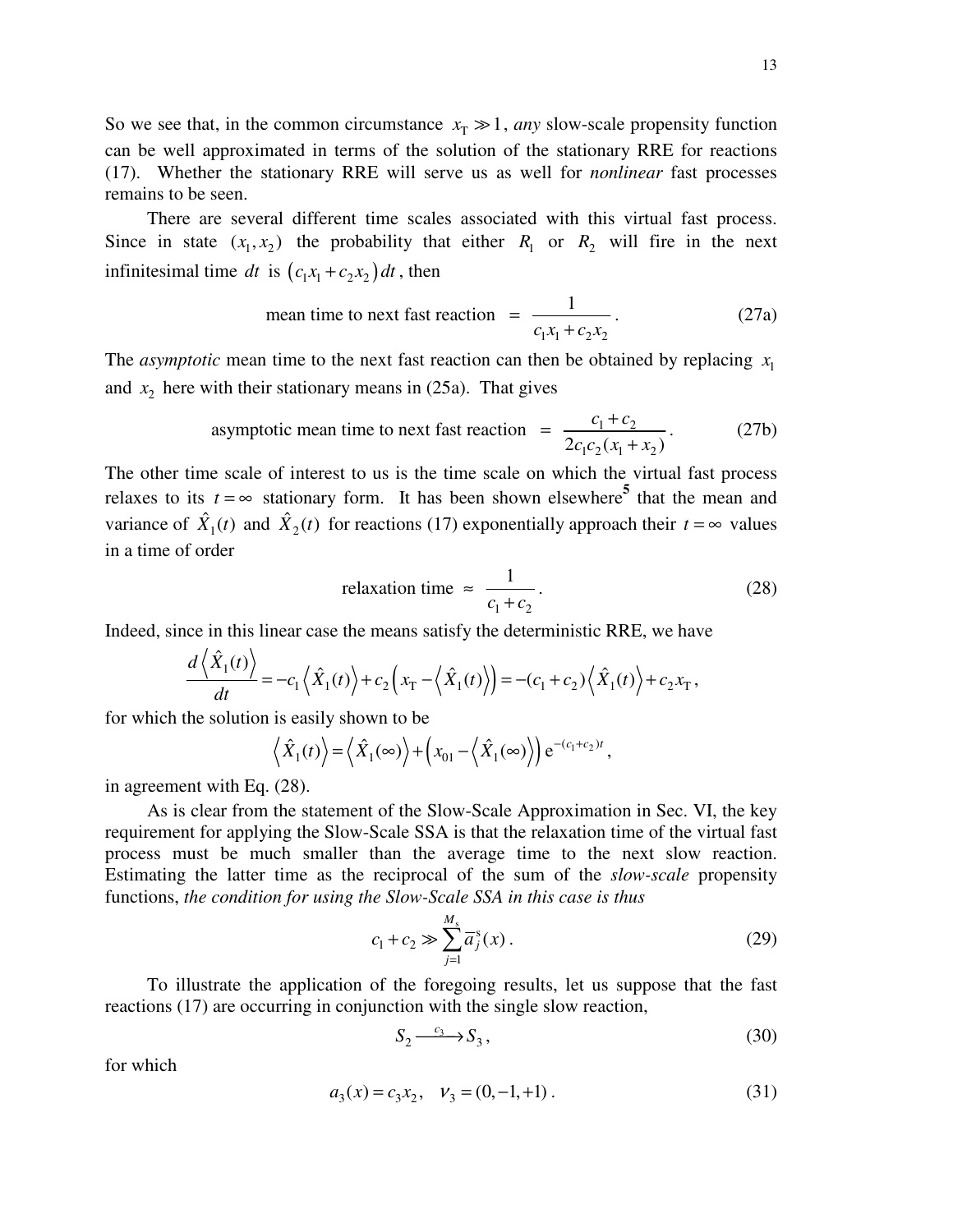So we see that, in the common circumstance $x_T \gg 1$, *any* slow-scale propensity function can be well approximated in terms of the solution of the stationary RRE for reactions (17). Whether the stationary RRE will serve us as well for *nonlinear* fast processes remains to be seen.

There are several different time scales associated with this virtual fast process. Since in state $(x_1, x_2)$ the probability that either $R_1$ or $R_2$ will fire in the next infinitesimal time $dt$ is $\left(c_1 x_1 + c_2 x_2\right) dt$, then

$$\text{mean time to next fast reaction} \;=\; \frac{1}{c_1 x_1 + c_2 x_2}. \tag{27a}$$

The *asymptotic* mean time to the next fast reaction can then be obtained by replacing $x_1$ and $x_2$ here with their stationary means in (25a). That gives

$$\text{asymptotic mean time to next fast reaction} \;=\; \frac{c_1 + c_2}{2 c_1 c_2 (x_1 + x_2)}. \tag{27b}$$

The other time scale of interest to us is the time scale on which the virtual fast process relaxes to its $t = \infty$ stationary form. It has been shown elsewhere[5] that the mean and variance of $\hat{X}_1(t)$ and $\hat{X}_2(t)$ for reactions (17) exponentially approach their $t = \infty$ values in a time of order

$$\text{relaxation time} \;\approx\; \frac{1}{c_1 + c_2}. \tag{28}$$

Indeed, since in this linear case the means satisfy the deterministic RRE, we have

$$\frac{d\left\langle \hat{X}_1(t)\right\rangle}{dt} = -c_1 \left\langle \hat{X}_1(t)\right\rangle + c_2\left(x_T - \left\langle \hat{X}_1(t)\right\rangle\right) = -(c_1 + c_2)\left\langle \hat{X}_1(t)\right\rangle + c_2 x_T,$$

for which the solution is easily shown to be

$$\left\langle \hat{X}_1(t)\right\rangle = \left\langle \hat{X}_1(\infty)\right\rangle + \left(x_{01} - \left\langle \hat{X}_1(\infty)\right\rangle\right) e^{-(c_1 + c_2)t},$$

in agreement with Eq. (28).

As is clear from the statement of the Slow-Scale Approximation in Sec. VI, the key requirement for applying the Slow-Scale SSA is that the relaxation time of the virtual fast process must be much smaller than the average time to the next slow reaction. Estimating the latter time as the reciprocal of the sum of the *slow-scale* propensity functions, *the condition for using the Slow-Scale SSA in this case is thus*

$$c_1 + c_2 \gg \sum_{j=1}^{M_s} \bar{a}_j^{s}(x). \tag{29}$$

To illustrate the application of the foregoing results, let us suppose that the fast reactions (17) are occurring in conjunction with the single slow reaction,

$$S_2 \xrightarrow{c_3} S_3, \tag{30}$$

for which

$$a_3(x) = c_3 x_2, \quad \nu_3 = (0, -1, +1). \tag{31}$$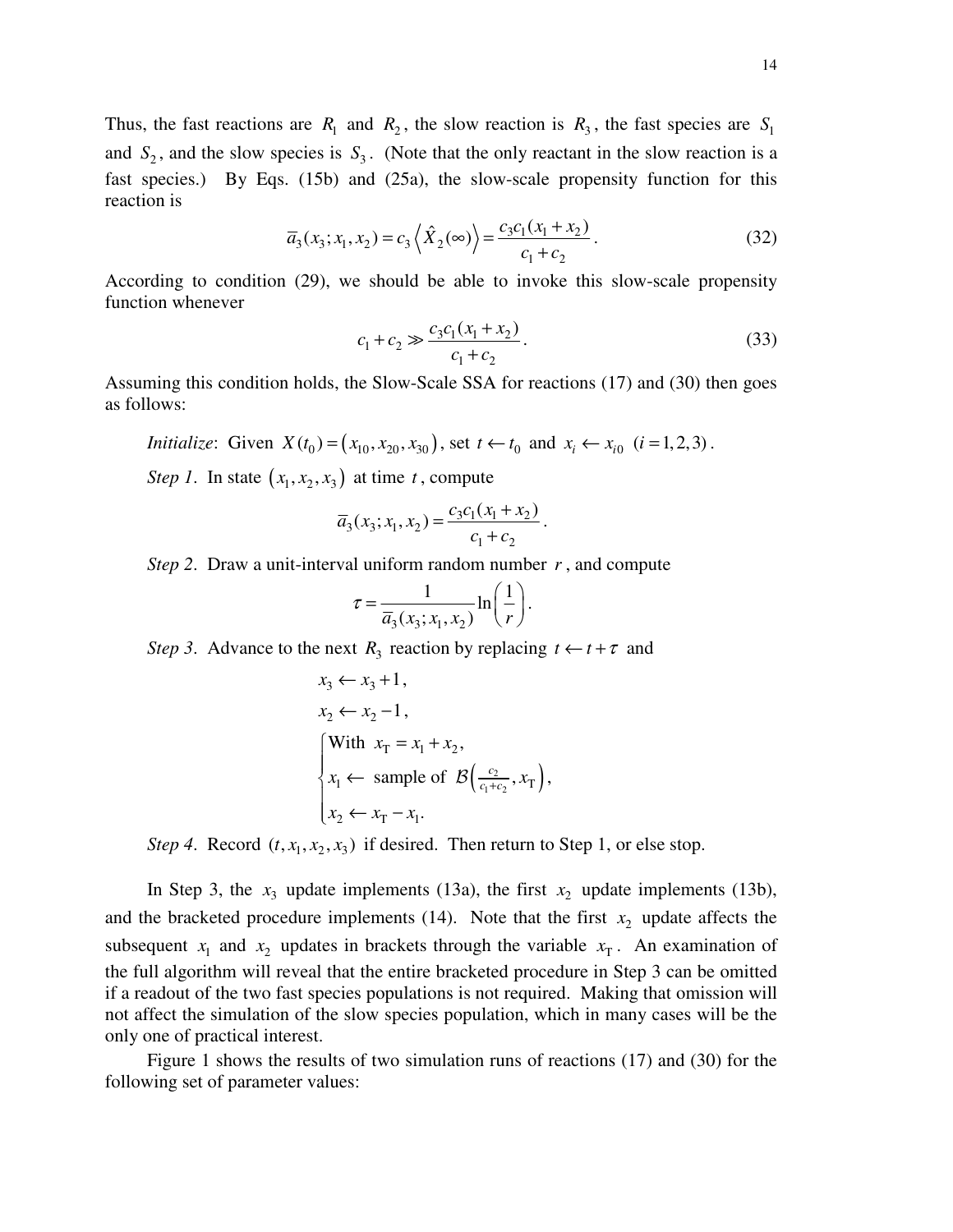Thus, the fast reactions are $R_1$ and $R_2$, the slow reaction is $R_3$, the fast species are $S_1$ and $S_2$, and the slow species is $S_3$. (Note that the only reactant in the slow reaction is a fast species.) By Eqs. (15b) and (25a), the slow-scale propensity function for this reaction is

$$\bar{a}_3(x_3; x_1, x_2) = c_3 \left\langle \hat{X}_2(\infty) \right\rangle = \frac{c_3 c_1 (x_1 + x_2)}{c_1 + c_2}. \tag{32}$$

According to condition (29), we should be able to invoke this slow-scale propensity function whenever

$$c_1 + c_2 \gg \frac{c_3 c_1 (x_1 + x_2)}{c_1 + c_2}. \tag{33}$$

Assuming this condition holds, the Slow-Scale SSA for reactions (17) and (30) then goes as follows:

*Initialize*: Given $X(t_0) = (x_{10}, x_{20}, x_{30})$, set $t \leftarrow t_0$ and $x_i \leftarrow x_{i0}$ $(i = 1,2,3)$.

*Step 1*. In state $(x_1, x_2, x_3)$ at time $t$, compute

$$\bar{a}_3(x_3; x_1, x_2) = \frac{c_3 c_1 (x_1 + x_2)}{c_1 + c_2}.$$

*Step 2*. Draw a unit-interval uniform random number $r$, and compute

$$\tau = \frac{1}{\bar{a}_3(x_3; x_1, x_2)} \ln\left(\frac{1}{r}\right).$$

*Step 3*. Advance to the next $R_3$ reaction by replacing $t \leftarrow t + \tau$ and

$$x_3 \leftarrow x_3 + 1,$$

$$x_2 \leftarrow x_2 - 1,$$

$$\begin{cases} \text{With } x_{\mathrm{T}} = x_1 + x_2, \\ x_1 \leftarrow \text{ sample of } \mathcal{B}\left(\frac{c_2}{c_1+c_2}, x_{\mathrm{T}}\right), \\ x_2 \leftarrow x_{\mathrm{T}} - x_1. \end{cases}$$

*Step 4*. Record $(t, x_1, x_2, x_3)$ if desired. Then return to Step 1, or else stop.

In Step 3, the $x_3$ update implements (13a), the first $x_2$ update implements (13b), and the bracketed procedure implements (14). Note that the first $x_2$ update affects the subsequent $x_1$ and $x_2$ updates in brackets through the variable $x_{\mathrm{T}}$. An examination of the full algorithm will reveal that the entire bracketed procedure in Step 3 can be omitted if a readout of the two fast species populations is not required. Making that omission will not affect the simulation of the slow species population, which in many cases will be the only one of practical interest.

Figure 1 shows the results of two simulation runs of reactions (17) and (30) for the following set of parameter values: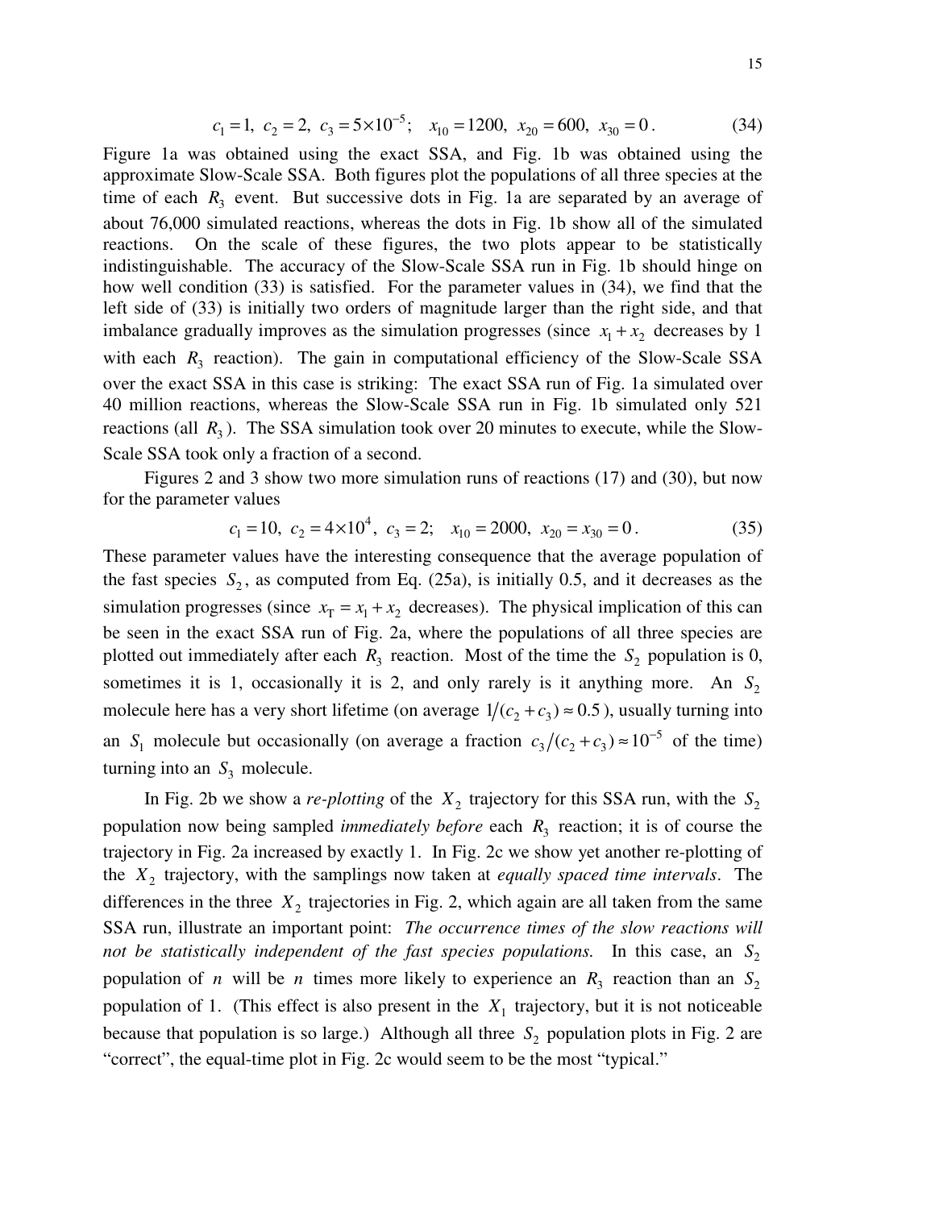$$c_1 = 1,\ c_2 = 2,\ c_3 = 5 \times 10^{-5};\quad x_{10} = 1200,\ x_{20} = 600,\ x_{30} = 0\,. \tag{34}$$

Figure 1a was obtained using the exact SSA, and Fig. 1b was obtained using the approximate Slow-Scale SSA. Both figures plot the populations of all three species at the time of each $R_3$ event. But successive dots in Fig. 1a are separated by an average of about 76,000 simulated reactions, whereas the dots in Fig. 1b show all of the simulated reactions. On the scale of these figures, the two plots appear to be statistically indistinguishable. The accuracy of the Slow-Scale SSA run in Fig. 1b should hinge on how well condition (33) is satisfied. For the parameter values in (34), we find that the left side of (33) is initially two orders of magnitude larger than the right side, and that imbalance gradually improves as the simulation progresses (since $x_1 + x_2$ decreases by 1 with each $R_3$ reaction). The gain in computational efficiency of the Slow-Scale SSA over the exact SSA in this case is striking: The exact SSA run of Fig. 1a simulated over 40 million reactions, whereas the Slow-Scale SSA run in Fig. 1b simulated only 521 reactions (all $R_3$). The SSA simulation took over 20 minutes to execute, while the Slow-Scale SSA took only a fraction of a second.

Figures 2 and 3 show two more simulation runs of reactions (17) and (30), but now for the parameter values

$$c_1 = 10,\ c_2 = 4 \times 10^4,\ c_3 = 2;\quad x_{10} = 2000,\ x_{20} = x_{30} = 0\,. \tag{35}$$

These parameter values have the interesting consequence that the average population of the fast species $S_2$, as computed from Eq. (25a), is initially 0.5, and it decreases as the simulation progresses (since $x_{\mathrm{T}} = x_1 + x_2$ decreases). The physical implication of this can be seen in the exact SSA run of Fig. 2a, where the populations of all three species are plotted out immediately after each $R_3$ reaction. Most of the time the $S_2$ population is 0, sometimes it is 1, occasionally it is 2, and only rarely is it anything more. An $S_2$ molecule here has a very short lifetime (on average $1/(c_2 + c_3) \approx 0.5$), usually turning into an $S_1$ molecule but occasionally (on average a fraction $c_3/(c_2 + c_3) \approx 10^{-5}$ of the time) turning into an $S_3$ molecule.

In Fig. 2b we show a *re-plotting* of the $X_2$ trajectory for this SSA run, with the $S_2$ population now being sampled *immediately before* each $R_3$ reaction; it is of course the trajectory in Fig. 2a increased by exactly 1. In Fig. 2c we show yet another re-plotting of the $X_2$ trajectory, with the samplings now taken at *equally spaced time intervals*. The differences in the three $X_2$ trajectories in Fig. 2, which again are all taken from the same SSA run, illustrate an important point: *The occurrence times of the slow reactions will not be statistically independent of the fast species populations.* In this case, an $S_2$ population of $n$ will be $n$ times more likely to experience an $R_3$ reaction than an $S_2$ population of 1. (This effect is also present in the $X_1$ trajectory, but it is not noticeable because that population is so large.) Although all three $S_2$ population plots in Fig. 2 are "correct", the equal-time plot in Fig. 2c would seem to be the most "typical."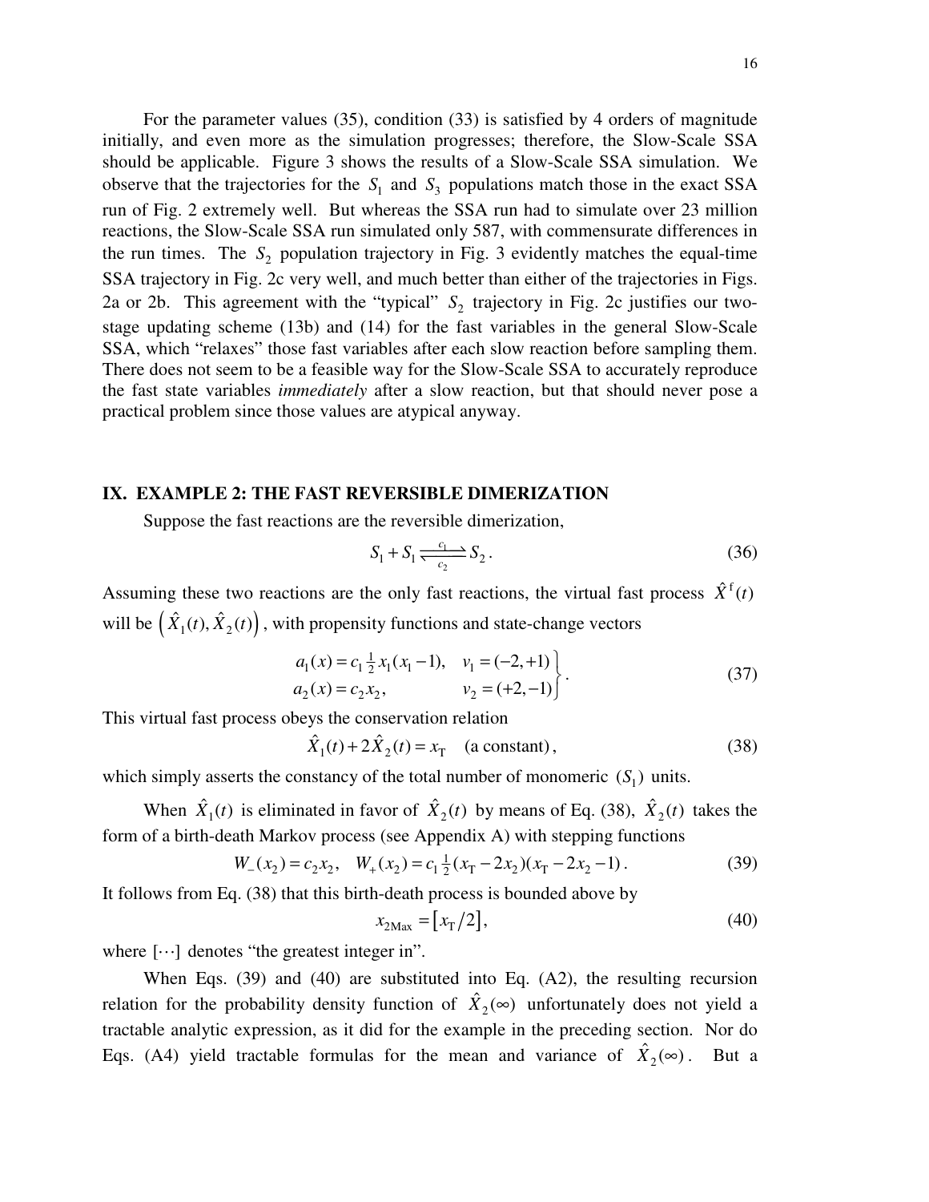For the parameter values (35), condition (33) is satisfied by 4 orders of magnitude initially, and even more as the simulation progresses; therefore, the Slow-Scale SSA should be applicable. Figure 3 shows the results of a Slow-Scale SSA simulation. We observe that the trajectories for the $S_1$ and $S_3$ populations match those in the exact SSA run of Fig. 2 extremely well. But whereas the SSA run had to simulate over 23 million reactions, the Slow-Scale SSA run simulated only 587, with commensurate differences in the run times. The $S_2$ population trajectory in Fig. 3 evidently matches the equal-time SSA trajectory in Fig. 2c very well, and much better than either of the trajectories in Figs. 2a or 2b. This agreement with the "typical" $S_2$ trajectory in Fig. 2c justifies our two-stage updating scheme (13b) and (14) for the fast variables in the general Slow-Scale SSA, which "relaxes" those fast variables after each slow reaction before sampling them. There does not seem to be a feasible way for the Slow-Scale SSA to accurately reproduce the fast state variables *immediately* after a slow reaction, but that should never pose a practical problem since those values are atypical anyway.

## IX. EXAMPLE 2: THE FAST REVERSIBLE DIMERIZATION

Suppose the fast reactions are the reversible dimerization,

$$S_1 + S_1 \underset{c_2}{\overset{c_1}{\rightleftharpoons}} S_2 . \tag{36}$$

Assuming these two reactions are the only fast reactions, the virtual fast process $\hat{X}^{\mathrm{f}}(t)$ will be $\left(\hat{X}_1(t), \hat{X}_2(t)\right)$, with propensity functions and state-change vectors

$$\left.\begin{aligned} a_1(x) &= c_1 \tfrac{1}{2} x_1(x_1 - 1), \quad & v_1 &= (-2,+1) \\ a_2(x) &= c_2 x_2, & v_2 &= (+2,-1) \end{aligned}\right\}. \tag{37}$$

This virtual fast process obeys the conservation relation

$$\hat{X}_1(t) + 2\hat{X}_2(t) = x_{\mathrm{T}} \quad \text{(a constant)}, \tag{38}$$

which simply asserts the constancy of the total number of monomeric $(S_1)$ units.

When $\hat{X}_1(t)$ is eliminated in favor of $\hat{X}_2(t)$ by means of Eq. (38), $\hat{X}_2(t)$ takes the form of a birth-death Markov process (see Appendix A) with stepping functions

$$W_-(x_2) = c_2 x_2, \quad W_+(x_2) = c_1 \tfrac{1}{2}(x_{\mathrm{T}} - 2x_2)(x_{\mathrm{T}} - 2x_2 - 1). \tag{39}$$

It follows from Eq. (38) that this birth-death process is bounded above by

$$x_{2\mathrm{Max}} = \left[ x_{\mathrm{T}}/2 \right], \tag{40}$$

where $[\cdots]$ denotes "the greatest integer in".

When Eqs. (39) and (40) are substituted into Eq. (A2), the resulting recursion relation for the probability density function of $\hat{X}_2(\infty)$ unfortunately does not yield a tractable analytic expression, as it did for the example in the preceding section. Nor do Eqs. (A4) yield tractable formulas for the mean and variance of $\hat{X}_2(\infty)$. But a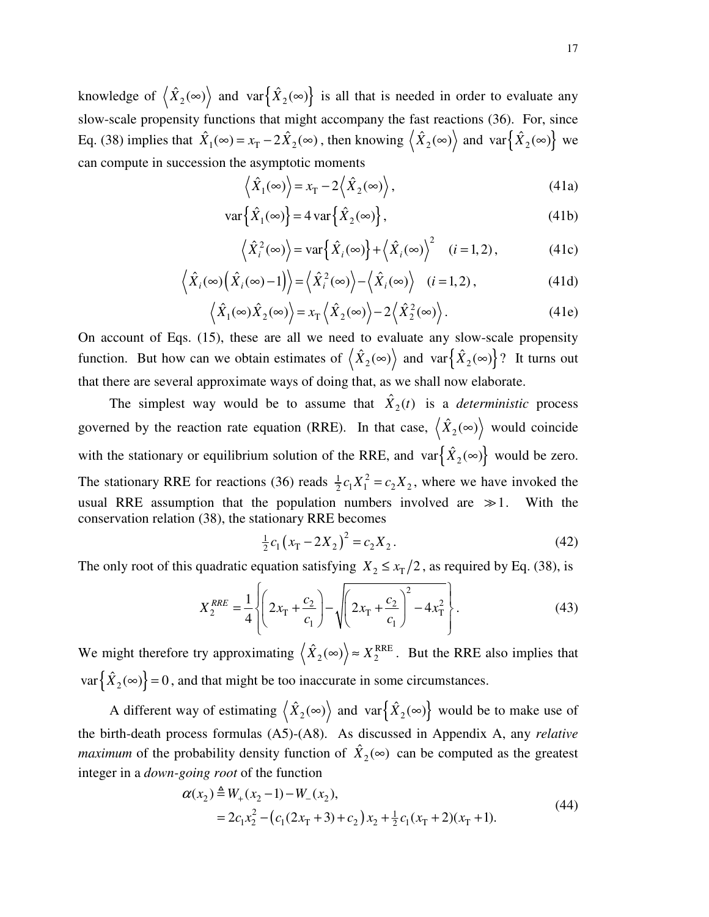knowledge of $\left\langle \hat{X}_2(\infty) \right\rangle$ and $\text{var}\left\{ \hat{X}_2(\infty) \right\}$ is all that is needed in order to evaluate any slow-scale propensity functions that might accompany the fast reactions (36). For, since Eq. (38) implies that $\hat{X}_1(\infty) = x_\text{T} - 2\hat{X}_2(\infty)$, then knowing $\left\langle \hat{X}_2(\infty) \right\rangle$ and $\text{var}\left\{ \hat{X}_2(\infty) \right\}$ we can compute in succession the asymptotic moments

$$\left\langle \hat{X}_1(\infty) \right\rangle = x_\text{T} - 2\left\langle \hat{X}_2(\infty) \right\rangle, \tag{41a}$$

$$\text{var}\left\{ \hat{X}_1(\infty) \right\} = 4\,\text{var}\left\{ \hat{X}_2(\infty) \right\}, \tag{41b}$$

$$\left\langle \hat{X}_i^2(\infty) \right\rangle = \text{var}\left\{ \hat{X}_i(\infty) \right\} + \left\langle \hat{X}_i(\infty) \right\rangle^2 \quad (i = 1, 2), \tag{41c}$$

$$\left\langle \hat{X}_i(\infty)\left( \hat{X}_i(\infty) - 1 \right) \right\rangle = \left\langle \hat{X}_i^2(\infty) \right\rangle - \left\langle \hat{X}_i(\infty) \right\rangle \quad (i = 1, 2), \tag{41d}$$

$$\left\langle \hat{X}_1(\infty)\hat{X}_2(\infty) \right\rangle = x_\text{T}\left\langle \hat{X}_2(\infty) \right\rangle - 2\left\langle \hat{X}_2^2(\infty) \right\rangle. \tag{41e}$$

On account of Eqs. (15), these are all we need to evaluate any slow-scale propensity function. But how can we obtain estimates of $\left\langle \hat{X}_2(\infty) \right\rangle$ and $\text{var}\left\{ \hat{X}_2(\infty) \right\}$? It turns out that there are several approximate ways of doing that, as we shall now elaborate.

The simplest way would be to assume that $\hat{X}_2(t)$ is a *deterministic* process governed by the reaction rate equation (RRE). In that case, $\left\langle \hat{X}_2(\infty) \right\rangle$ would coincide with the stationary or equilibrium solution of the RRE, and $\text{var}\left\{ \hat{X}_2(\infty) \right\}$ would be zero. The stationary RRE for reactions (36) reads $\frac{1}{2}c_1 X_1^2 = c_2 X_2$, where we have invoked the usual RRE assumption that the population numbers involved are $\gg 1$. With the conservation relation (38), the stationary RRE becomes

$$\tfrac{1}{2}c_1\left( x_\text{T} - 2X_2 \right)^2 = c_2 X_2. \tag{42}$$

The only root of this quadratic equation satisfying $X_2 \le x_\text{T}/2$, as required by Eq. (38), is

$$X_2^{RRE} = \frac{1}{4}\left\{ \left( 2x_\text{T} + \frac{c_2}{c_1} \right) - \sqrt{\left( 2x_\text{T} + \frac{c_2}{c_1} \right)^2 - 4x_\text{T}^2} \right\}. \tag{43}$$

We might therefore try approximating $\left\langle \hat{X}_2(\infty) \right\rangle \approx X_2^\text{RRE}$. But the RRE also implies that $\text{var}\left\{ \hat{X}_2(\infty) \right\} = 0$, and that might be too inaccurate in some circumstances.

A different way of estimating $\left\langle \hat{X}_2(\infty) \right\rangle$ and $\text{var}\left\{ \hat{X}_2(\infty) \right\}$ would be to make use of the birth-death process formulas (A5)-(A8). As discussed in Appendix A, any *relative maximum* of the probability density function of $\hat{X}_2(\infty)$ can be computed as the greatest integer in a *down-going root* of the function

$$\begin{aligned}
\alpha(x_2) &\triangleq W_+(x_2 - 1) - W_-(x_2), \\
&= 2c_1 x_2^2 - \left( c_1(2x_\text{T} + 3) + c_2 \right)x_2 + \tfrac{1}{2}c_1(x_\text{T} + 2)(x_\text{T} + 1).
\end{aligned} \tag{44}$$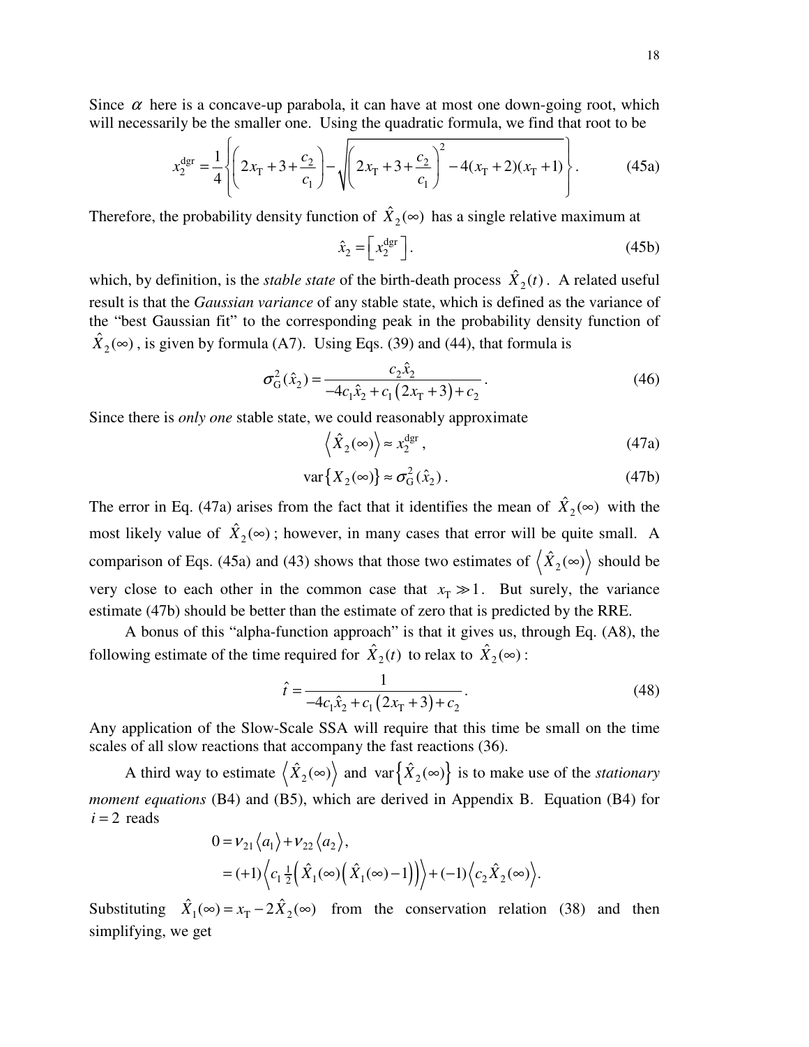Since $\alpha$ here is a concave-up parabola, it can have at most one down-going root, which will necessarily be the smaller one. Using the quadratic formula, we find that root to be

$$x_2^{\text{dgr}} = \frac{1}{4}\left\{ \left(2x_{\text{T}} + 3 + \frac{c_2}{c_1}\right) - \sqrt{\left(2x_{\text{T}} + 3 + \frac{c_2}{c_1}\right)^2 - 4(x_{\text{T}}+2)(x_{\text{T}}+1)} \right\}. \tag{45a}$$

Therefore, the probability density function of $\hat{X}_2(\infty)$ has a single relative maximum at

$$\hat{x}_2 = \left[ x_2^{\text{dgr}} \right]. \tag{45b}$$

which, by definition, is the *stable state* of the birth-death process $\hat{X}_2(t)$. A related useful result is that the *Gaussian variance* of any stable state, which is defined as the variance of the "best Gaussian fit" to the corresponding peak in the probability density function of $\hat{X}_2(\infty)$, is given by formula (A7). Using Eqs. (39) and (44), that formula is

$$\sigma_{\text{G}}^2(\hat{x}_2) = \frac{c_2 \hat{x}_2}{-4c_1\hat{x}_2 + c_1\left(2x_{\text{T}}+3\right) + c_2}. \tag{46}$$

Since there is *only one* stable state, we could reasonably approximate

$$\left\langle \hat{X}_2(\infty) \right\rangle \approx x_2^{\text{dgr}}, \tag{47a}$$

$$\text{var}\left\{ X_2(\infty) \right\} \approx \sigma_{\text{G}}^2(\hat{x}_2). \tag{47b}$$

The error in Eq. (47a) arises from the fact that it identifies the mean of $\hat{X}_2(\infty)$ with the most likely value of $\hat{X}_2(\infty)$; however, in many cases that error will be quite small. A comparison of Eqs. (45a) and (43) shows that those two estimates of $\left\langle \hat{X}_2(\infty) \right\rangle$ should be very close to each other in the common case that $x_{\text{T}} \gg 1$. But surely, the variance estimate (47b) should be better than the estimate of zero that is predicted by the RRE.

A bonus of this "alpha-function approach" is that it gives us, through Eq. (A8), the following estimate of the time required for $\hat{X}_2(t)$ to relax to $\hat{X}_2(\infty)$:

$$\hat{t} = \frac{1}{-4c_1\hat{x}_2 + c_1\left(2x_{\text{T}}+3\right) + c_2}. \tag{48}$$

Any application of the Slow-Scale SSA will require that this time be small on the time scales of all slow reactions that accompany the fast reactions (36).

A third way to estimate $\left\langle \hat{X}_2(\infty) \right\rangle$ and $\text{var}\left\{ \hat{X}_2(\infty) \right\}$ is to make use of the *stationary moment equations* (B4) and (B5), which are derived in Appendix B. Equation (B4) for $i = 2$ reads

$$\begin{aligned} 0 &= \nu_{21}\left\langle a_1 \right\rangle + \nu_{22}\left\langle a_2 \right\rangle, \\ &= (+1)\left\langle c_1 \tfrac{1}{2}\left( \hat{X}_1(\infty)\left( \hat{X}_1(\infty) - 1 \right) \right) \right\rangle + (-1)\left\langle c_2 \hat{X}_2(\infty) \right\rangle. \end{aligned}$$

Substituting $\hat{X}_1(\infty) = x_{\text{T}} - 2\hat{X}_2(\infty)$ from the conservation relation (38) and then simplifying, we get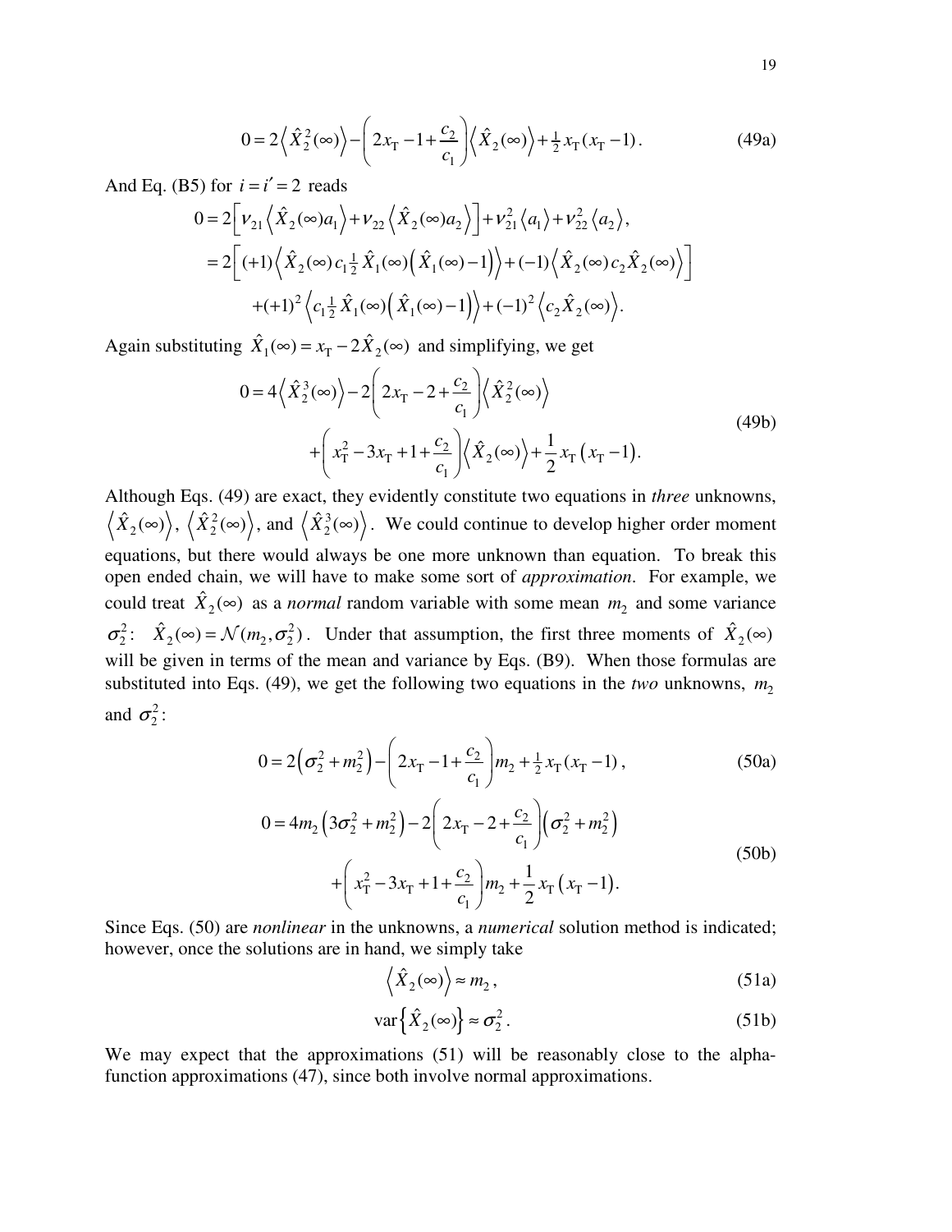$$0 = 2\left\langle \hat{X}_2^2(\infty) \right\rangle - \left( 2x_{\rm T} - 1 + \frac{c_2}{c_1} \right) \left\langle \hat{X}_2(\infty) \right\rangle + \tfrac{1}{2} x_{\rm T}(x_{\rm T} - 1) . \tag{49a}$$

And Eq. (B5) for $i = i' = 2$ reads

$$\begin{aligned}
0 &= 2\left[ \nu_{21} \left\langle \hat{X}_2(\infty) a_1 \right\rangle + \nu_{22} \left\langle \hat{X}_2(\infty) a_2 \right\rangle \right] + \nu_{21}^2 \left\langle a_1 \right\rangle + \nu_{22}^2 \left\langle a_2 \right\rangle , \\
&= 2\left[ (+1) \left\langle \hat{X}_2(\infty)\, c_1 \tfrac{1}{2} \hat{X}_1(\infty) \left( \hat{X}_1(\infty) - 1 \right) \right\rangle + (-1) \left\langle \hat{X}_2(\infty)\, c_2 \hat{X}_2(\infty) \right\rangle \right] \\
&\quad + (+1)^2 \left\langle c_1 \tfrac{1}{2} \hat{X}_1(\infty) \left( \hat{X}_1(\infty) - 1 \right) \right\rangle + (-1)^2 \left\langle c_2 \hat{X}_2(\infty) \right\rangle .
\end{aligned}$$

Again substituting $\hat{X}_1(\infty) = x_{\rm T} - 2\hat{X}_2(\infty)$ and simplifying, we get

$$\begin{aligned}
0 &= 4\left\langle \hat{X}_2^3(\infty) \right\rangle - 2\left( 2x_{\rm T} - 2 + \frac{c_2}{c_1} \right) \left\langle \hat{X}_2^2(\infty) \right\rangle \\
&\quad + \left( x_{\rm T}^2 - 3x_{\rm T} + 1 + \frac{c_2}{c_1} \right) \left\langle \hat{X}_2(\infty) \right\rangle + \frac{1}{2} x_{\rm T} \left( x_{\rm T} - 1 \right) .
\end{aligned} \tag{49b}$$

Although Eqs. (49) are exact, they evidently constitute two equations in *three* unknowns, $\left\langle \hat{X}_2(\infty) \right\rangle$, $\left\langle \hat{X}_2^2(\infty) \right\rangle$, and $\left\langle \hat{X}_2^3(\infty) \right\rangle$. We could continue to develop higher order moment equations, but there would always be one more unknown than equation. To break this open ended chain, we will have to make some sort of *approximation*. For example, we could treat $\hat{X}_2(\infty)$ as a *normal* random variable with some mean $m_2$ and some variance $\sigma_2^2$: $\hat{X}_2(\infty) = \mathcal{N}(m_2, \sigma_2^2)$. Under that assumption, the first three moments of $\hat{X}_2(\infty)$ will be given in terms of the mean and variance by Eqs. (B9). When those formulas are substituted into Eqs. (49), we get the following two equations in the *two* unknowns, $m_2$ and $\sigma_2^2$:

$$0 = 2\left( \sigma_2^2 + m_2^2 \right) - \left( 2x_{\rm T} - 1 + \frac{c_2}{c_1} \right) m_2 + \tfrac{1}{2} x_{\rm T}(x_{\rm T} - 1) , \tag{50a}$$

$$\begin{aligned}
0 &= 4m_2 \left( 3\sigma_2^2 + m_2^2 \right) - 2\left( 2x_{\rm T} - 2 + \frac{c_2}{c_1} \right) \left( \sigma_2^2 + m_2^2 \right) \\
&\quad + \left( x_{\rm T}^2 - 3x_{\rm T} + 1 + \frac{c_2}{c_1} \right) m_2 + \frac{1}{2} x_{\rm T} \left( x_{\rm T} - 1 \right) .
\end{aligned} \tag{50b}$$

Since Eqs. (50) are *nonlinear* in the unknowns, a *numerical* solution method is indicated; however, once the solutions are in hand, we simply take

$$\left\langle \hat{X}_2(\infty) \right\rangle \approx m_2 , \tag{51a}$$

$$\operatorname{var}\left\{ \hat{X}_2(\infty) \right\} \approx \sigma_2^2 . \tag{51b}$$

We may expect that the approximations (51) will be reasonably close to the alpha-function approximations (47), since both involve normal approximations.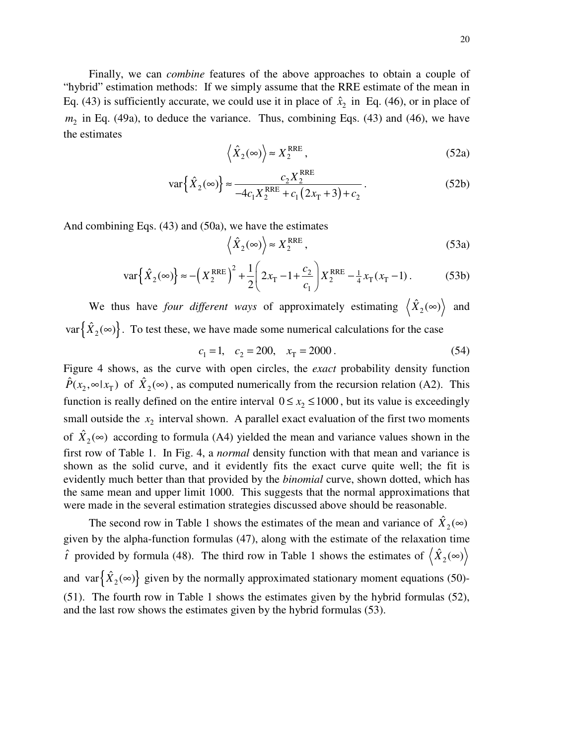Finally, we can *combine* features of the above approaches to obtain a couple of "hybrid" estimation methods: If we simply assume that the RRE estimate of the mean in Eq. (43) is sufficiently accurate, we could use it in place of $\hat{x}_2$ in Eq. (46), or in place of $m_2$ in Eq. (49a), to deduce the variance. Thus, combining Eqs. (43) and (46), we have the estimates

$$\left\langle \hat{X}_2(\infty) \right\rangle \approx X_2^{\mathrm{RRE}}, \tag{52a}$$

$$\mathrm{var}\left\{ \hat{X}_2(\infty) \right\} \approx \frac{c_2 X_2^{\mathrm{RRE}}}{-4c_1 X_2^{\mathrm{RRE}} + c_1\left(2x_{\mathrm{T}} + 3\right) + c_2}. \tag{52b}$$

And combining Eqs. (43) and (50a), we have the estimates

$$\left\langle \hat{X}_2(\infty) \right\rangle \approx X_2^{\mathrm{RRE}}, \tag{53a}$$

$$\mathrm{var}\left\{ \hat{X}_2(\infty) \right\} \approx -\left( X_2^{\mathrm{RRE}} \right)^2 + \frac{1}{2}\left( 2x_{\mathrm{T}} - 1 + \frac{c_2}{c_1} \right) X_2^{\mathrm{RRE}} - \tfrac{1}{4} x_{\mathrm{T}}(x_{\mathrm{T}} - 1). \tag{53b}$$

We thus have *four different ways* of approximately estimating $\left\langle \hat{X}_2(\infty) \right\rangle$ and $\mathrm{var}\left\{ \hat{X}_2(\infty) \right\}$. To test these, we have made some numerical calculations for the case

$$c_1 = 1, \quad c_2 = 200, \quad x_{\mathrm{T}} = 2000. \tag{54}$$

Figure 4 shows, as the curve with open circles, the *exact* probability density function $\hat{P}(x_2, \infty \,|\, x_{\mathrm{T}})$ of $\hat{X}_2(\infty)$, as computed numerically from the recursion relation (A2). This function is really defined on the entire interval $0 \le x_2 \le 1000$, but its value is exceedingly small outside the $x_2$ interval shown. A parallel exact evaluation of the first two moments of $\hat{X}_2(\infty)$ according to formula (A4) yielded the mean and variance values shown in the first row of Table 1. In Fig. 4, a *normal* density function with that mean and variance is shown as the solid curve, and it evidently fits the exact curve quite well; the fit is evidently much better than that provided by the *binomial* curve, shown dotted, which has the same mean and upper limit 1000. This suggests that the normal approximations that were made in the several estimation strategies discussed above should be reasonable.

The second row in Table 1 shows the estimates of the mean and variance of $\hat{X}_2(\infty)$ given by the alpha-function formulas (47), along with the estimate of the relaxation time $\hat{t}$ provided by formula (48). The third row in Table 1 shows the estimates of $\left\langle \hat{X}_2(\infty) \right\rangle$ and $\mathrm{var}\left\{ \hat{X}_2(\infty) \right\}$ given by the normally approximated stationary moment equations (50)-(51). The fourth row in Table 1 shows the estimates given by the hybrid formulas (52), and the last row shows the estimates given by the hybrid formulas (53).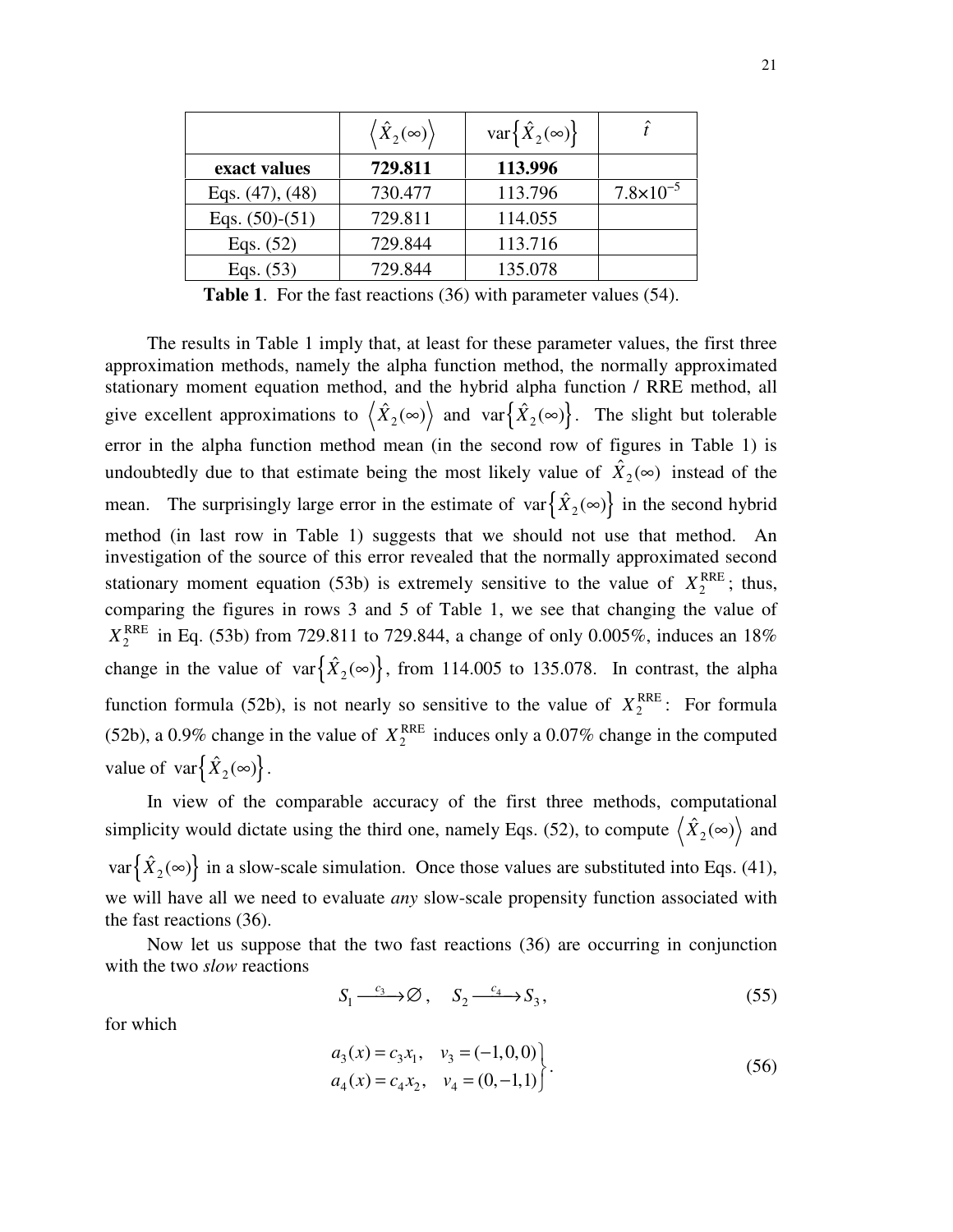|  | $\left\langle \hat{X}_2(\infty) \right\rangle$ | $\text{var}\left\{\hat{X}_2(\infty)\right\}$ | $\hat{t}$ |
|---|---|---|---|
| **exact values** | **729.811** | **113.996** |  |
| Eqs. (47), (48) | 730.477 | 113.796 | $7.8\times10^{-5}$ |
| Eqs. (50)-(51) | 729.811 | 114.055 |  |
| Eqs. (52) | 729.844 | 113.716 |  |
| Eqs. (53) | 729.844 | 135.078 |  |

**Table 1**. For the fast reactions (36) with parameter values (54).

The results in Table 1 imply that, at least for these parameter values, the first three approximation methods, namely the alpha function method, the normally approximated stationary moment equation method, and the hybrid alpha function / RRE method, all give excellent approximations to $\left\langle \hat{X}_2(\infty) \right\rangle$ and $\text{var}\left\{\hat{X}_2(\infty)\right\}$. The slight but tolerable error in the alpha function method mean (in the second row of figures in Table 1) is undoubtedly due to that estimate being the most likely value of $\hat{X}_2(\infty)$ instead of the mean. The surprisingly large error in the estimate of $\text{var}\left\{\hat{X}_2(\infty)\right\}$ in the second hybrid method (in last row in Table 1) suggests that we should not use that method. An investigation of the source of this error revealed that the normally approximated second stationary moment equation (53b) is extremely sensitive to the value of $X_2^{\text{RRE}}$; thus, comparing the figures in rows 3 and 5 of Table 1, we see that changing the value of $X_2^{\text{RRE}}$ in Eq. (53b) from 729.811 to 729.844, a change of only 0.005%, induces an 18% change in the value of $\text{var}\left\{\hat{X}_2(\infty)\right\}$, from 114.005 to 135.078. In contrast, the alpha function formula (52b), is not nearly so sensitive to the value of $X_2^{\text{RRE}}$: For formula (52b), a 0.9% change in the value of $X_2^{\text{RRE}}$ induces only a 0.07% change in the computed value of $\text{var}\left\{\hat{X}_2(\infty)\right\}$.

In view of the comparable accuracy of the first three methods, computational simplicity would dictate using the third one, namely Eqs. (52), to compute $\left\langle \hat{X}_2(\infty) \right\rangle$ and $\text{var}\left\{\hat{X}_2(\infty)\right\}$ in a slow-scale simulation. Once those values are substituted into Eqs. (41), we will have all we need to evaluate *any* slow-scale propensity function associated with the fast reactions (36).

Now let us suppose that the two fast reactions (36) are occurring in conjunction with the two *slow* reactions

$$S_1 \xrightarrow{c_3} \varnothing, \quad S_2 \xrightarrow{c_4} S_3, \tag{55}$$

for which

$$\left.\begin{aligned} a_3(x) &= c_3 x_1, \quad v_3 = (-1,0,0) \\ a_4(x) &= c_4 x_2, \quad v_4 = (0,-1,1) \end{aligned}\right\}. \tag{56}$$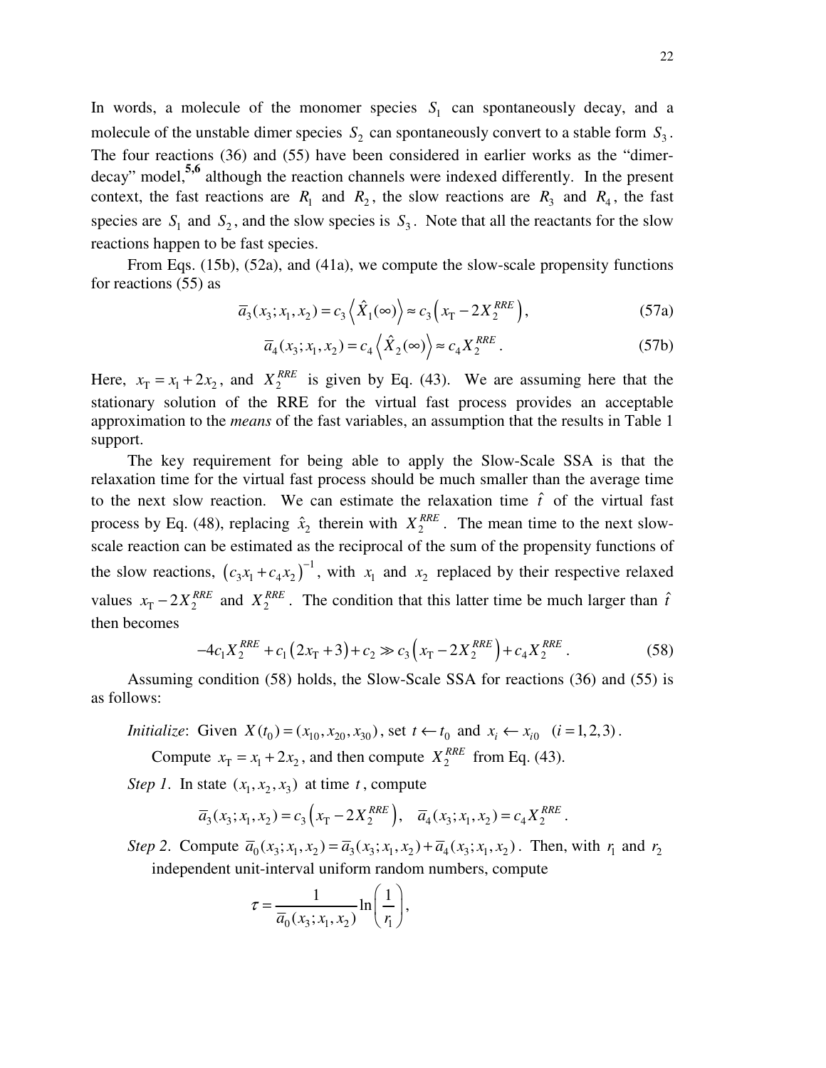In words, a molecule of the monomer species $S_1$ can spontaneously decay, and a molecule of the unstable dimer species $S_2$ can spontaneously convert to a stable form $S_3$. The four reactions (36) and (55) have been considered in earlier works as the "dimer-decay" model,[5,6] although the reaction channels were indexed differently. In the present context, the fast reactions are $R_1$ and $R_2$, the slow reactions are $R_3$ and $R_4$, the fast species are $S_1$ and $S_2$, and the slow species is $S_3$. Note that all the reactants for the slow reactions happen to be fast species.

From Eqs. (15b), (52a), and (41a), we compute the slow-scale propensity functions for reactions (55) as

$$\bar{a}_3(x_3;x_1,x_2) = c_3 \left\langle \hat{X}_1(\infty) \right\rangle \approx c_3 \left( x_\text{T} - 2X_2^{RRE} \right), \tag{57a}$$

$$\bar{a}_4(x_3;x_1,x_2) = c_4 \left\langle \hat{X}_2(\infty) \right\rangle \approx c_4 X_2^{RRE}. \tag{57b}$$

Here, $x_\text{T} = x_1 + 2x_2$, and $X_2^{RRE}$ is given by Eq. (43). We are assuming here that the stationary solution of the RRE for the virtual fast process provides an acceptable approximation to the *means* of the fast variables, an assumption that the results in Table 1 support.

The key requirement for being able to apply the Slow-Scale SSA is that the relaxation time for the virtual fast process should be much smaller than the average time to the next slow reaction. We can estimate the relaxation time $\hat{t}$ of the virtual fast process by Eq. (48), replacing $\hat{x}_2$ therein with $X_2^{RRE}$. The mean time to the next slow-scale reaction can be estimated as the reciprocal of the sum of the propensity functions of the slow reactions, $\left(c_3 x_1 + c_4 x_2\right)^{-1}$, with $x_1$ and $x_2$ replaced by their respective relaxed values $x_\text{T} - 2X_2^{RRE}$ and $X_2^{RRE}$. The condition that this latter time be much larger than $\hat{t}$ then becomes

$$-4c_1 X_2^{RRE} + c_1\left(2x_\text{T} + 3\right) + c_2 \gg c_3\left(x_\text{T} - 2X_2^{RRE}\right) + c_4 X_2^{RRE}. \tag{58}$$

Assuming condition (58) holds, the Slow-Scale SSA for reactions (36) and (55) is as follows:

*Initialize*: Given $X(t_0) = (x_{10}, x_{20}, x_{30})$, set $t \leftarrow t_0$ and $x_i \leftarrow x_{i0}$ $(i = 1,2,3)$. Compute $x_\text{T} = x_1 + 2x_2$, and then compute $X_2^{RRE}$ from Eq. (43).

*Step 1*. In state $(x_1, x_2, x_3)$ at time $t$, compute

$$\bar{a}_3(x_3;x_1,x_2) = c_3\left(x_\text{T} - 2X_2^{RRE}\right), \quad \bar{a}_4(x_3;x_1,x_2) = c_4 X_2^{RRE}.$$

*Step 2*. Compute $\bar{a}_0(x_3;x_1,x_2) = \bar{a}_3(x_3;x_1,x_2) + \bar{a}_4(x_3;x_1,x_2)$. Then, with $r_1$ and $r_2$ independent unit-interval uniform random numbers, compute

$$\tau = \frac{1}{\bar{a}_0(x_3;x_1,x_2)} \ln\left(\frac{1}{r_1}\right),$$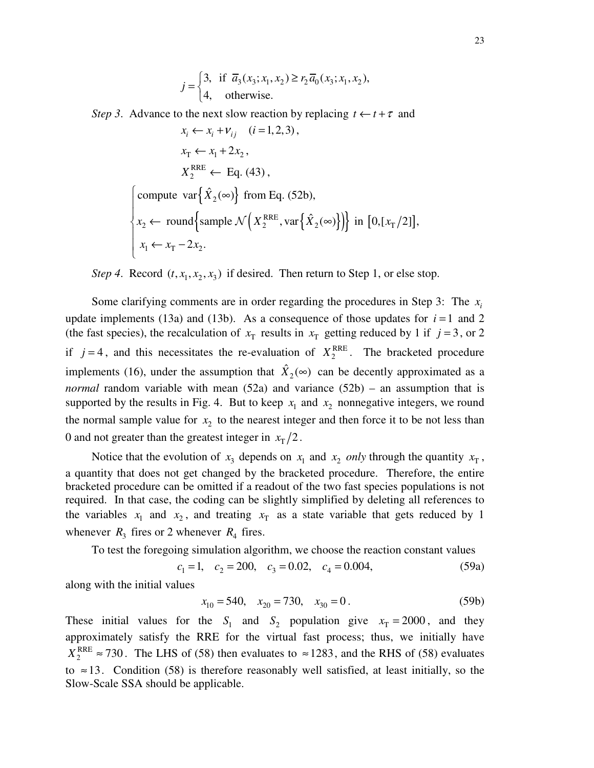$$j = \begin{cases} 3, & \text{if } \bar{a}_3(x_3; x_1, x_2) \geq r_2 \bar{a}_0(x_3; x_1, x_2), \\ 4, & \text{otherwise.} \end{cases}$$

*Step 3*. Advance to the next slow reaction by replacing $t \leftarrow t + \tau$ and

$$x_i \leftarrow x_i + \nu_{ij} \quad (i = 1, 2, 3),$$

$$x_\mathrm{T} \leftarrow x_1 + 2x_2,$$

$$X_2^{\mathrm{RRE}} \leftarrow \text{ Eq. (43)},$$

$$\begin{cases} \text{compute } \operatorname{var}\left\{\hat{X}_2(\infty)\right\} \text{ from Eq. (52b)}, \\ x_2 \leftarrow \operatorname{round}\left\{\text{sample } \mathcal{N}\left(X_2^{\mathrm{RRE}}, \operatorname{var}\left\{\hat{X}_2(\infty)\right\}\right)\right\} \text{ in } \left[0, [x_\mathrm{T}/2]\right], \\ x_1 \leftarrow x_\mathrm{T} - 2x_2. \end{cases}$$

*Step 4*. Record $(t, x_1, x_2, x_3)$ if desired. Then return to Step 1, or else stop.

Some clarifying comments are in order regarding the procedures in Step 3: The $x_i$ update implements (13a) and (13b). As a consequence of those updates for $i = 1$ and 2 (the fast species), the recalculation of $x_\mathrm{T}$ results in $x_\mathrm{T}$ getting reduced by 1 if $j = 3$, or 2 if $j = 4$, and this necessitates the re-evaluation of $X_2^{\mathrm{RRE}}$. The bracketed procedure implements (16), under the assumption that $\hat{X}_2(\infty)$ can be decently approximated as a *normal* random variable with mean (52a) and variance (52b) – an assumption that is supported by the results in Fig. 4. But to keep $x_1$ and $x_2$ nonnegative integers, we round the normal sample value for $x_2$ to the nearest integer and then force it to be not less than 0 and not greater than the greatest integer in $x_\mathrm{T}/2$.

Notice that the evolution of $x_3$ depends on $x_1$ and $x_2$ *only* through the quantity $x_\mathrm{T}$, a quantity that does not get changed by the bracketed procedure. Therefore, the entire bracketed procedure can be omitted if a readout of the two fast species populations is not required. In that case, the coding can be slightly simplified by deleting all references to the variables $x_1$ and $x_2$, and treating $x_\mathrm{T}$ as a state variable that gets reduced by 1 whenever $R_3$ fires or 2 whenever $R_4$ fires.

To test the foregoing simulation algorithm, we choose the reaction constant values

$$c_1 = 1, \quad c_2 = 200, \quad c_3 = 0.02, \quad c_4 = 0.004, \tag{59a}$$

along with the initial values

$$x_{10} = 540, \quad x_{20} = 730, \quad x_{30} = 0. \tag{59b}$$

These initial values for the $S_1$ and $S_2$ population give $x_\mathrm{T} = 2000$, and they approximately satisfy the RRE for the virtual fast process; thus, we initially have $X_2^{\mathrm{RRE}} \approx 730$. The LHS of (58) then evaluates to $\approx 1283$, and the RHS of (58) evaluates to $\approx 13$. Condition (58) is therefore reasonably well satisfied, at least initially, so the Slow-Scale SSA should be applicable.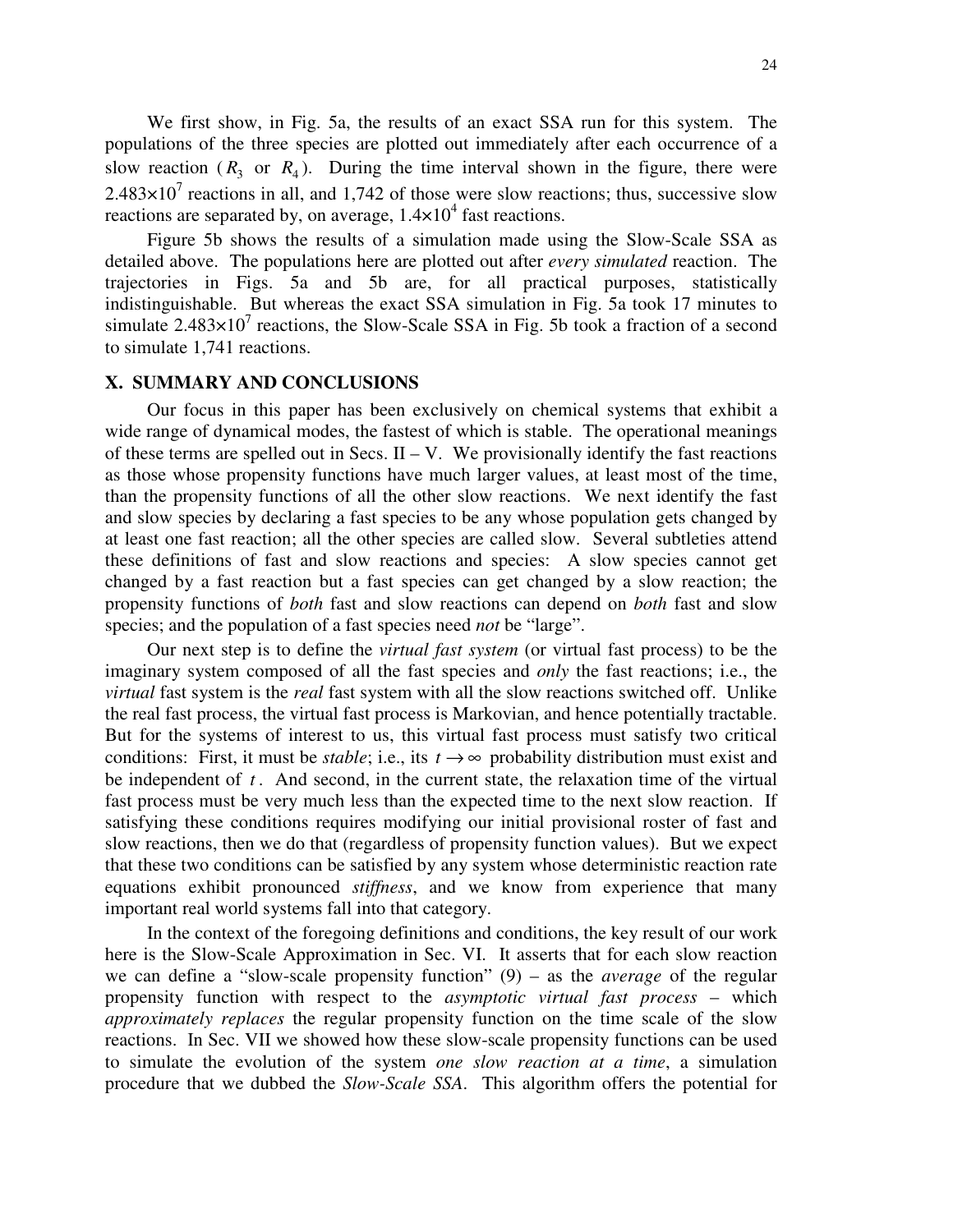We first show, in Fig. 5a, the results of an exact SSA run for this system. The populations of the three species are plotted out immediately after each occurrence of a slow reaction ($R_3$ or $R_4$). During the time interval shown in the figure, there were $2.483{\times}10^7$ reactions in all, and 1,742 of those were slow reactions; thus, successive slow reactions are separated by, on average, $1.4{\times}10^4$ fast reactions.

Figure 5b shows the results of a simulation made using the Slow-Scale SSA as detailed above. The populations here are plotted out after *every simulated* reaction. The trajectories in Figs. 5a and 5b are, for all practical purposes, statistically indistinguishable. But whereas the exact SSA simulation in Fig. 5a took 17 minutes to simulate $2.483{\times}10^7$ reactions, the Slow-Scale SSA in Fig. 5b took a fraction of a second to simulate 1,741 reactions.

## X. SUMMARY AND CONCLUSIONS

Our focus in this paper has been exclusively on chemical systems that exhibit a wide range of dynamical modes, the fastest of which is stable. The operational meanings of these terms are spelled out in Secs. II – V. We provisionally identify the fast reactions as those whose propensity functions have much larger values, at least most of the time, than the propensity functions of all the other slow reactions. We next identify the fast and slow species by declaring a fast species to be any whose population gets changed by at least one fast reaction; all the other species are called slow. Several subtleties attend these definitions of fast and slow reactions and species: A slow species cannot get changed by a fast reaction but a fast species can get changed by a slow reaction; the propensity functions of *both* fast and slow reactions can depend on *both* fast and slow species; and the population of a fast species need *not* be "large".

Our next step is to define the *virtual fast system* (or virtual fast process) to be the imaginary system composed of all the fast species and *only* the fast reactions; i.e., the *virtual* fast system is the *real* fast system with all the slow reactions switched off. Unlike the real fast process, the virtual fast process is Markovian, and hence potentially tractable. But for the systems of interest to us, this virtual fast process must satisfy two critical conditions: First, it must be *stable*; i.e., its $t \to \infty$ probability distribution must exist and be independent of $t$. And second, in the current state, the relaxation time of the virtual fast process must be very much less than the expected time to the next slow reaction. If satisfying these conditions requires modifying our initial provisional roster of fast and slow reactions, then we do that (regardless of propensity function values). But we expect that these two conditions can be satisfied by any system whose deterministic reaction rate equations exhibit pronounced *stiffness*, and we know from experience that many important real world systems fall into that category.

In the context of the foregoing definitions and conditions, the key result of our work here is the Slow-Scale Approximation in Sec. VI. It asserts that for each slow reaction we can define a "slow-scale propensity function" (9) – as the *average* of the regular propensity function with respect to the *asymptotic virtual fast process* – which *approximately replaces* the regular propensity function on the time scale of the slow reactions. In Sec. VII we showed how these slow-scale propensity functions can be used to simulate the evolution of the system *one slow reaction at a time*, a simulation procedure that we dubbed the *Slow-Scale SSA*. This algorithm offers the potential for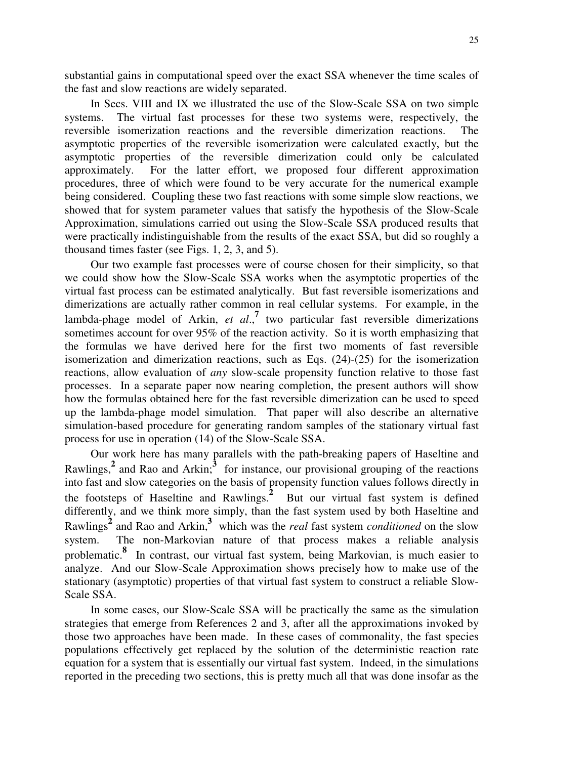substantial gains in computational speed over the exact SSA whenever the time scales of the fast and slow reactions are widely separated.

In Secs. VIII and IX we illustrated the use of the Slow-Scale SSA on two simple systems. The virtual fast processes for these two systems were, respectively, the reversible isomerization reactions and the reversible dimerization reactions. The asymptotic properties of the reversible isomerization were calculated exactly, but the asymptotic properties of the reversible dimerization could only be calculated approximately. For the latter effort, we proposed four different approximation procedures, three of which were found to be very accurate for the numerical example being considered. Coupling these two fast reactions with some simple slow reactions, we showed that for system parameter values that satisfy the hypothesis of the Slow-Scale Approximation, simulations carried out using the Slow-Scale SSA produced results that were practically indistinguishable from the results of the exact SSA, but did so roughly a thousand times faster (see Figs. 1, 2, 3, and 5).

Our two example fast processes were of course chosen for their simplicity, so that we could show how the Slow-Scale SSA works when the asymptotic properties of the virtual fast process can be estimated analytically. But fast reversible isomerizations and dimerizations are actually rather common in real cellular systems. For example, in the lambda-phage model of Arkin, *et al*.,[7] two particular fast reversible dimerizations sometimes account for over 95% of the reaction activity. So it is worth emphasizing that the formulas we have derived here for the first two moments of fast reversible isomerization and dimerization reactions, such as Eqs. (24)-(25) for the isomerization reactions, allow evaluation of *any* slow-scale propensity function relative to those fast processes. In a separate paper now nearing completion, the present authors will show how the formulas obtained here for the fast reversible dimerization can be used to speed up the lambda-phage model simulation. That paper will also describe an alternative simulation-based procedure for generating random samples of the stationary virtual fast process for use in operation (14) of the Slow-Scale SSA.

Our work here has many parallels with the path-breaking papers of Haseltine and Rawlings,[2] and Rao and Arkin;[3] for instance, our provisional grouping of the reactions into fast and slow categories on the basis of propensity function values follows directly in the footsteps of Haseltine and Rawlings.[2] But our virtual fast system is defined differently, and we think more simply, than the fast system used by both Haseltine and Rawlings[2] and Rao and Arkin,[3] which was the *real* fast system *conditioned* on the slow system. The non-Markovian nature of that process makes a reliable analysis problematic.[8] In contrast, our virtual fast system, being Markovian, is much easier to analyze. And our Slow-Scale Approximation shows precisely how to make use of the stationary (asymptotic) properties of that virtual fast system to construct a reliable Slow-Scale SSA.

In some cases, our Slow-Scale SSA will be practically the same as the simulation strategies that emerge from References 2 and 3, after all the approximations invoked by those two approaches have been made. In these cases of commonality, the fast species populations effectively get replaced by the solution of the deterministic reaction rate equation for a system that is essentially our virtual fast system. Indeed, in the simulations reported in the preceding two sections, this is pretty much all that was done insofar as the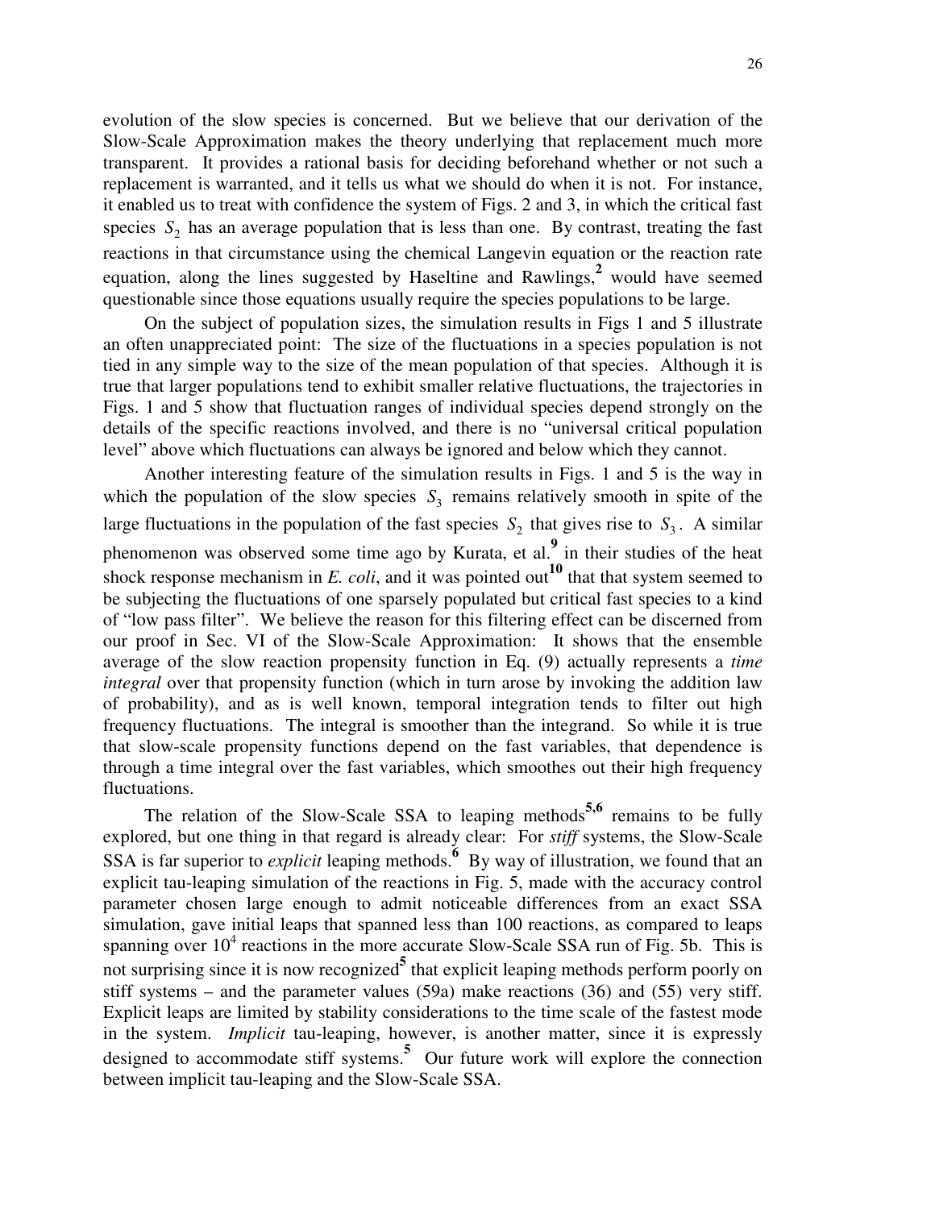evolution of the slow species is concerned. But we believe that our derivation of the Slow-Scale Approximation makes the theory underlying that replacement much more transparent. It provides a rational basis for deciding beforehand whether or not such a replacement is warranted, and it tells us what we should do when it is not. For instance, it enabled us to treat with confidence the system of Figs. 2 and 3, in which the critical fast species $S_2$ has an average population that is less than one. By contrast, treating the fast reactions in that circumstance using the chemical Langevin equation or the reaction rate equation, along the lines suggested by Haseltine and Rawlings,[2] would have seemed questionable since those equations usually require the species populations to be large.

On the subject of population sizes, the simulation results in Figs 1 and 5 illustrate an often unappreciated point: The size of the fluctuations in a species population is not tied in any simple way to the size of the mean population of that species. Although it is true that larger populations tend to exhibit smaller relative fluctuations, the trajectories in Figs. 1 and 5 show that fluctuation ranges of individual species depend strongly on the details of the specific reactions involved, and there is no "universal critical population level" above which fluctuations can always be ignored and below which they cannot.

Another interesting feature of the simulation results in Figs. 1 and 5 is the way in which the population of the slow species $S_3$ remains relatively smooth in spite of the large fluctuations in the population of the fast species $S_2$ that gives rise to $S_3$. A similar phenomenon was observed some time ago by Kurata, et al.[9] in their studies of the heat shock response mechanism in *E. coli*, and it was pointed out[10] that that system seemed to be subjecting the fluctuations of one sparsely populated but critical fast species to a kind of "low pass filter". We believe the reason for this filtering effect can be discerned from our proof in Sec. VI of the Slow-Scale Approximation: It shows that the ensemble average of the slow reaction propensity function in Eq. (9) actually represents a *time integral* over that propensity function (which in turn arose by invoking the addition law of probability), and as is well known, temporal integration tends to filter out high frequency fluctuations. The integral is smoother than the integrand. So while it is true that slow-scale propensity functions depend on the fast variables, that dependence is through a time integral over the fast variables, which smoothes out their high frequency fluctuations.

The relation of the Slow-Scale SSA to leaping methods[5,6] remains to be fully explored, but one thing in that regard is already clear: For *stiff* systems, the Slow-Scale SSA is far superior to *explicit* leaping methods.[6] By way of illustration, we found that an explicit tau-leaping simulation of the reactions in Fig. 5, made with the accuracy control parameter chosen large enough to admit noticeable differences from an exact SSA simulation, gave initial leaps that spanned less than 100 reactions, as compared to leaps spanning over $10^4$ reactions in the more accurate Slow-Scale SSA run of Fig. 5b. This is not surprising since it is now recognized[5] that explicit leaping methods perform poorly on stiff systems – and the parameter values (59a) make reactions (36) and (55) very stiff. Explicit leaps are limited by stability considerations to the time scale of the fastest mode in the system. *Implicit* tau-leaping, however, is another matter, since it is expressly designed to accommodate stiff systems.[5] Our future work will explore the connection between implicit tau-leaping and the Slow-Scale SSA.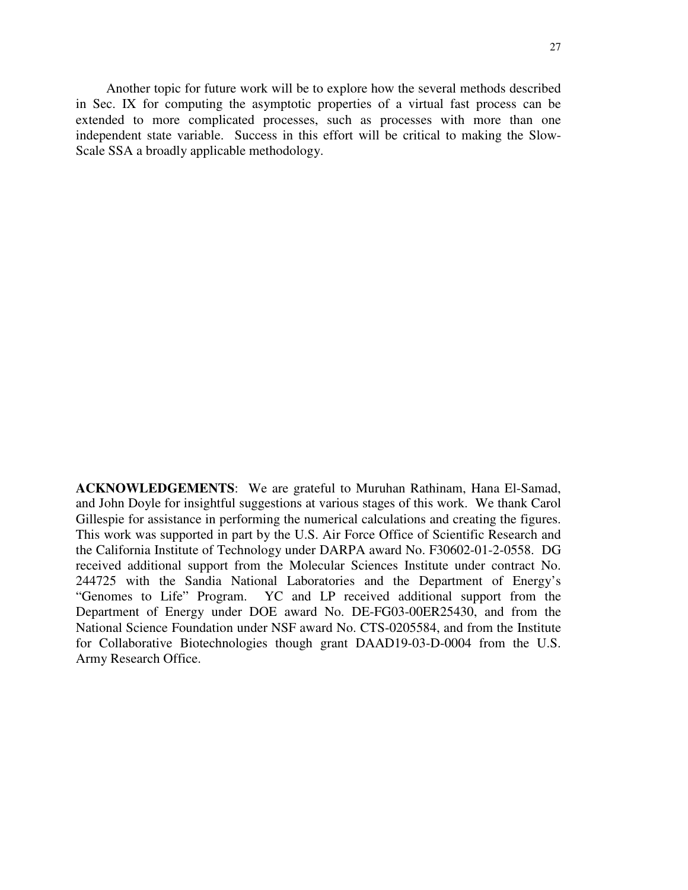Another topic for future work will be to explore how the several methods described in Sec. IX for computing the asymptotic properties of a virtual fast process can be extended to more complicated processes, such as processes with more than one independent state variable. Success in this effort will be critical to making the Slow-Scale SSA a broadly applicable methodology.

**ACKNOWLEDGEMENTS**: We are grateful to Muruhan Rathinam, Hana El-Samad, and John Doyle for insightful suggestions at various stages of this work. We thank Carol Gillespie for assistance in performing the numerical calculations and creating the figures. This work was supported in part by the U.S. Air Force Office of Scientific Research and the California Institute of Technology under DARPA award No. F30602-01-2-0558. DG received additional support from the Molecular Sciences Institute under contract No. 244725 with the Sandia National Laboratories and the Department of Energy's "Genomes to Life" Program. YC and LP received additional support from the Department of Energy under DOE award No. DE-FG03-00ER25430, and from the National Science Foundation under NSF award No. CTS-0205584, and from the Institute for Collaborative Biotechnologies though grant DAAD19-03-D-0004 from the U.S. Army Research Office.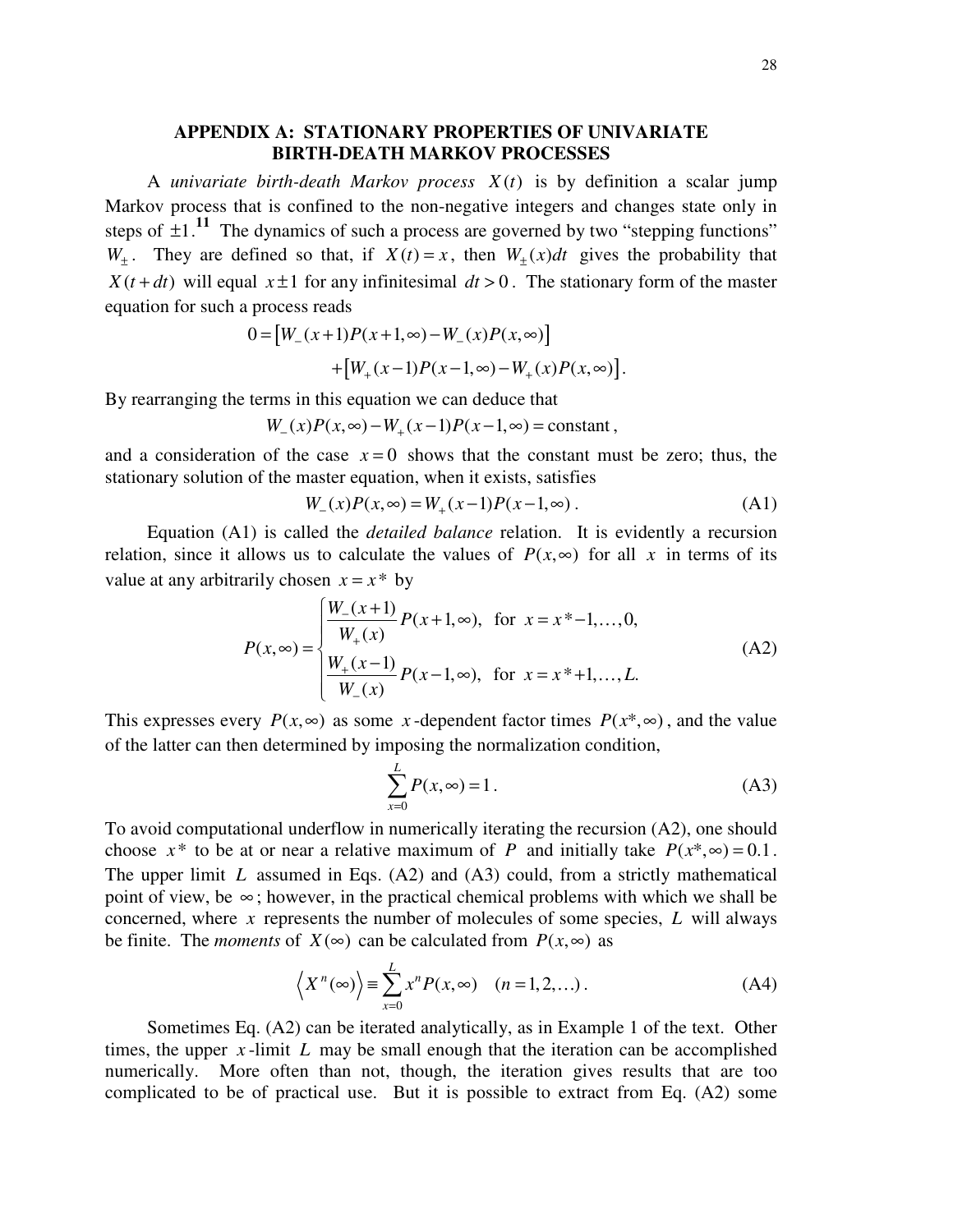## APPENDIX A: STATIONARY PROPERTIES OF UNIVARIATE BIRTH-DEATH MARKOV PROCESSES

A *univariate birth-death Markov process* $X(t)$ is by definition a scalar jump Markov process that is confined to the non-negative integers and changes state only in steps of $\pm 1$.[11] The dynamics of such a process are governed by two "stepping functions" $W_\pm$. They are defined so that, if $X(t) = x$, then $W_\pm(x)dt$ gives the probability that $X(t+dt)$ will equal $x \pm 1$ for any infinitesimal $dt > 0$. The stationary form of the master equation for such a process reads

$$
\begin{aligned}
0 = &\left[W_-(x+1)P(x+1,\infty) - W_-(x)P(x,\infty)\right] \\
&+ \left[W_+(x-1)P(x-1,\infty) - W_+(x)P(x,\infty)\right].
\end{aligned}
$$

By rearranging the terms in this equation we can deduce that

$$
W_-(x)P(x,\infty) - W_+(x-1)P(x-1,\infty) = \text{constant}\,,
$$

and a consideration of the case $x = 0$ shows that the constant must be zero; thus, the stationary solution of the master equation, when it exists, satisfies

$$
W_-(x)P(x,\infty) = W_+(x-1)P(x-1,\infty)\,. \tag{A1}
$$

Equation (A1) is called the *detailed balance* relation. It is evidently a recursion relation, since it allows us to calculate the values of $P(x,\infty)$ for all $x$ in terms of its value at any arbitrarily chosen $x = x^*$ by

$$
P(x,\infty) = \begin{cases} \dfrac{W_-(x+1)}{W_+(x)} P(x+1,\infty), & \text{for } x = x^*-1,\ldots,0, \\[2ex] \dfrac{W_+(x-1)}{W_-(x)} P(x-1,\infty), & \text{for } x = x^*+1,\ldots,L. \end{cases} \tag{A2}
$$

This expresses every $P(x,\infty)$ as some $x$-dependent factor times $P(x^*,\infty)$, and the value of the latter can then determined by imposing the normalization condition,

$$
\sum_{x=0}^{L} P(x,\infty) = 1\,. \tag{A3}
$$

To avoid computational underflow in numerically iterating the recursion (A2), one should choose $x^*$ to be at or near a relative maximum of $P$ and initially take $P(x^*,\infty) = 0.1$. The upper limit $L$ assumed in Eqs. (A2) and (A3) could, from a strictly mathematical point of view, be $\infty$; however, in the practical chemical problems with which we shall be concerned, where $x$ represents the number of molecules of some species, $L$ will always be finite. The *moments* of $X(\infty)$ can be calculated from $P(x,\infty)$ as

$$
\left\langle X^n(\infty) \right\rangle \equiv \sum_{x=0}^{L} x^n P(x,\infty) \quad (n = 1,2,\ldots)\,. \tag{A4}
$$

Sometimes Eq. (A2) can be iterated analytically, as in Example 1 of the text. Other times, the upper $x$-limit $L$ may be small enough that the iteration can be accomplished numerically. More often than not, though, the iteration gives results that are too complicated to be of practical use. But it is possible to extract from Eq. (A2) some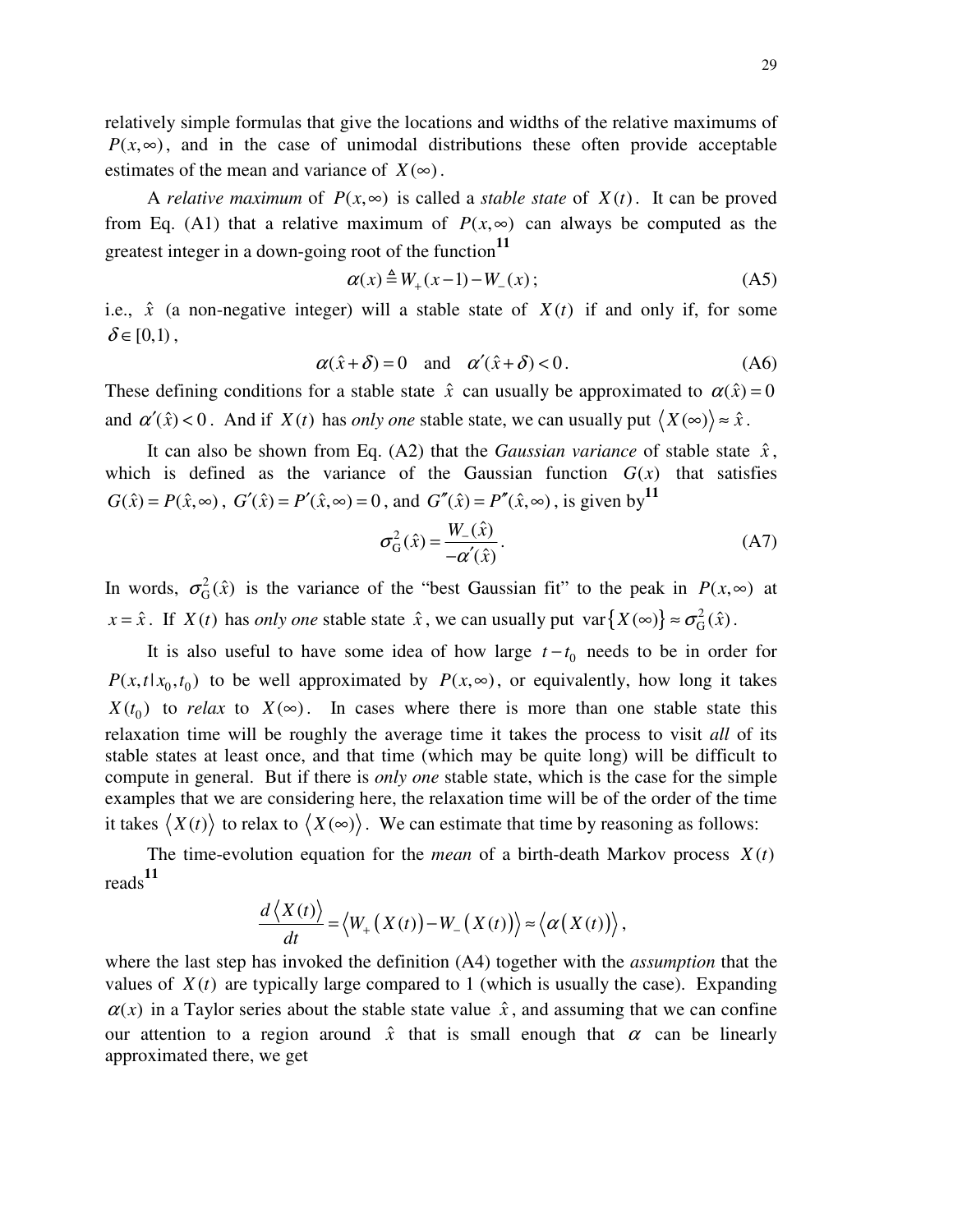relatively simple formulas that give the locations and widths of the relative maximums of $P(x,\infty)$, and in the case of unimodal distributions these often provide acceptable estimates of the mean and variance of $X(\infty)$.

A *relative maximum* of $P(x,\infty)$ is called a *stable state* of $X(t)$. It can be proved from Eq. (A1) that a relative maximum of $P(x,\infty)$ can always be computed as the greatest integer in a down-going root of the function[11]

$$\alpha(x) \triangleq W_+(x-1) - W_-(x)\,; \tag{A5}$$

i.e., $\hat{x}$ (a non-negative integer) will a stable state of $X(t)$ if and only if, for some $\delta \in [0,1)$,

$$\alpha(\hat{x}+\delta) = 0 \quad \text{and} \quad \alpha'(\hat{x}+\delta) < 0\,. \tag{A6}$$

These defining conditions for a stable state $\hat{x}$ can usually be approximated to $\alpha(\hat{x}) = 0$ and $\alpha'(\hat{x}) < 0$. And if $X(t)$ has *only one* stable state, we can usually put $\langle X(\infty)\rangle \approx \hat{x}$.

It can also be shown from Eq. (A2) that the *Gaussian variance* of stable state $\hat{x}$, which is defined as the variance of the Gaussian function $G(x)$ that satisfies $G(\hat{x}) = P(\hat{x},\infty)$, $G'(\hat{x}) = P'(\hat{x},\infty) = 0$, and $G''(\hat{x}) = P''(\hat{x},\infty)$, is given by[11]

$$\sigma_{\mathrm{G}}^2(\hat{x}) = \frac{W_-(\hat{x})}{-\alpha'(\hat{x})}\,. \tag{A7}$$

In words, $\sigma_{\mathrm{G}}^2(\hat{x})$ is the variance of the "best Gaussian fit" to the peak in $P(x,\infty)$ at $x = \hat{x}$. If $X(t)$ has *only one* stable state $\hat{x}$, we can usually put $\operatorname{var}\{X(\infty)\} \approx \sigma_{\mathrm{G}}^2(\hat{x})$.

It is also useful to have some idea of how large $t - t_0$ needs to be in order for $P(x,t\,|\,x_0,t_0)$ to be well approximated by $P(x,\infty)$, or equivalently, how long it takes $X(t_0)$ to *relax* to $X(\infty)$. In cases where there is more than one stable state this relaxation time will be roughly the average time it takes the process to visit *all* of its stable states at least once, and that time (which may be quite long) will be difficult to compute in general. But if there is *only one* stable state, which is the case for the simple examples that we are considering here, the relaxation time will be of the order of the time it takes $\langle X(t)\rangle$ to relax to $\langle X(\infty)\rangle$. We can estimate that time by reasoning as follows:

The time-evolution equation for the *mean* of a birth-death Markov process $X(t)$ reads[11]

$$\frac{d\langle X(t)\rangle}{dt} = \big\langle W_+\big(X(t)\big) - W_-\big(X(t)\big)\big\rangle \approx \big\langle \alpha\big(X(t)\big)\big\rangle\,,$$

where the last step has invoked the definition (A4) together with the *assumption* that the values of $X(t)$ are typically large compared to 1 (which is usually the case). Expanding $\alpha(x)$ in a Taylor series about the stable state value $\hat{x}$, and assuming that we can confine our attention to a region around $\hat{x}$ that is small enough that $\alpha$ can be linearly approximated there, we get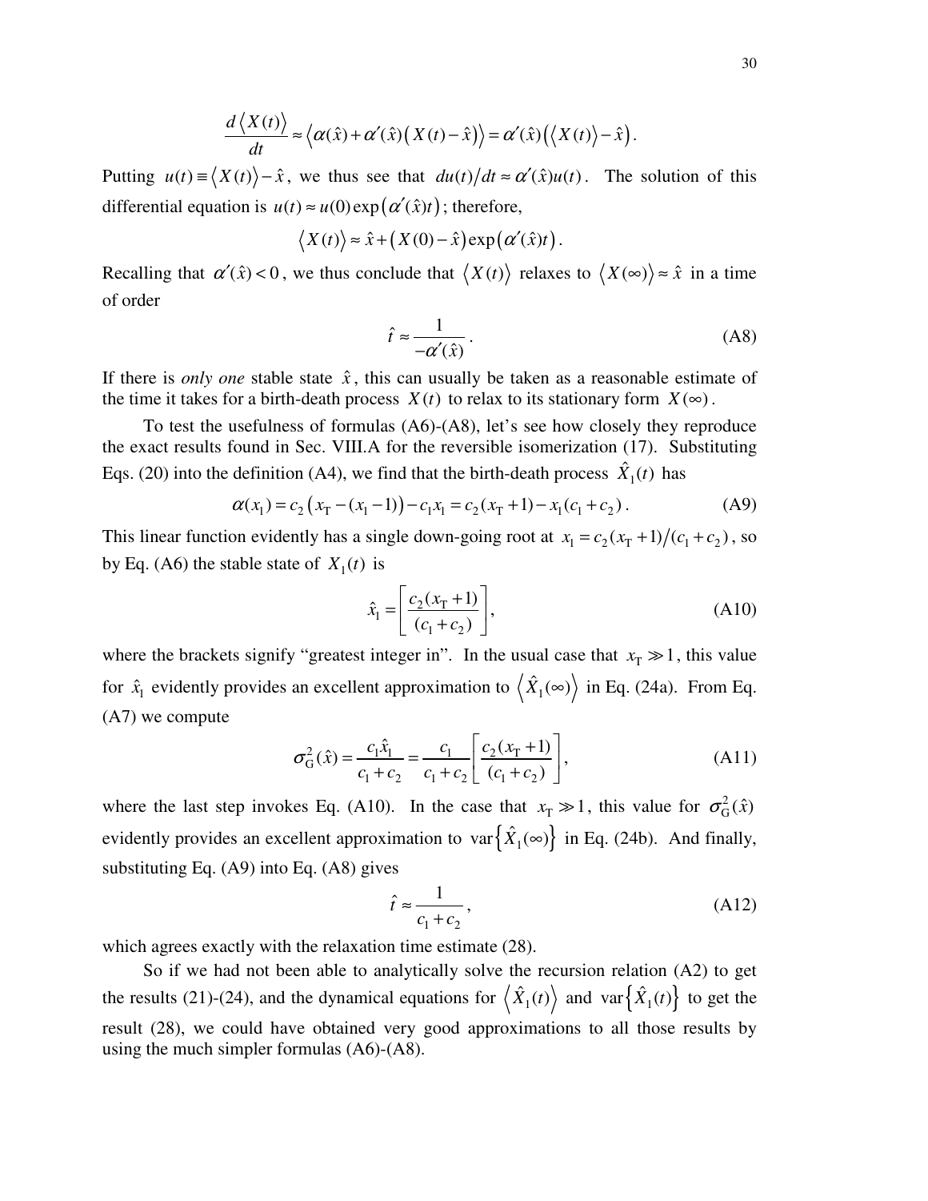$$\frac{d\langle X(t)\rangle}{dt} \approx \left\langle \alpha(\hat{x}) + \alpha'(\hat{x})\big(X(t) - \hat{x}\big)\right\rangle = \alpha'(\hat{x})\big(\langle X(t)\rangle - \hat{x}\big).$$

Putting $u(t) \equiv \langle X(t)\rangle - \hat{x}$, we thus see that $du(t)/dt \approx \alpha'(\hat{x})u(t)$. The solution of this differential equation is $u(t) \approx u(0)\exp\big(\alpha'(\hat{x})t\big)$; therefore,

$$\langle X(t)\rangle \approx \hat{x} + \big(X(0) - \hat{x}\big)\exp\big(\alpha'(\hat{x})t\big).$$

Recalling that $\alpha'(\hat{x}) < 0$, we thus conclude that $\langle X(t)\rangle$ relaxes to $\langle X(\infty)\rangle \approx \hat{x}$ in a time of order

$$\hat{t} \approx \frac{1}{-\alpha'(\hat{x})}. \tag{A8}$$

If there is *only one* stable state $\hat{x}$, this can usually be taken as a reasonable estimate of the time it takes for a birth-death process $X(t)$ to relax to its stationary form $X(\infty)$.

To test the usefulness of formulas (A6)-(A8), let's see how closely they reproduce the exact results found in Sec. VIII.A for the reversible isomerization (17). Substituting Eqs. (20) into the definition (A4), we find that the birth-death process $\hat{X}_1(t)$ has

$$\alpha(x_1) = c_2\big(x_{\mathrm{T}} - (x_1 - 1)\big) - c_1 x_1 = c_2(x_{\mathrm{T}} + 1) - x_1(c_1 + c_2). \tag{A9}$$

This linear function evidently has a single down-going root at $x_1 = c_2(x_{\mathrm{T}} + 1)/(c_1 + c_2)$, so by Eq. (A6) the stable state of $X_1(t)$ is

$$\hat{x}_1 = \left[\frac{c_2(x_{\mathrm{T}} + 1)}{(c_1 + c_2)}\right], \tag{A10}$$

where the brackets signify "greatest integer in". In the usual case that $x_{\mathrm{T}} \gg 1$, this value for $\hat{x}_1$ evidently provides an excellent approximation to $\langle \hat{X}_1(\infty)\rangle$ in Eq. (24a). From Eq. (A7) we compute

$$\sigma_{\mathrm{G}}^2(\hat{x}) = \frac{c_1\hat{x}_1}{c_1 + c_2} = \frac{c_1}{c_1 + c_2}\left[\frac{c_2(x_{\mathrm{T}} + 1)}{(c_1 + c_2)}\right], \tag{A11}$$

where the last step invokes Eq. (A10). In the case that $x_{\mathrm{T}} \gg 1$, this value for $\sigma_{\mathrm{G}}^2(\hat{x})$ evidently provides an excellent approximation to $\mathrm{var}\{\hat{X}_1(\infty)\}$ in Eq. (24b). And finally, substituting Eq. (A9) into Eq. (A8) gives

$$\hat{t} \approx \frac{1}{c_1 + c_2}, \tag{A12}$$

which agrees exactly with the relaxation time estimate (28).

So if we had not been able to analytically solve the recursion relation (A2) to get the results (21)-(24), and the dynamical equations for $\langle \hat{X}_1(t)\rangle$ and $\mathrm{var}\{\hat{X}_1(t)\}$ to get the result (28), we could have obtained very good approximations to all those results by using the much simpler formulas (A6)-(A8).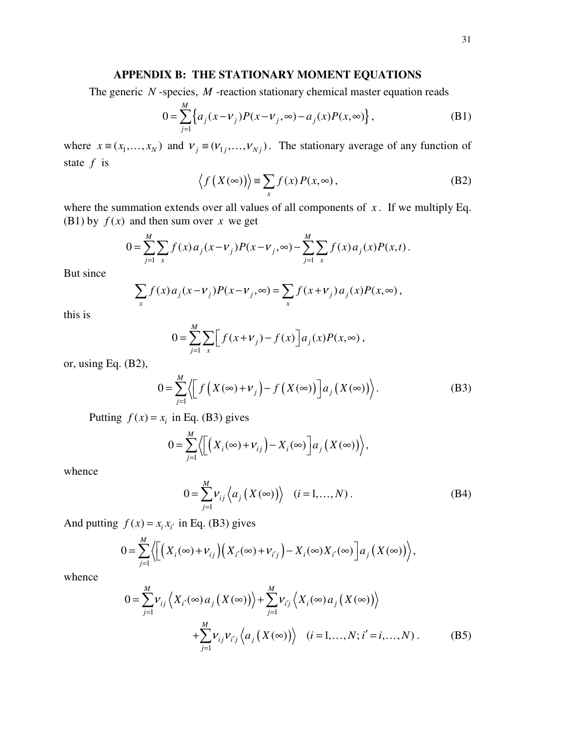## APPENDIX B: THE STATIONARY MOMENT EQUATIONS

The generic $N$-species, $M$-reaction stationary chemical master equation reads

$$0 = \sum_{j=1}^{M} \left\{ a_j(x - \nu_j) P(x - \nu_j, \infty) - a_j(x) P(x, \infty) \right\}, \tag{B1}$$

where $x \equiv (x_1, \ldots, x_N)$ and $\nu_j \equiv (\nu_{1j}, \ldots, \nu_{Nj})$. The stationary average of any function of state $f$ is

$$\left\langle f\left(X(\infty)\right)\right\rangle \equiv \sum_{x} f(x)\, P(x, \infty), \tag{B2}$$

where the summation extends over all values of all components of $x$. If we multiply Eq. (B1) by $f(x)$ and then sum over $x$ we get

$$0 = \sum_{j=1}^{M} \sum_{x} f(x)\, a_j(x - \nu_j) P(x - \nu_j, \infty) - \sum_{j=1}^{M} \sum_{x} f(x)\, a_j(x) P(x, t).$$

But since

$$\sum_{x} f(x)\, a_j(x - \nu_j) P(x - \nu_j, \infty) = \sum_{x} f(x + \nu_j)\, a_j(x) P(x, \infty),$$

this is

$$0 = \sum_{j=1}^{M} \sum_{x} \left[ f(x + \nu_j) - f(x) \right] a_j(x) P(x, \infty),$$

or, using Eq. (B2),

$$0 = \sum_{j=1}^{M} \left\langle \left[ f\left(X(\infty) + \nu_j\right) - f\left(X(\infty)\right) \right] a_j\left(X(\infty)\right) \right\rangle. \tag{B3}$$

Putting $f(x) = x_i$ in Eq. (B3) gives

$$0 = \sum_{j=1}^{M} \left\langle \left[ \left( X_i(\infty) + \nu_{ij} \right) - X_i(\infty) \right] a_j\left(X(\infty)\right) \right\rangle,$$

whence

$$0 = \sum_{j=1}^{M} \nu_{ij} \left\langle a_j\left(X(\infty)\right) \right\rangle \quad (i = 1, \ldots, N). \tag{B4}$$

And putting $f(x) = x_i x_{i'}$ in Eq. (B3) gives

$$0 = \sum_{j=1}^{M} \left\langle \left[ \left( X_i(\infty) + \nu_{ij} \right)\left( X_{i'}(\infty) + \nu_{i'j} \right) - X_i(\infty) X_{i'}(\infty) \right] a_j\left(X(\infty)\right) \right\rangle,$$

whence

$$0 = \sum_{j=1}^{M} \nu_{ij} \left\langle X_{i'}(\infty)\, a_j\left(X(\infty)\right) \right\rangle + \sum_{j=1}^{M} \nu_{i'j} \left\langle X_i(\infty)\, a_j\left(X(\infty)\right) \right\rangle$$
$$+ \sum_{j=1}^{M} \nu_{ij} \nu_{i'j} \left\langle a_j\left(X(\infty)\right) \right\rangle \quad (i = 1, \ldots, N;\, i' = i, \ldots, N). \tag{B5}$$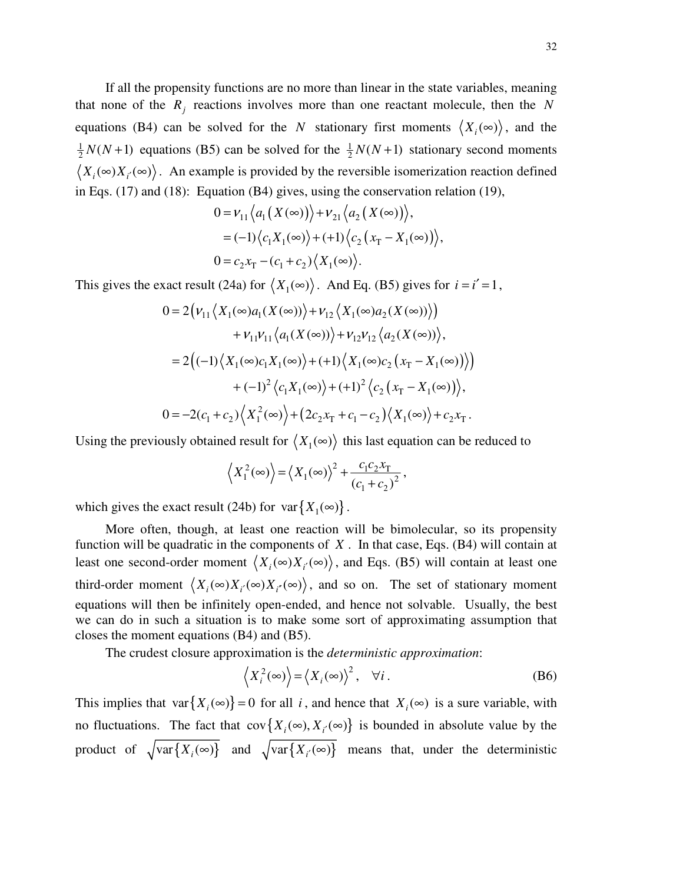If all the propensity functions are no more than linear in the state variables, meaning that none of the $R_j$ reactions involves more than one reactant molecule, then the $N$ equations (B4) can be solved for the $N$ stationary first moments $\langle X_i(\infty)\rangle$, and the $\frac{1}{2}N(N+1)$ equations (B5) can be solved for the $\frac{1}{2}N(N+1)$ stationary second moments $\langle X_i(\infty)X_{i'}(\infty)\rangle$. An example is provided by the reversible isomerization reaction defined in Eqs. (17) and (18): Equation (B4) gives, using the conservation relation (19),

$$
\begin{aligned}
0 &= \nu_{11}\left\langle a_1\left(X(\infty)\right)\right\rangle + \nu_{21}\left\langle a_2\left(X(\infty)\right)\right\rangle, \\
&= (-1)\left\langle c_1 X_1(\infty)\right\rangle + (+1)\left\langle c_2\left(x_{\mathrm{T}} - X_1(\infty)\right)\right\rangle, \\
0 &= c_2 x_{\mathrm{T}} - (c_1 + c_2)\left\langle X_1(\infty)\right\rangle.
\end{aligned}
$$

This gives the exact result (24a) for $\langle X_1(\infty)\rangle$. And Eq. (B5) gives for $i = i' = 1$,

$$
\begin{aligned}
0 &= 2\left(\nu_{11}\left\langle X_1(\infty)a_1(X(\infty))\right\rangle + \nu_{12}\left\langle X_1(\infty)a_2(X(\infty))\right\rangle\right) \\
&\qquad + \nu_{11}\nu_{11}\left\langle a_1(X(\infty))\right\rangle + \nu_{12}\nu_{12}\left\langle a_2(X(\infty))\right\rangle, \\
&= 2\left((-1)\left\langle X_1(\infty)c_1X_1(\infty)\right\rangle + (+1)\left\langle X_1(\infty)c_2\left(x_{\mathrm{T}} - X_1(\infty)\right)\right\rangle\right) \\
&\qquad + (-1)^2\left\langle c_1X_1(\infty)\right\rangle + (+1)^2\left\langle c_2\left(x_{\mathrm{T}} - X_1(\infty)\right)\right\rangle, \\
0 &= -2(c_1+c_2)\left\langle X_1^2(\infty)\right\rangle + \left(2c_2x_{\mathrm{T}} + c_1 - c_2\right)\left\langle X_1(\infty)\right\rangle + c_2x_{\mathrm{T}}.
\end{aligned}
$$

Using the previously obtained result for $\langle X_1(\infty)\rangle$ this last equation can be reduced to

$$
\left\langle X_1^2(\infty)\right\rangle = \left\langle X_1(\infty)\right\rangle^2 + \frac{c_1c_2x_{\mathrm{T}}}{(c_1+c_2)^2},
$$

which gives the exact result (24b) for $\mathrm{var}\{X_1(\infty)\}$.

More often, though, at least one reaction will be bimolecular, so its propensity function will be quadratic in the components of $X$. In that case, Eqs. (B4) will contain at least one second-order moment $\langle X_i(\infty)X_{i'}(\infty)\rangle$, and Eqs. (B5) will contain at least one third-order moment $\langle X_i(\infty)X_{i'}(\infty)X_{i''}(\infty)\rangle$, and so on. The set of stationary moment equations will then be infinitely open-ended, and hence not solvable. Usually, the best we can do in such a situation is to make some sort of approximating assumption that closes the moment equations (B4) and (B5).

The crudest closure approximation is the *deterministic approximation*:

$$
\left\langle X_i^2(\infty)\right\rangle = \left\langle X_i(\infty)\right\rangle^2, \quad \forall i. \tag{B6}
$$

This implies that $\mathrm{var}\{X_i(\infty)\} = 0$ for all $i$, and hence that $X_i(\infty)$ is a sure variable, with no fluctuations. The fact that $\mathrm{cov}\{X_i(\infty), X_{i'}(\infty)\}$ is bounded in absolute value by the product of $\sqrt{\mathrm{var}\{X_i(\infty)\}}$ and $\sqrt{\mathrm{var}\{X_{i'}(\infty)\}}$ means that, under the deterministic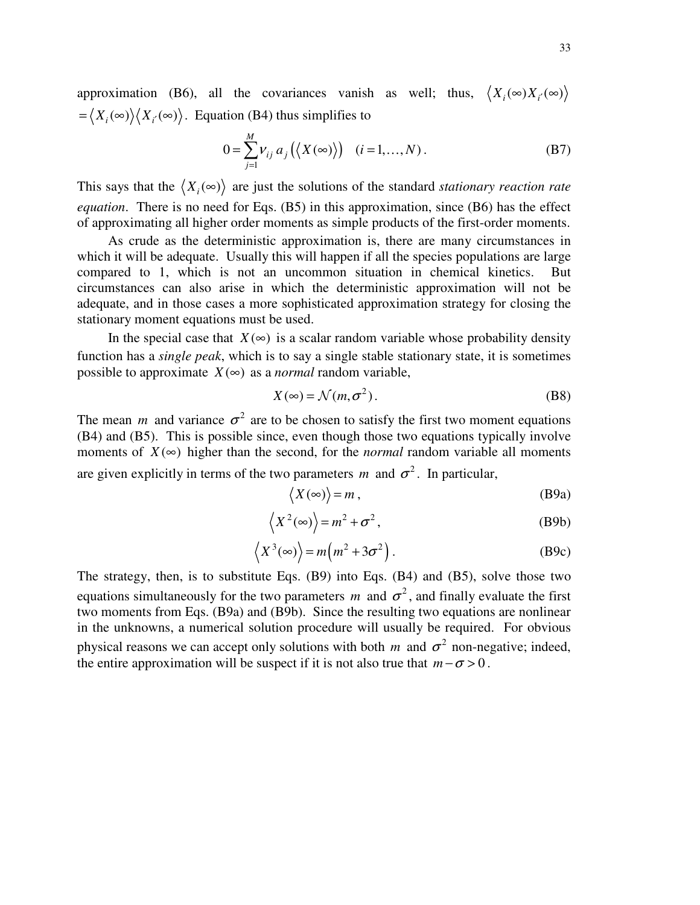approximation (B6), all the covariances vanish as well; thus, $\langle X_i(\infty) X_{i'}(\infty) \rangle = \langle X_i(\infty) \rangle \langle X_{i'}(\infty) \rangle$. Equation (B4) thus simplifies to

$$0 = \sum_{j=1}^{M} \nu_{ij} \, a_j \left( \langle X(\infty) \rangle \right) \quad (i = 1, \ldots, N) . \tag{B7}$$

This says that the $\langle X_i(\infty) \rangle$ are just the solutions of the standard *stationary reaction rate equation*. There is no need for Eqs. (B5) in this approximation, since (B6) has the effect of approximating all higher order moments as simple products of the first-order moments.

As crude as the deterministic approximation is, there are many circumstances in which it will be adequate. Usually this will happen if all the species populations are large compared to 1, which is not an uncommon situation in chemical kinetics. But circumstances can also arise in which the deterministic approximation will not be adequate, and in those cases a more sophisticated approximation strategy for closing the stationary moment equations must be used.

In the special case that $X(\infty)$ is a scalar random variable whose probability density function has a *single peak*, which is to say a single stable stationary state, it is sometimes possible to approximate $X(\infty)$ as a *normal* random variable,

$$X(\infty) = \mathcal{N}(m, \sigma^2) . \tag{B8}$$

The mean $m$ and variance $\sigma^2$ are to be chosen to satisfy the first two moment equations (B4) and (B5). This is possible since, even though those two equations typically involve moments of $X(\infty)$ higher than the second, for the *normal* random variable all moments are given explicitly in terms of the two parameters $m$ and $\sigma^2$. In particular,

$$\langle X(\infty) \rangle = m , \tag{B9a}$$

$$\langle X^2(\infty) \rangle = m^2 + \sigma^2 , \tag{B9b}$$

$$\langle X^3(\infty) \rangle = m \left( m^2 + 3\sigma^2 \right) . \tag{B9c}$$

The strategy, then, is to substitute Eqs. (B9) into Eqs. (B4) and (B5), solve those two equations simultaneously for the two parameters $m$ and $\sigma^2$, and finally evaluate the first two moments from Eqs. (B9a) and (B9b). Since the resulting two equations are nonlinear in the unknowns, a numerical solution procedure will usually be required. For obvious physical reasons we can accept only solutions with both $m$ and $\sigma^2$ non-negative; indeed, the entire approximation will be suspect if it is not also true that $m - \sigma > 0$.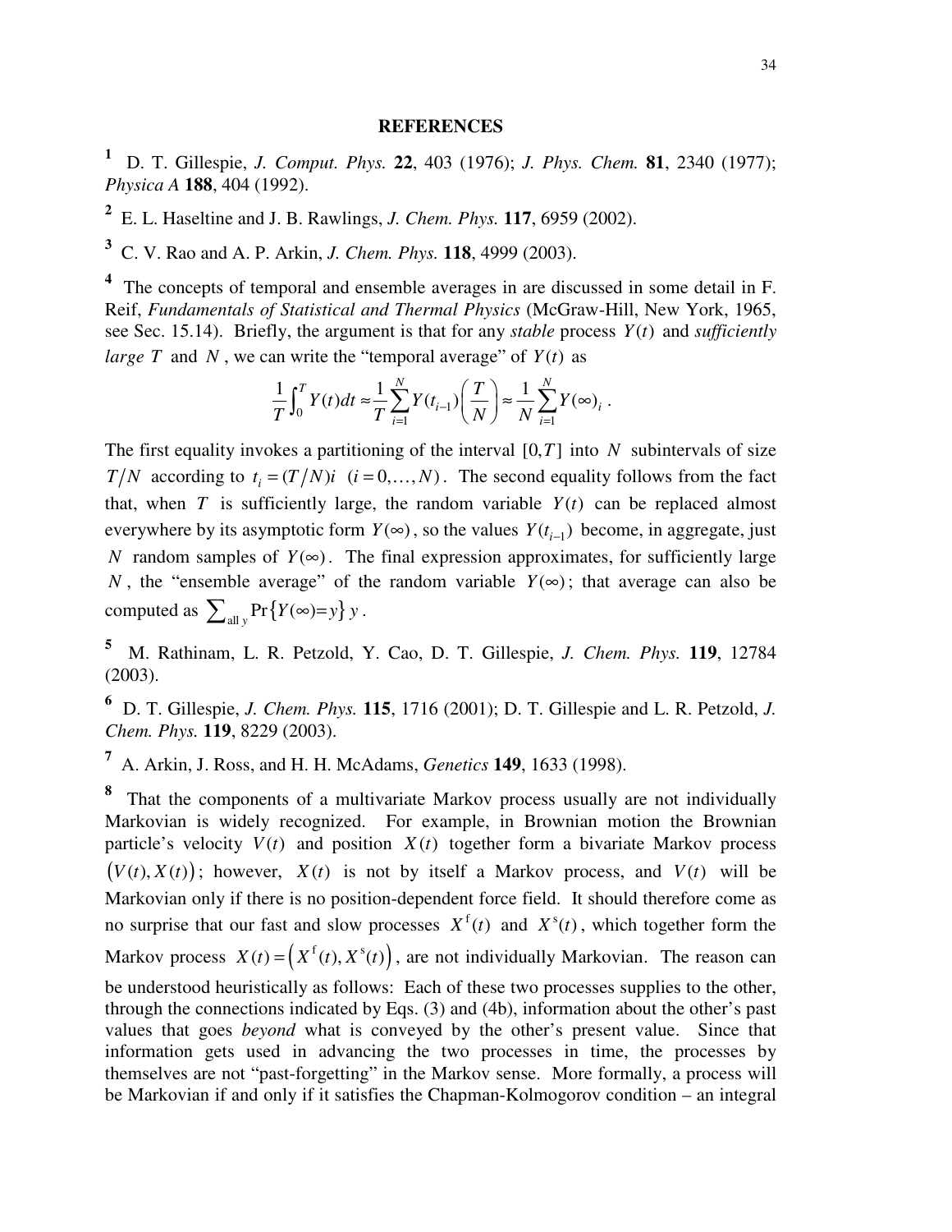## REFERENCES

[1] D. T. Gillespie, *J. Comput. Phys.* **22**, 403 (1976); *J. Phys. Chem.* **81**, 2340 (1977); *Physica A* **188**, 404 (1992).

[2] E. L. Haseltine and J. B. Rawlings, *J. Chem. Phys.* **117**, 6959 (2002).

[3] C. V. Rao and A. P. Arkin, *J. Chem. Phys.* **118**, 4999 (2003).

[4] The concepts of temporal and ensemble averages in are discussed in some detail in F. Reif, *Fundamentals of Statistical and Thermal Physics* (McGraw-Hill, New York, 1965, see Sec. 15.14). Briefly, the argument is that for any *stable* process $Y(t)$ and *sufficiently large* $T$ and $N$, we can write the "temporal average" of $Y(t)$ as

$$\frac{1}{T}\int_0^T Y(t)dt \approx \frac{1}{T}\sum_{i=1}^{N} Y(t_{i-1})\left(\frac{T}{N}\right) \approx \frac{1}{N}\sum_{i=1}^{N} Y(\infty)_i \ .$$

The first equality invokes a partitioning of the interval $[0,T]$ into $N$ subintervals of size $T/N$ according to $t_i = (T/N)i \ \ (i = 0,\ldots,N)$. The second equality follows from the fact that, when $T$ is sufficiently large, the random variable $Y(t)$ can be replaced almost everywhere by its asymptotic form $Y(\infty)$, so the values $Y(t_{i-1})$ become, in aggregate, just $N$ random samples of $Y(\infty)$. The final expression approximates, for sufficiently large $N$, the "ensemble average" of the random variable $Y(\infty)$; that average can also be computed as $\sum_{\text{all } y} \Pr\{Y(\infty)=y\}\, y$.

[5] M. Rathinam, L. R. Petzold, Y. Cao, D. T. Gillespie, *J. Chem. Phys.* **119**, 12784 (2003).

[6] D. T. Gillespie, *J. Chem. Phys.* **115**, 1716 (2001); D. T. Gillespie and L. R. Petzold, *J. Chem. Phys.* **119**, 8229 (2003).

[7] A. Arkin, J. Ross, and H. H. McAdams, *Genetics* **149**, 1633 (1998).

[8] That the components of a multivariate Markov process usually are not individually Markovian is widely recognized. For example, in Brownian motion the Brownian particle's velocity $V(t)$ and position $X(t)$ together form a bivariate Markov process $\left(V(t), X(t)\right)$; however, $X(t)$ is not by itself a Markov process, and $V(t)$ will be Markovian only if there is no position-dependent force field. It should therefore come as no surprise that our fast and slow processes $X^{\mathrm{f}}(t)$ and $X^{\mathrm{s}}(t)$, which together form the Markov process $X(t) = \left(X^{\mathrm{f}}(t), X^{\mathrm{s}}(t)\right)$, are not individually Markovian. The reason can be understood heuristically as follows: Each of these two processes supplies to the other, through the connections indicated by Eqs. (3) and (4b), information about the other's past values that goes *beyond* what is conveyed by the other's present value. Since that information gets used in advancing the two processes in time, the processes by themselves are not "past-forgetting" in the Markov sense. More formally, a process will be Markovian if and only if it satisfies the Chapman-Kolmogorov condition – an integral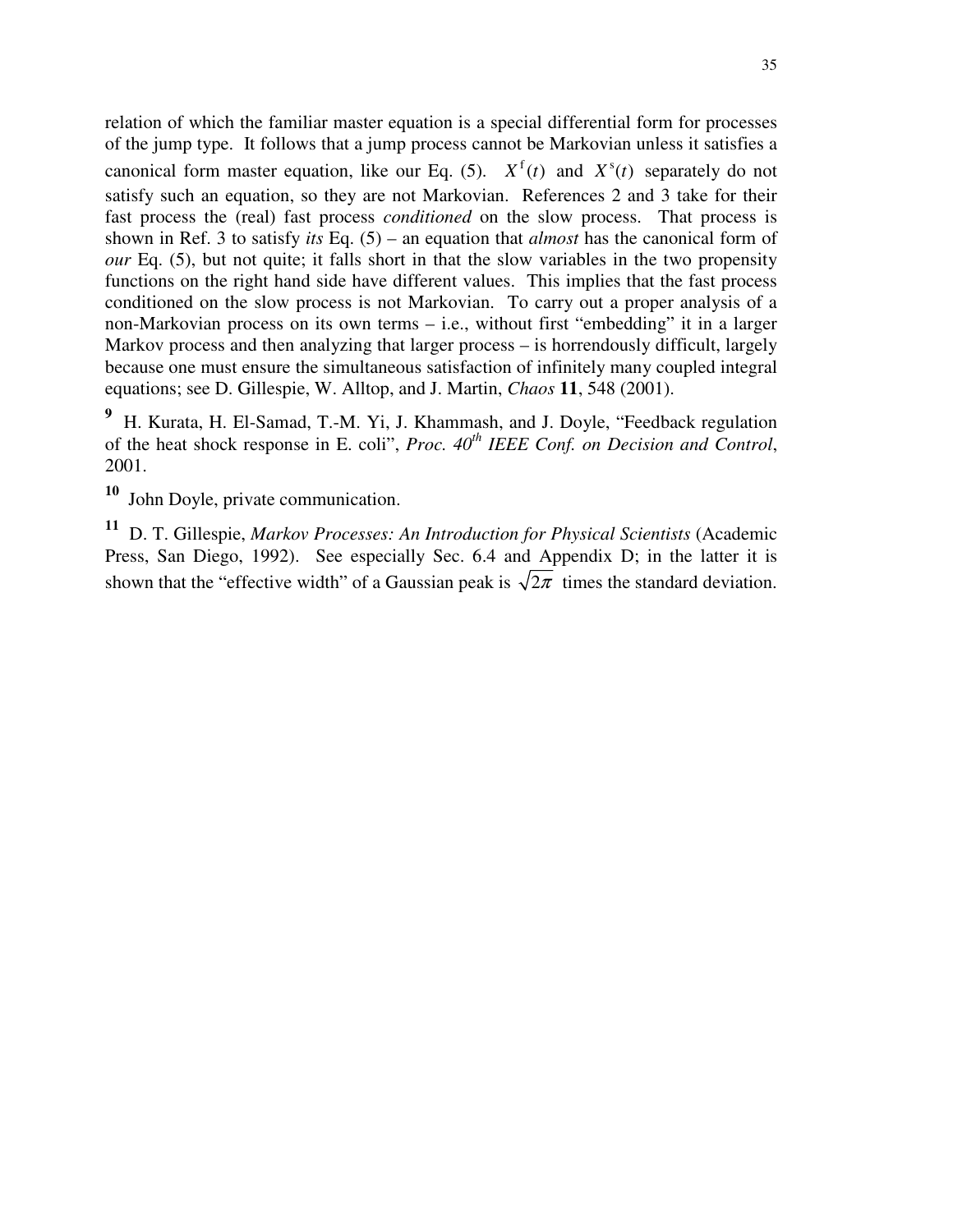relation of which the familiar master equation is a special differential form for processes of the jump type. It follows that a jump process cannot be Markovian unless it satisfies a canonical form master equation, like our Eq. (5). $X^{\mathrm{f}}(t)$ and $X^{\mathrm{s}}(t)$ separately do not satisfy such an equation, so they are not Markovian. References 2 and 3 take for their fast process the (real) fast process *conditioned* on the slow process. That process is shown in Ref. 3 to satisfy *its* Eq. (5) – an equation that *almost* has the canonical form of *our* Eq. (5), but not quite; it falls short in that the slow variables in the two propensity functions on the right hand side have different values. This implies that the fast process conditioned on the slow process is not Markovian. To carry out a proper analysis of a non-Markovian process on its own terms – i.e., without first "embedding" it in a larger Markov process and then analyzing that larger process – is horrendously difficult, largely because one must ensure the simultaneous satisfaction of infinitely many coupled integral equations; see D. Gillespie, W. Alltop, and J. Martin, *Chaos* **11**, 548 (2001).

**9** H. Kurata, H. El-Samad, T.-M. Yi, J. Khammash, and J. Doyle, "Feedback regulation of the heat shock response in E. coli", *Proc. 40th IEEE Conf. on Decision and Control*, 2001.

**10** John Doyle, private communication.

**11** D. T. Gillespie, *Markov Processes: An Introduction for Physical Scientists* (Academic Press, San Diego, 1992). See especially Sec. 6.4 and Appendix D; in the latter it is shown that the "effective width" of a Gaussian peak is $\sqrt{2\pi}$ times the standard deviation.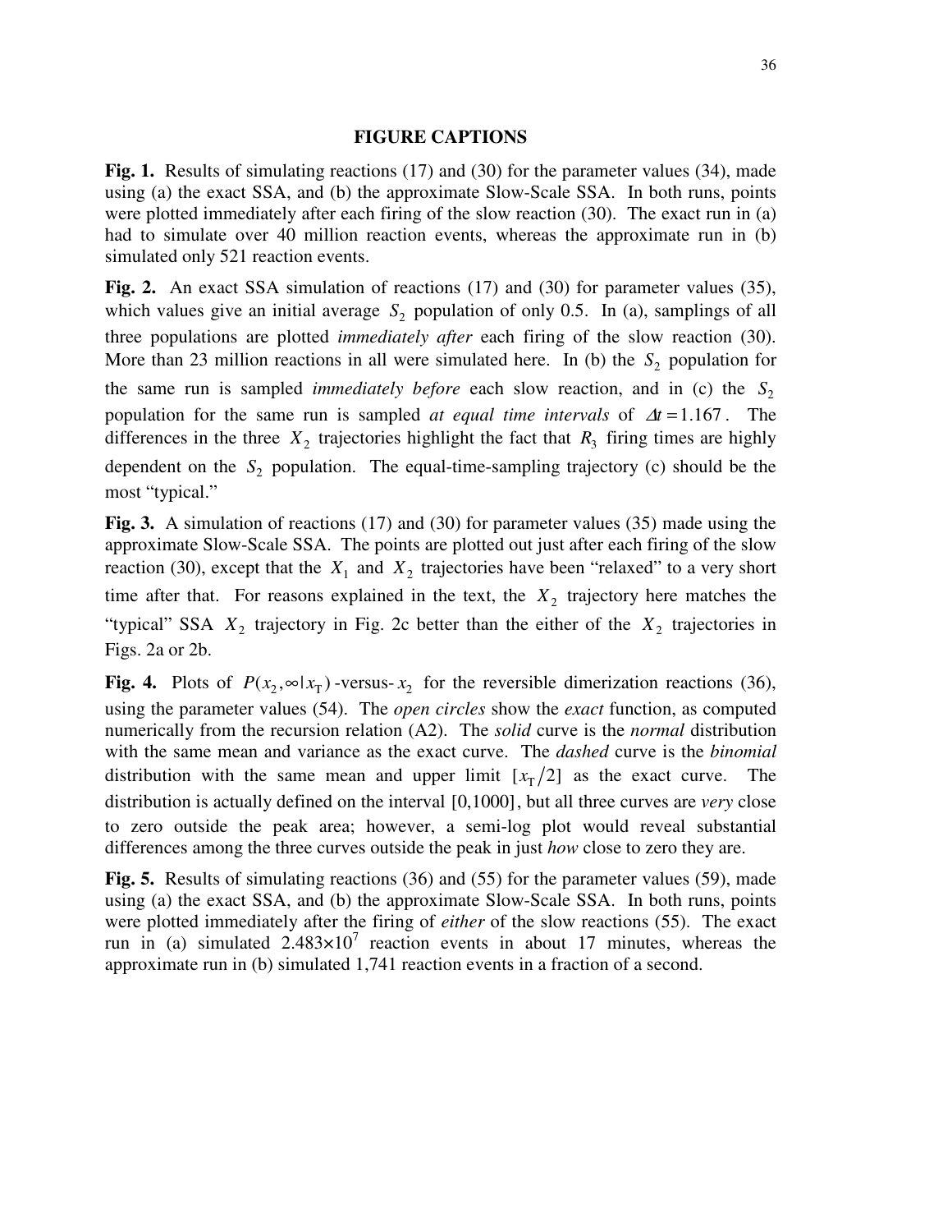## FIGURE CAPTIONS

**Fig. 1.** Results of simulating reactions (17) and (30) for the parameter values (34), made using (a) the exact SSA, and (b) the approximate Slow-Scale SSA. In both runs, points were plotted immediately after each firing of the slow reaction (30). The exact run in (a) had to simulate over 40 million reaction events, whereas the approximate run in (b) simulated only 521 reaction events.

**Fig. 2.** An exact SSA simulation of reactions (17) and (30) for parameter values (35), which values give an initial average $S_2$ population of only 0.5. In (a), samplings of all three populations are plotted *immediately after* each firing of the slow reaction (30). More than 23 million reactions in all were simulated here. In (b) the $S_2$ population for the same run is sampled *immediately before* each slow reaction, and in (c) the $S_2$ population for the same run is sampled *at equal time intervals* of $\Delta t = 1.167$. The differences in the three $X_2$ trajectories highlight the fact that $R_3$ firing times are highly dependent on the $S_2$ population. The equal-time-sampling trajectory (c) should be the most "typical."

**Fig. 3.** A simulation of reactions (17) and (30) for parameter values (35) made using the approximate Slow-Scale SSA. The points are plotted out just after each firing of the slow reaction (30), except that the $X_1$ and $X_2$ trajectories have been "relaxed" to a very short time after that. For reasons explained in the text, the $X_2$ trajectory here matches the "typical" SSA $X_2$ trajectory in Fig. 2c better than the either of the $X_2$ trajectories in Figs. 2a or 2b.

**Fig. 4.** Plots of $P(x_2, \infty | x_T)$-versus-$x_2$ for the reversible dimerization reactions (36), using the parameter values (54). The *open circles* show the *exact* function, as computed numerically from the recursion relation (A2). The *solid* curve is the *normal* distribution with the same mean and variance as the exact curve. The *dashed* curve is the *binomial* distribution with the same mean and upper limit $[x_T/2]$ as the exact curve. The distribution is actually defined on the interval $[0,1000]$, but all three curves are *very* close to zero outside the peak area; however, a semi-log plot would reveal substantial differences among the three curves outside the peak in just *how* close to zero they are.

**Fig. 5.** Results of simulating reactions (36) and (55) for the parameter values (59), made using (a) the exact SSA, and (b) the approximate Slow-Scale SSA. In both runs, points were plotted immediately after the firing of *either* of the slow reactions (55). The exact run in (a) simulated $2.483\times10^7$ reaction events in about 17 minutes, whereas the approximate run in (b) simulated 1,741 reaction events in a fraction of a second.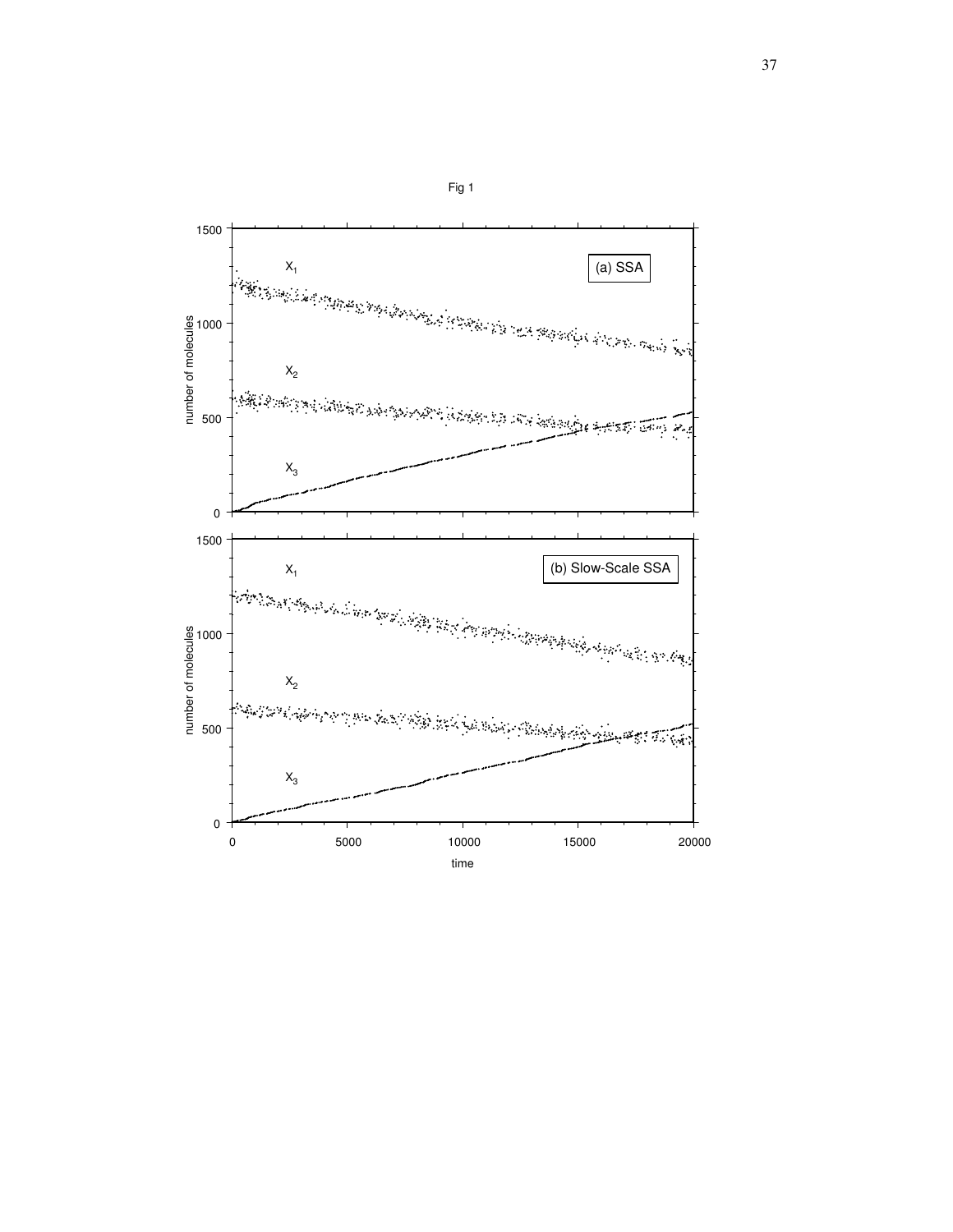Fig 1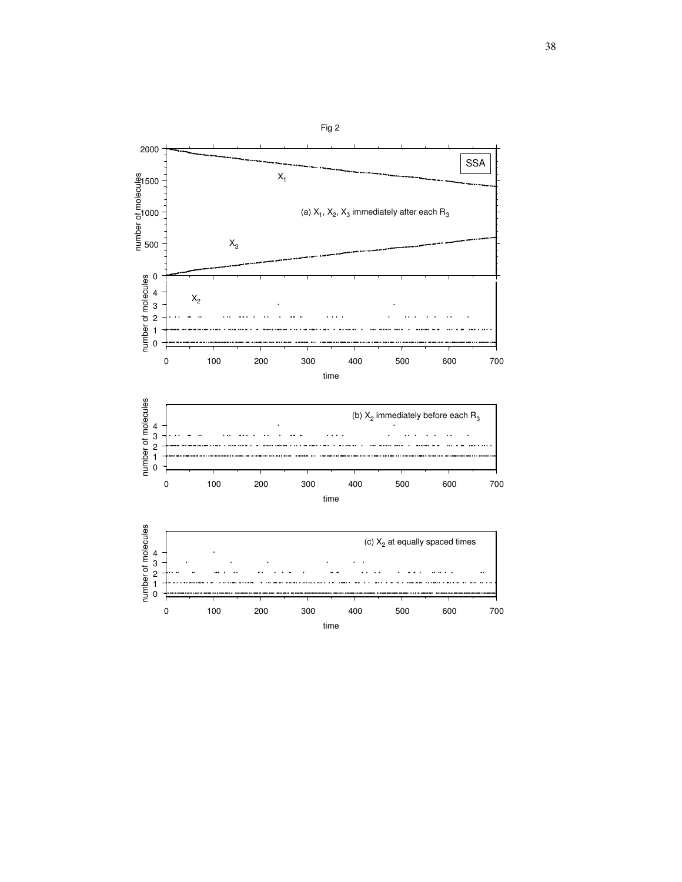Fig 2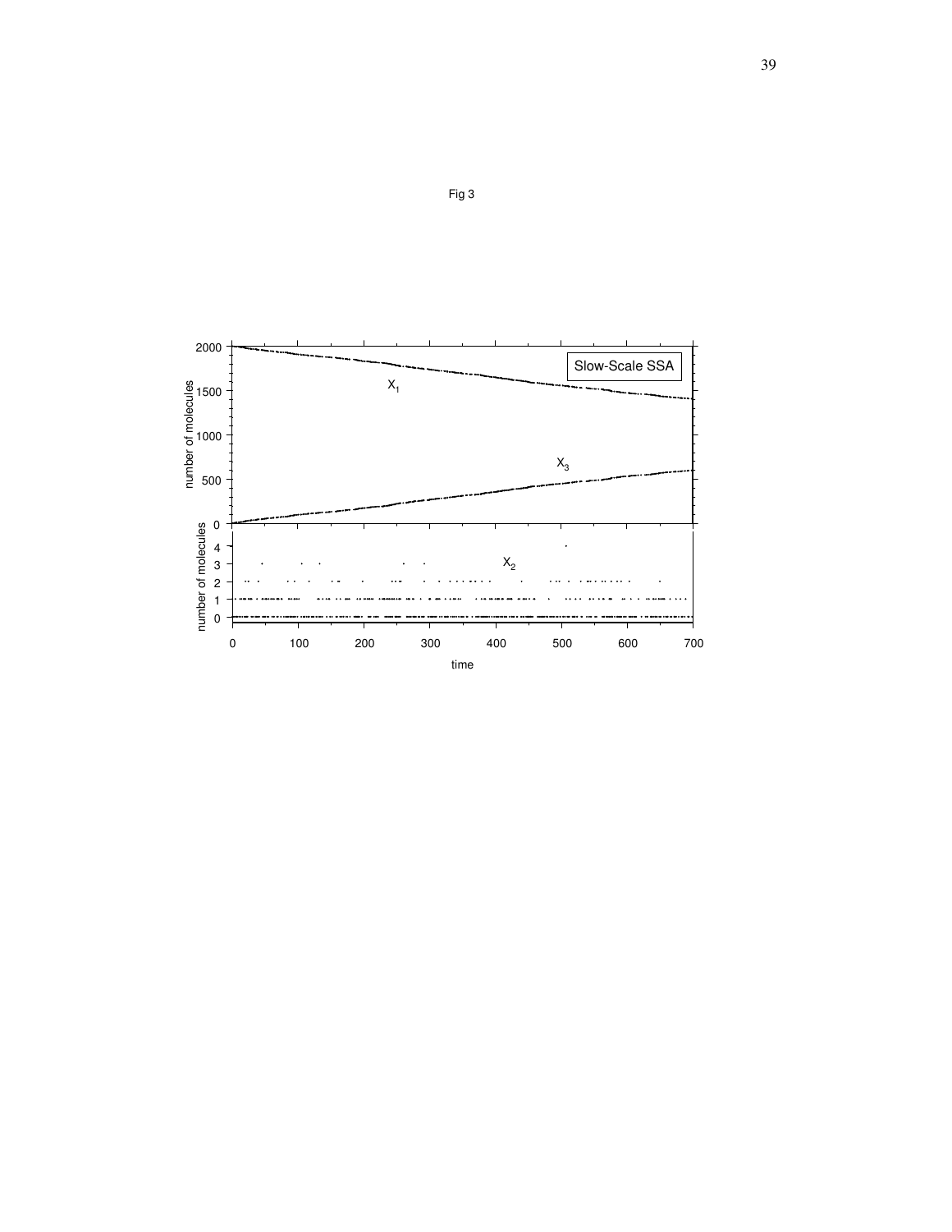Fig 3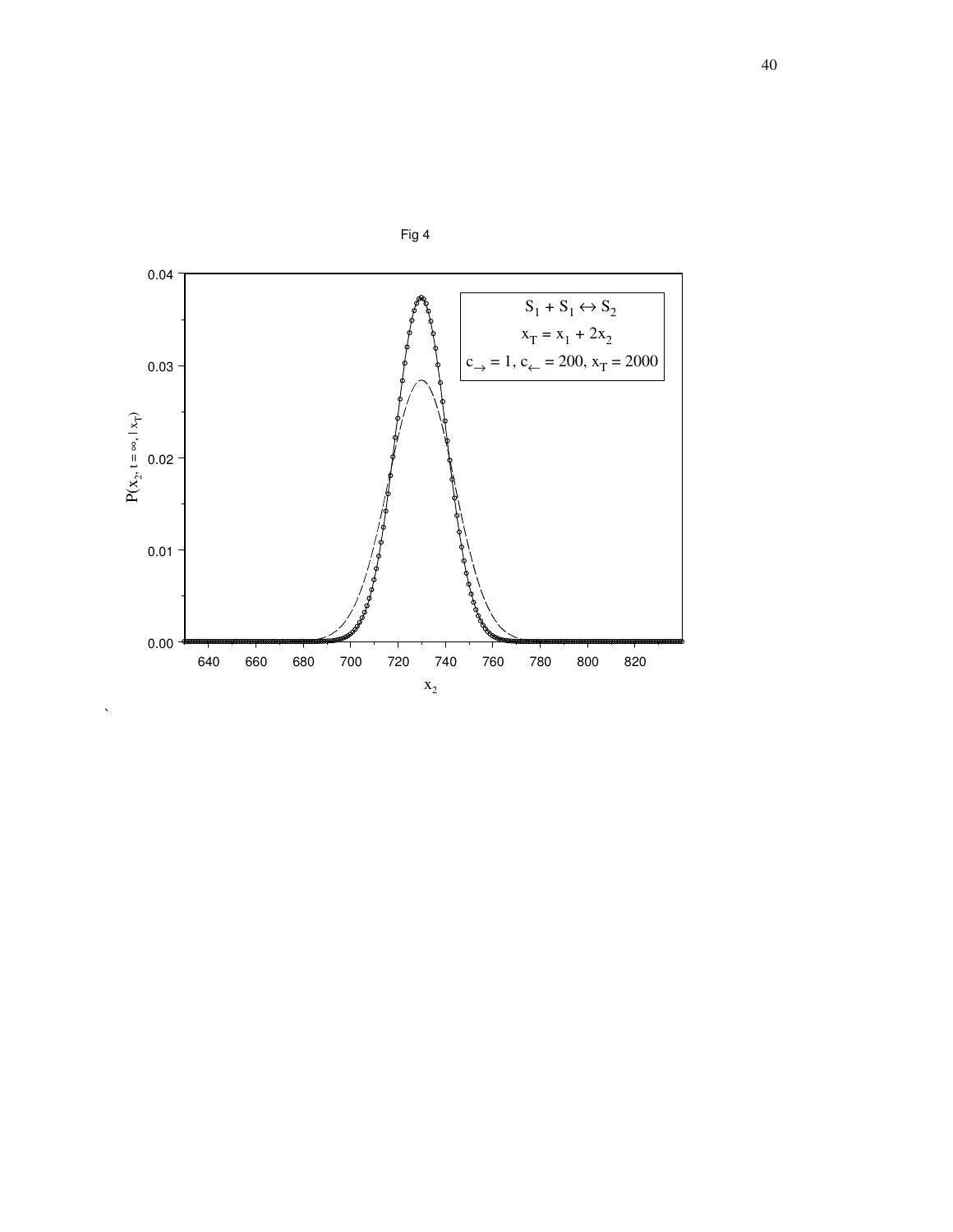Fig 4

$S_1 + S_1 \leftrightarrow S_2$

$x_T = x_1 + 2x_2$

$c_{\rightarrow} = 1,\ c_{\leftarrow} = 200,\ x_T = 2000$

$P(x_2, t = \infty, | x_T)$

$x_2$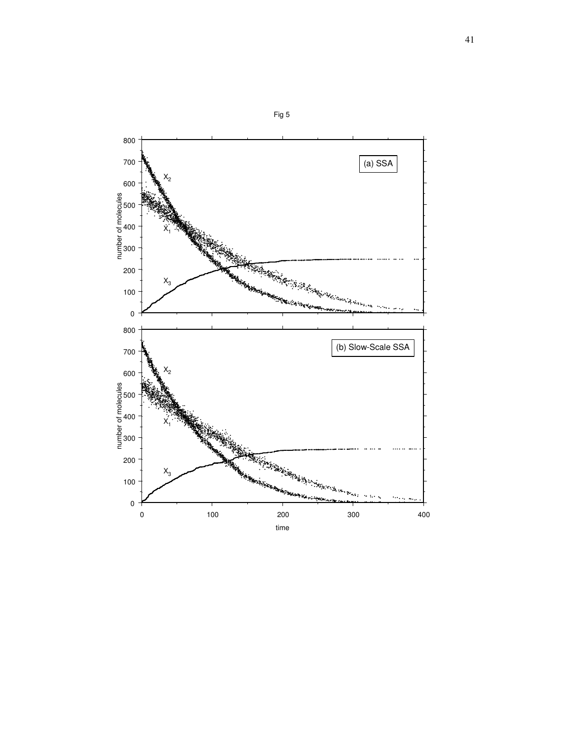Fig 5

(a) SSA

number of molecules

800
700
600
500
400
300
200
100
0

$X_2$

$X_1$

$X_3$

(b) Slow-Scale SSA

number of molecules

800
700
600
500
400
300
200
100
0

$X_2$

$X_1$

$X_3$

0
100
200
300
400

time